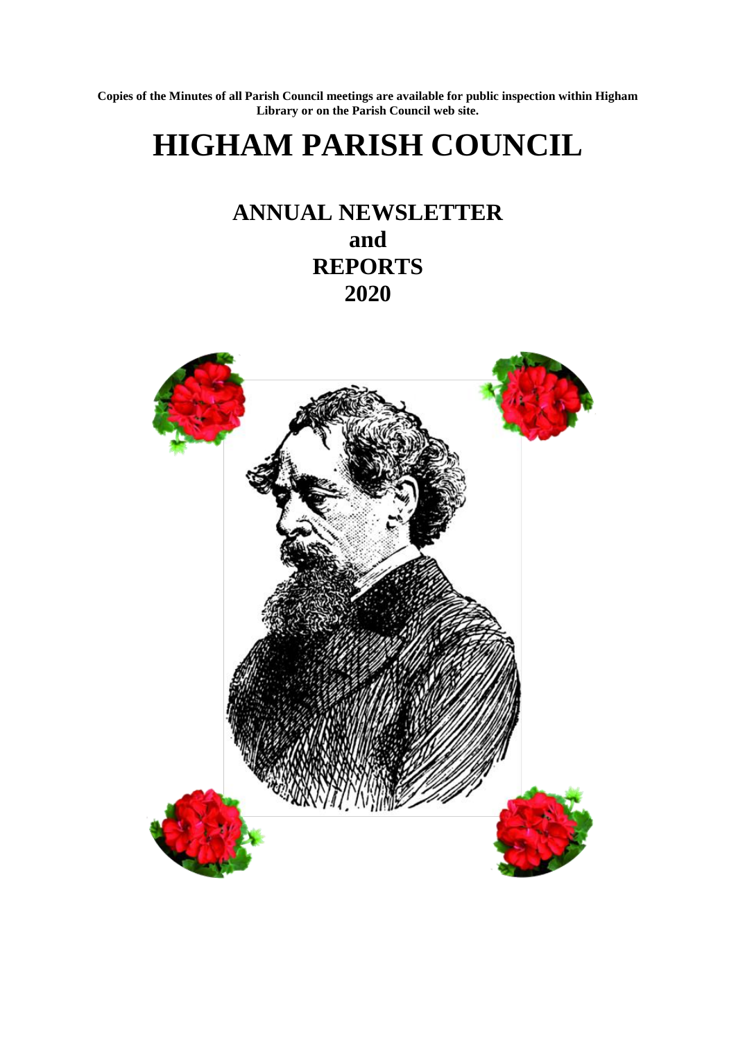**Copies of the Minutes of all Parish Council meetings are available for public inspection within Higham Library or on the Parish Council web site.**

# HIGHAM PARISH COUNCIL

## ANNUAL NEWSLETTER
## and
## REPORTS
## 2020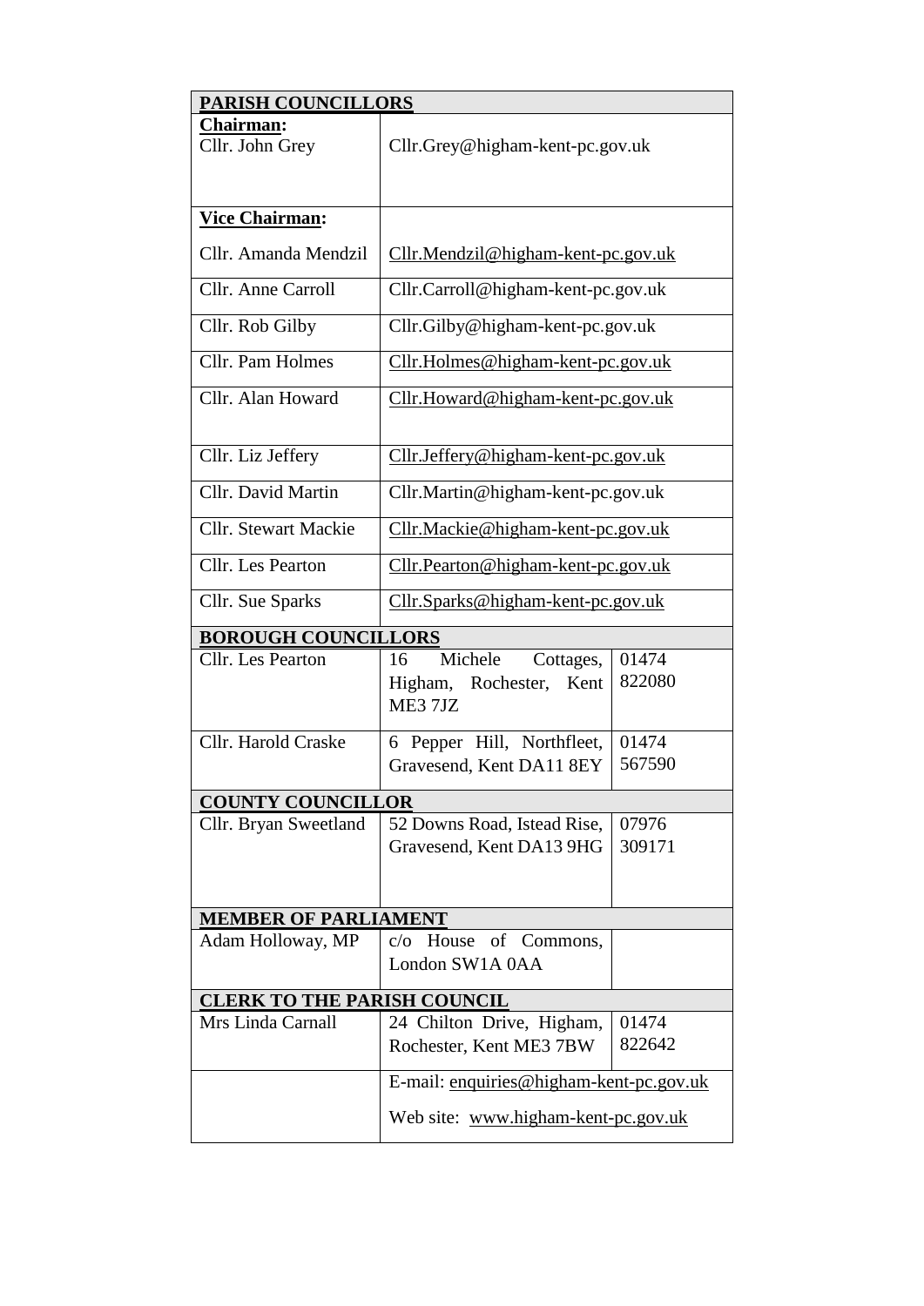| **PARISH COUNCILLORS** | | |
|---|---|---|
| **Chairman:** Cllr. John Grey | Cllr.Grey@higham-kent-pc.gov.uk | |
| **Vice Chairman:** Cllr. Amanda Mendzil | Cllr.Mendzil@higham-kent-pc.gov.uk | |
| Cllr. Anne Carroll | Cllr.Carroll@higham-kent-pc.gov.uk | |
| Cllr. Rob Gilby | Cllr.Gilby@higham-kent-pc.gov.uk | |
| Cllr. Pam Holmes | Cllr.Holmes@higham-kent-pc.gov.uk | |
| Cllr. Alan Howard | Cllr.Howard@higham-kent-pc.gov.uk | |
| Cllr. Liz Jeffery | Cllr.Jeffery@higham-kent-pc.gov.uk | |
| Cllr. David Martin | Cllr.Martin@higham-kent-pc.gov.uk | |
| Cllr. Stewart Mackie | Cllr.Mackie@higham-kent-pc.gov.uk | |
| Cllr. Les Pearton | Cllr.Pearton@higham-kent-pc.gov.uk | |
| Cllr. Sue Sparks | Cllr.Sparks@higham-kent-pc.gov.uk | |
| **BOROUGH COUNCILLORS** | | |
| Cllr. Les Pearton | 16 Michele Cottages, Higham, Rochester, Kent ME3 7JZ | 01474 822080 |
| Cllr. Harold Craske | 6 Pepper Hill, Northfleet, Gravesend, Kent DA11 8EY | 01474 567590 |
| **COUNTY COUNCILLOR** | | |
| Cllr. Bryan Sweetland | 52 Downs Road, Istead Rise, Gravesend, Kent DA13 9HG | 07976 309171 |
| **MEMBER OF PARLIAMENT** | | |
| Adam Holloway, MP | c/o House of Commons, London SW1A 0AA | |
| **CLERK TO THE PARISH COUNCIL** | | |
| Mrs Linda Carnall | 24 Chilton Drive, Higham, Rochester, Kent ME3 7BW | 01474 822642 |
| | E-mail: enquiries@higham-kent-pc.gov.uk<br>Web site: www.higham-kent-pc.gov.uk | |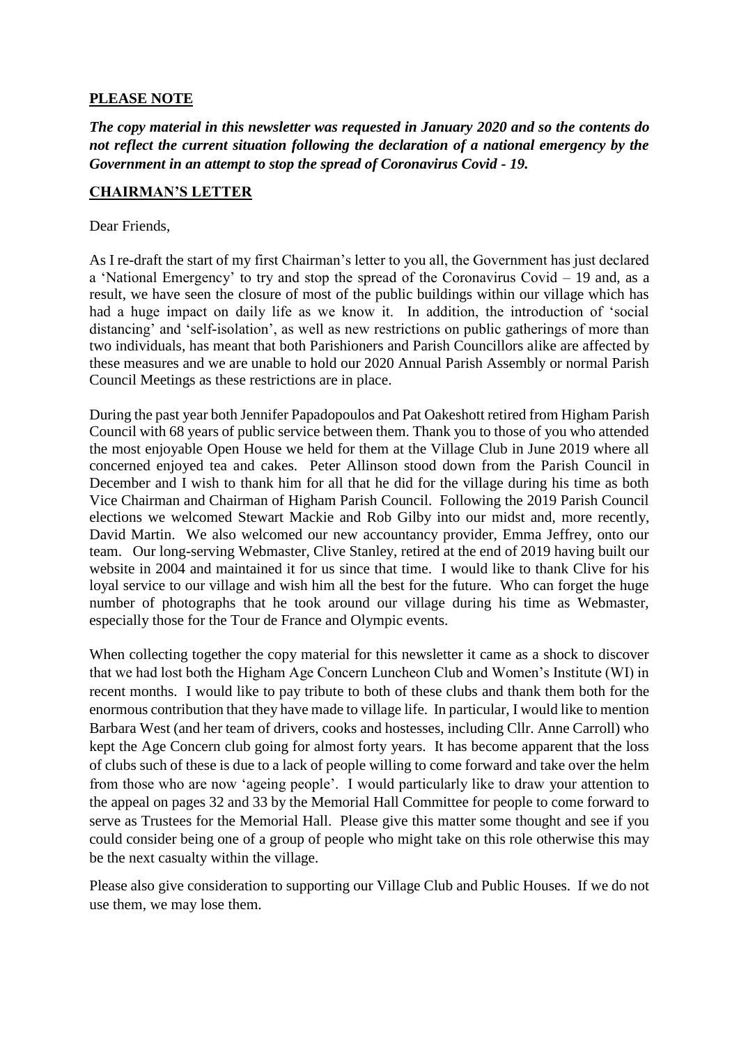**PLEASE NOTE**

***The copy material in this newsletter was requested in January 2020 and so the contents do not reflect the current situation following the declaration of a national emergency by the Government in an attempt to stop the spread of Coronavirus Covid - 19.***

**CHAIRMAN'S LETTER**

Dear Friends,

As I re-draft the start of my first Chairman's letter to you all, the Government has just declared a 'National Emergency' to try and stop the spread of the Coronavirus Covid – 19 and, as a result, we have seen the closure of most of the public buildings within our village which has had a huge impact on daily life as we know it. In addition, the introduction of 'social distancing' and 'self-isolation', as well as new restrictions on public gatherings of more than two individuals, has meant that both Parishioners and Parish Councillors alike are affected by these measures and we are unable to hold our 2020 Annual Parish Assembly or normal Parish Council Meetings as these restrictions are in place.

During the past year both Jennifer Papadopoulos and Pat Oakeshott retired from Higham Parish Council with 68 years of public service between them. Thank you to those of you who attended the most enjoyable Open House we held for them at the Village Club in June 2019 where all concerned enjoyed tea and cakes. Peter Allinson stood down from the Parish Council in December and I wish to thank him for all that he did for the village during his time as both Vice Chairman and Chairman of Higham Parish Council. Following the 2019 Parish Council elections we welcomed Stewart Mackie and Rob Gilby into our midst and, more recently, David Martin. We also welcomed our new accountancy provider, Emma Jeffrey, onto our team. Our long-serving Webmaster, Clive Stanley, retired at the end of 2019 having built our website in 2004 and maintained it for us since that time. I would like to thank Clive for his loyal service to our village and wish him all the best for the future. Who can forget the huge number of photographs that he took around our village during his time as Webmaster, especially those for the Tour de France and Olympic events.

When collecting together the copy material for this newsletter it came as a shock to discover that we had lost both the Higham Age Concern Luncheon Club and Women's Institute (WI) in recent months. I would like to pay tribute to both of these clubs and thank them both for the enormous contribution that they have made to village life. In particular, I would like to mention Barbara West (and her team of drivers, cooks and hostesses, including Cllr. Anne Carroll) who kept the Age Concern club going for almost forty years. It has become apparent that the loss of clubs such of these is due to a lack of people willing to come forward and take over the helm from those who are now 'ageing people'. I would particularly like to draw your attention to the appeal on pages 32 and 33 by the Memorial Hall Committee for people to come forward to serve as Trustees for the Memorial Hall. Please give this matter some thought and see if you could consider being one of a group of people who might take on this role otherwise this may be the next casualty within the village.

Please also give consideration to supporting our Village Club and Public Houses. If we do not use them, we may lose them.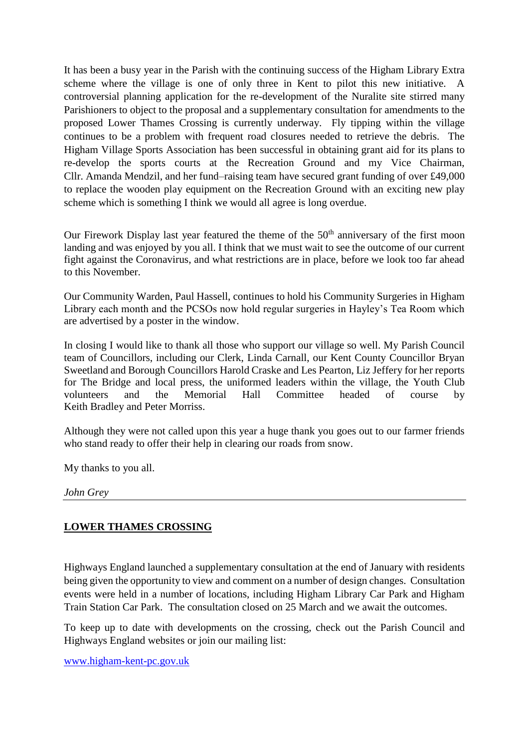It has been a busy year in the Parish with the continuing success of the Higham Library Extra scheme where the village is one of only three in Kent to pilot this new initiative. A controversial planning application for the re-development of the Nuralite site stirred many Parishioners to object to the proposal and a supplementary consultation for amendments to the proposed Lower Thames Crossing is currently underway. Fly tipping within the village continues to be a problem with frequent road closures needed to retrieve the debris. The Higham Village Sports Association has been successful in obtaining grant aid for its plans to re-develop the sports courts at the Recreation Ground and my Vice Chairman, Cllr. Amanda Mendzil, and her fund–raising team have secured grant funding of over £49,000 to replace the wooden play equipment on the Recreation Ground with an exciting new play scheme which is something I think we would all agree is long overdue.

Our Firework Display last year featured the theme of the 50th anniversary of the first moon landing and was enjoyed by you all. I think that we must wait to see the outcome of our current fight against the Coronavirus, and what restrictions are in place, before we look too far ahead to this November.

Our Community Warden, Paul Hassell, continues to hold his Community Surgeries in Higham Library each month and the PCSOs now hold regular surgeries in Hayley's Tea Room which are advertised by a poster in the window.

In closing I would like to thank all those who support our village so well. My Parish Council team of Councillors, including our Clerk, Linda Carnall, our Kent County Councillor Bryan Sweetland and Borough Councillors Harold Craske and Les Pearton, Liz Jeffery for her reports for The Bridge and local press, the uniformed leaders within the village, the Youth Club volunteers and the Memorial Hall Committee headed of course by Keith Bradley and Peter Morriss.

Although they were not called upon this year a huge thank you goes out to our farmer friends who stand ready to offer their help in clearing our roads from snow.

My thanks to you all.

*John Grey*

---

## LOWER THAMES CROSSING

Highways England launched a supplementary consultation at the end of January with residents being given the opportunity to view and comment on a number of design changes. Consultation events were held in a number of locations, including Higham Library Car Park and Higham Train Station Car Park. The consultation closed on 25 March and we await the outcomes.

To keep up to date with developments on the crossing, check out the Parish Council and Highways England websites or join our mailing list:

www.higham-kent-pc.gov.uk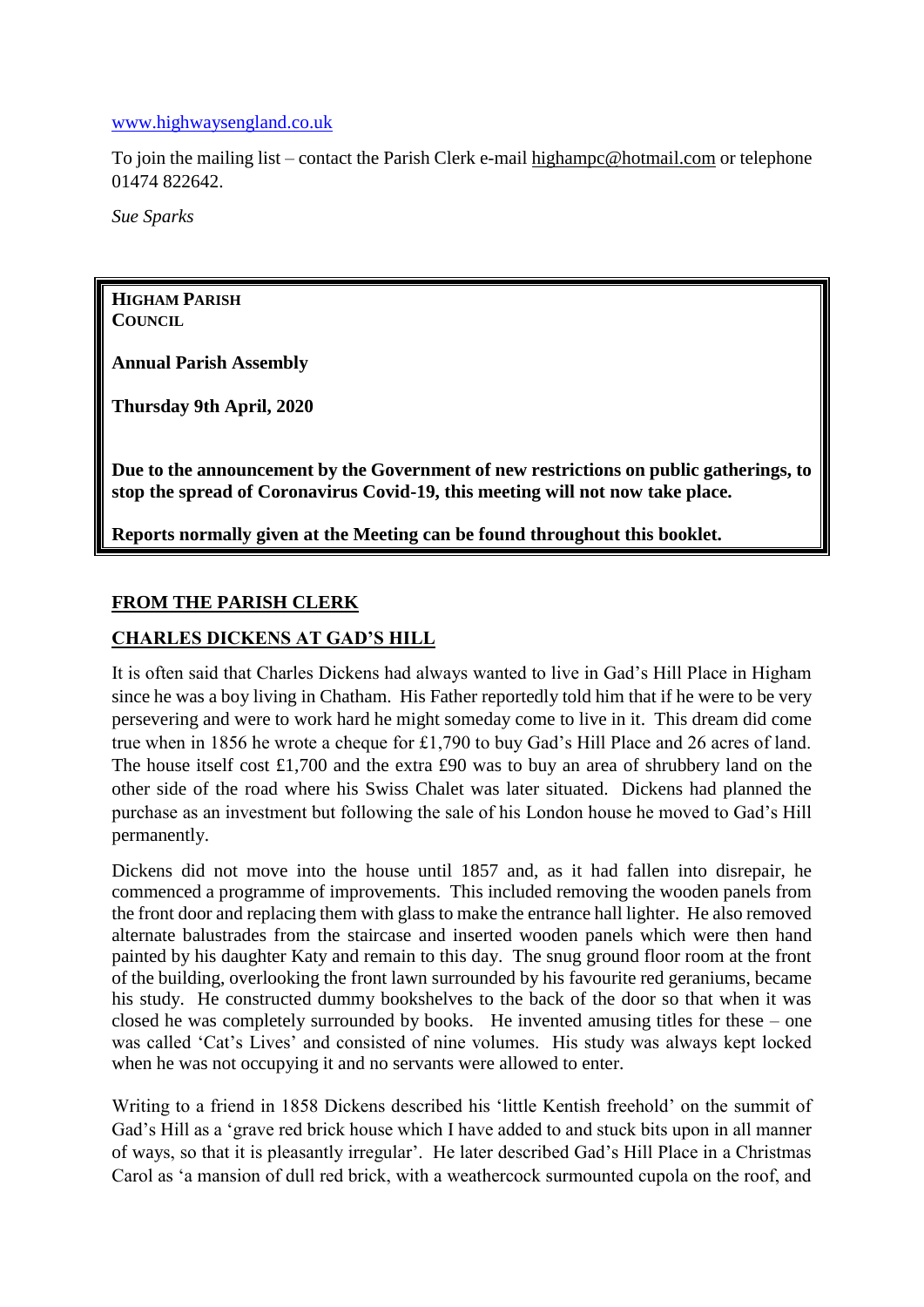[www.highwaysengland.co.uk](http://www.highwaysengland.co.uk)

To join the mailing list – contact the Parish Clerk e-mail highampc@hotmail.com or telephone 01474 822642.

*Sue Sparks*

> **HIGHAM PARISH COUNCIL**
>
> **Annual Parish Assembly**
>
> **Thursday 9th April, 2020**
>
> **Due to the announcement by the Government of new restrictions on public gatherings, to stop the spread of Coronavirus Covid-19, this meeting will not now take place.**
>
> **Reports normally given at the Meeting can be found throughout this booklet.**

## FROM THE PARISH CLERK

## CHARLES DICKENS AT GAD'S HILL

It is often said that Charles Dickens had always wanted to live in Gad's Hill Place in Higham since he was a boy living in Chatham. His Father reportedly told him that if he were to be very persevering and were to work hard he might someday come to live in it. This dream did come true when in 1856 he wrote a cheque for £1,790 to buy Gad's Hill Place and 26 acres of land. The house itself cost £1,700 and the extra £90 was to buy an area of shrubbery land on the other side of the road where his Swiss Chalet was later situated. Dickens had planned the purchase as an investment but following the sale of his London house he moved to Gad's Hill permanently.

Dickens did not move into the house until 1857 and, as it had fallen into disrepair, he commenced a programme of improvements. This included removing the wooden panels from the front door and replacing them with glass to make the entrance hall lighter. He also removed alternate balustrades from the staircase and inserted wooden panels which were then hand painted by his daughter Katy and remain to this day. The snug ground floor room at the front of the building, overlooking the front lawn surrounded by his favourite red geraniums, became his study. He constructed dummy bookshelves to the back of the door so that when it was closed he was completely surrounded by books. He invented amusing titles for these – one was called 'Cat's Lives' and consisted of nine volumes. His study was always kept locked when he was not occupying it and no servants were allowed to enter.

Writing to a friend in 1858 Dickens described his 'little Kentish freehold' on the summit of Gad's Hill as a 'grave red brick house which I have added to and stuck bits upon in all manner of ways, so that it is pleasantly irregular'. He later described Gad's Hill Place in a Christmas Carol as 'a mansion of dull red brick, with a weathercock surmounted cupola on the roof, and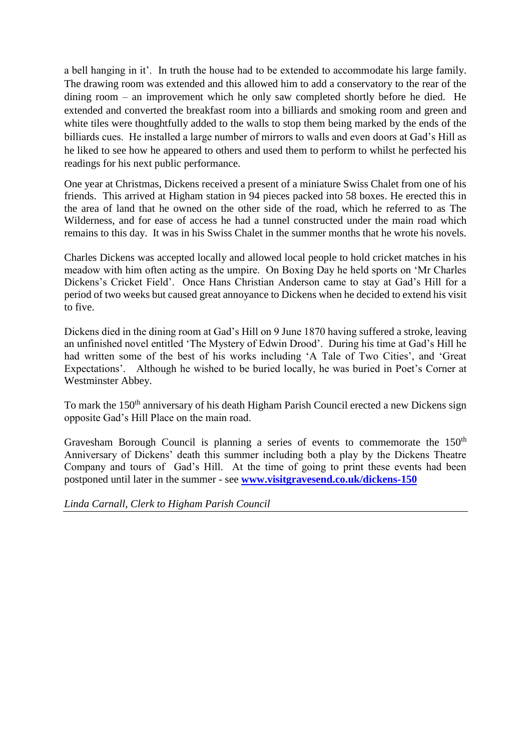a bell hanging in it'. In truth the house had to be extended to accommodate his large family. The drawing room was extended and this allowed him to add a conservatory to the rear of the dining room – an improvement which he only saw completed shortly before he died. He extended and converted the breakfast room into a billiards and smoking room and green and white tiles were thoughtfully added to the walls to stop them being marked by the ends of the billiards cues. He installed a large number of mirrors to walls and even doors at Gad's Hill as he liked to see how he appeared to others and used them to perform to whilst he perfected his readings for his next public performance.

One year at Christmas, Dickens received a present of a miniature Swiss Chalet from one of his friends. This arrived at Higham station in 94 pieces packed into 58 boxes. He erected this in the area of land that he owned on the other side of the road, which he referred to as The Wilderness, and for ease of access he had a tunnel constructed under the main road which remains to this day. It was in his Swiss Chalet in the summer months that he wrote his novels.

Charles Dickens was accepted locally and allowed local people to hold cricket matches in his meadow with him often acting as the umpire. On Boxing Day he held sports on 'Mr Charles Dickens's Cricket Field'. Once Hans Christian Anderson came to stay at Gad's Hill for a period of two weeks but caused great annoyance to Dickens when he decided to extend his visit to five.

Dickens died in the dining room at Gad's Hill on 9 June 1870 having suffered a stroke, leaving an unfinished novel entitled 'The Mystery of Edwin Drood'. During his time at Gad's Hill he had written some of the best of his works including 'A Tale of Two Cities', and 'Great Expectations'. Although he wished to be buried locally, he was buried in Poet's Corner at Westminster Abbey.

To mark the 150th anniversary of his death Higham Parish Council erected a new Dickens sign opposite Gad's Hill Place on the main road.

Gravesham Borough Council is planning a series of events to commemorate the 150th Anniversary of Dickens' death this summer including both a play by the Dickens Theatre Company and tours of Gad's Hill. At the time of going to print these events had been postponed until later in the summer - see **www.visitgravesend.co.uk/dickens-150**

*Linda Carnall, Clerk to Higham Parish Council*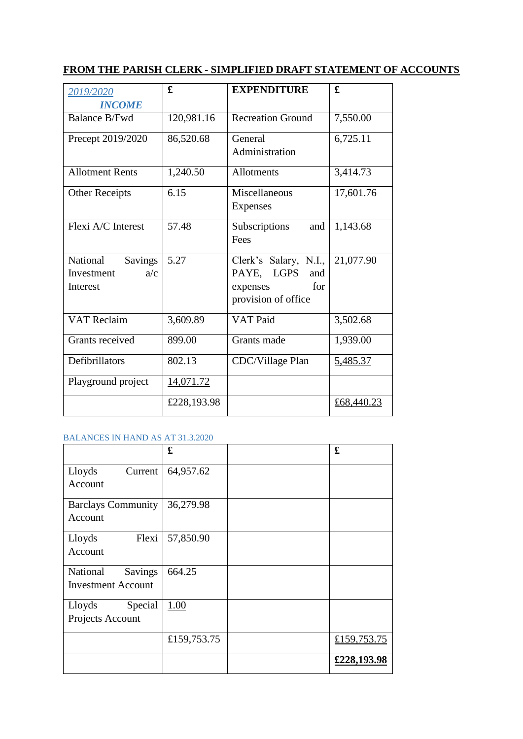**FROM THE PARISH CLERK - SIMPLIFIED DRAFT STATEMENT OF ACCOUNTS**

| *2019/2020* ***INCOME*** | **£** | **EXPENDITURE** | **£** |
|---|---|---|---|
| Balance B/Fwd | 120,981.16 | Recreation Ground | 7,550.00 |
| Precept 2019/2020 | 86,520.68 | General Administration | 6,725.11 |
| Allotment Rents | 1,240.50 | Allotments | 3,414.73 |
| Other Receipts | 6.15 | Miscellaneous Expenses | 17,601.76 |
| Flexi A/C Interest | 57.48 | Subscriptions and Fees | 1,143.68 |
| National Savings Investment a/c Interest | 5.27 | Clerk's Salary, N.I., PAYE, LGPS and expenses for provision of office | 21,077.90 |
| VAT Reclaim | 3,609.89 | VAT Paid | 3,502.68 |
| Grants received | 899.00 | Grants made | 1,939.00 |
| Defibrillators | 802.13 | CDC/Village Plan | 5,485.37 |
| Playground project | 14,071.72 | | |
| | £228,193.98 | | £68,440.23 |

BALANCES IN HAND AS AT 31.3.2020

| | **£** | | **£** |
|---|---|---|---|
| Lloyds Current Account | 64,957.62 | | |
| Barclays Community Account | 36,279.98 | | |
| Lloyds Flexi Account | 57,850.90 | | |
| National Savings Investment Account | 664.25 | | |
| Lloyds Special Projects Account | 1.00 | | |
| | £159,753.75 | | £159,753.75 |
| | | | **£228,193.98** |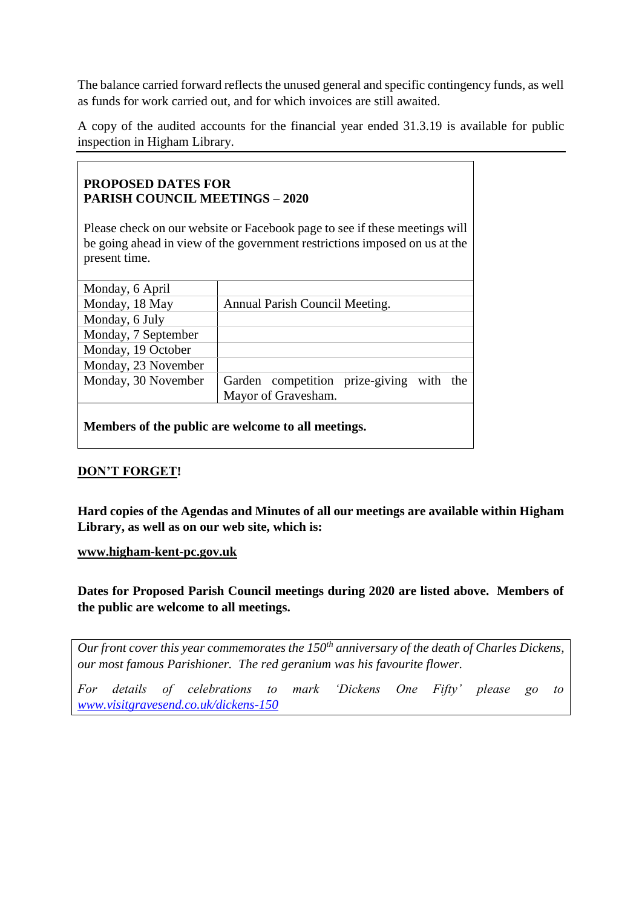The balance carried forward reflects the unused general and specific contingency funds, as well as funds for work carried out, and for which invoices are still awaited.

A copy of the audited accounts for the financial year ended 31.3.19 is available for public inspection in Higham Library.

---

**PROPOSED DATES FOR PARISH COUNCIL MEETINGS – 2020**

Please check on our website or Facebook page to see if these meetings will be going ahead in view of the government restrictions imposed on us at the present time.

| Date | Note |
|---|---|
| Monday, 6 April | |
| Monday, 18 May | Annual Parish Council Meeting. |
| Monday, 6 July | |
| Monday, 7 September | |
| Monday, 19 October | |
| Monday, 23 November | |
| Monday, 30 November | Garden competition prize-giving with the Mayor of Gravesham. |

**Members of the public are welcome to all meetings.**

**DON'T FORGET!**

**Hard copies of the Agendas and Minutes of all our meetings are available within Higham Library, as well as on our web site, which is:**

**www.higham-kent-pc.gov.uk**

**Dates for Proposed Parish Council meetings during 2020 are listed above. Members of the public are welcome to all meetings.**

*Our front cover this year commemorates the 150th anniversary of the death of Charles Dickens, our most famous Parishioner. The red geranium was his favourite flower.*

*For details of celebrations to mark 'Dickens One Fifty' please go to www.visitgravesend.co.uk/dickens-150*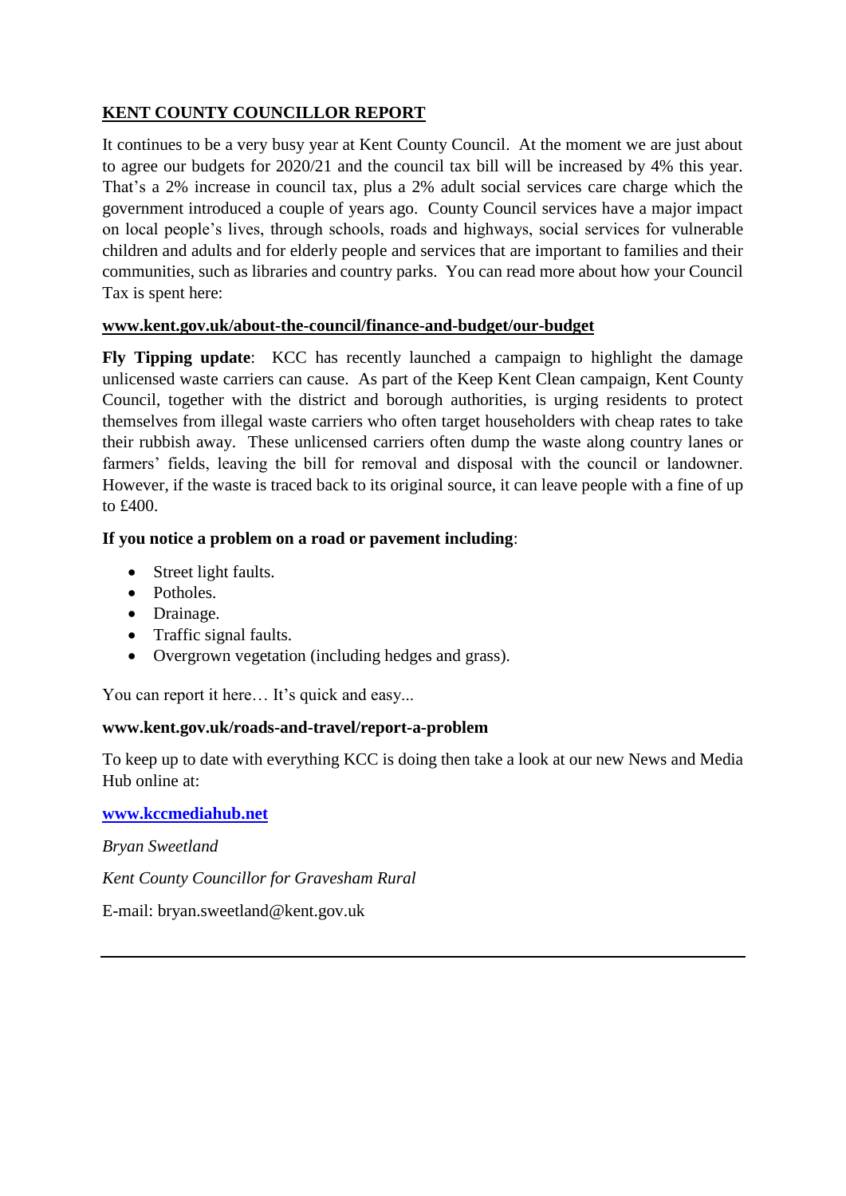## **KENT COUNTY COUNCILLOR REPORT**

It continues to be a very busy year at Kent County Council. At the moment we are just about to agree our budgets for 2020/21 and the council tax bill will be increased by 4% this year. That's a 2% increase in council tax, plus a 2% adult social services care charge which the government introduced a couple of years ago. County Council services have a major impact on local people's lives, through schools, roads and highways, social services for vulnerable children and adults and for elderly people and services that are important to families and their communities, such as libraries and country parks. You can read more about how your Council Tax is spent here:

**www.kent.gov.uk/about-the-council/finance-and-budget/our-budget**

**Fly Tipping update**: KCC has recently launched a campaign to highlight the damage unlicensed waste carriers can cause. As part of the Keep Kent Clean campaign, Kent County Council, together with the district and borough authorities, is urging residents to protect themselves from illegal waste carriers who often target householders with cheap rates to take their rubbish away. These unlicensed carriers often dump the waste along country lanes or farmers' fields, leaving the bill for removal and disposal with the council or landowner. However, if the waste is traced back to its original source, it can leave people with a fine of up to £400.

**If you notice a problem on a road or pavement including**:

- Street light faults.
- Potholes.
- Drainage.
- Traffic signal faults.
- Overgrown vegetation (including hedges and grass).

You can report it here… It's quick and easy...

**www.kent.gov.uk/roads-and-travel/report-a-problem**

To keep up to date with everything KCC is doing then take a look at our new News and Media Hub online at:

**www.kccmediahub.net**

*Bryan Sweetland*

*Kent County Councillor for Gravesham Rural*

E-mail: bryan.sweetland@kent.gov.uk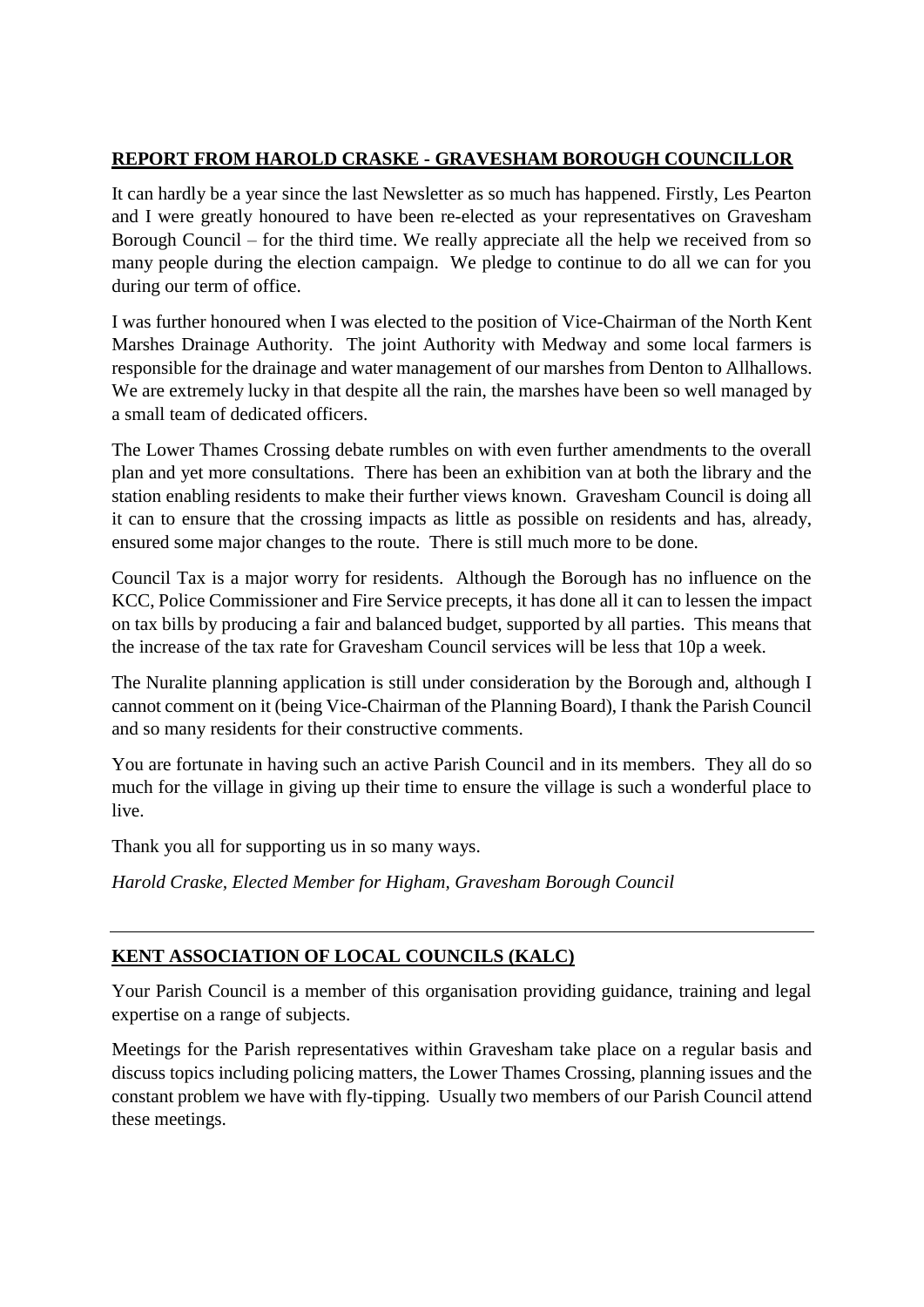## REPORT FROM HAROLD CRASKE - GRAVESHAM BOROUGH COUNCILLOR

It can hardly be a year since the last Newsletter as so much has happened. Firstly, Les Pearton and I were greatly honoured to have been re-elected as your representatives on Gravesham Borough Council – for the third time. We really appreciate all the help we received from so many people during the election campaign. We pledge to continue to do all we can for you during our term of office.

I was further honoured when I was elected to the position of Vice-Chairman of the North Kent Marshes Drainage Authority. The joint Authority with Medway and some local farmers is responsible for the drainage and water management of our marshes from Denton to Allhallows. We are extremely lucky in that despite all the rain, the marshes have been so well managed by a small team of dedicated officers.

The Lower Thames Crossing debate rumbles on with even further amendments to the overall plan and yet more consultations. There has been an exhibition van at both the library and the station enabling residents to make their further views known. Gravesham Council is doing all it can to ensure that the crossing impacts as little as possible on residents and has, already, ensured some major changes to the route. There is still much more to be done.

Council Tax is a major worry for residents. Although the Borough has no influence on the KCC, Police Commissioner and Fire Service precepts, it has done all it can to lessen the impact on tax bills by producing a fair and balanced budget, supported by all parties. This means that the increase of the tax rate for Gravesham Council services will be less that 10p a week.

The Nuralite planning application is still under consideration by the Borough and, although I cannot comment on it (being Vice-Chairman of the Planning Board), I thank the Parish Council and so many residents for their constructive comments.

You are fortunate in having such an active Parish Council and in its members. They all do so much for the village in giving up their time to ensure the village is such a wonderful place to live.

Thank you all for supporting us in so many ways.

*Harold Craske, Elected Member for Higham, Gravesham Borough Council*

---

## KENT ASSOCIATION OF LOCAL COUNCILS (KALC)

Your Parish Council is a member of this organisation providing guidance, training and legal expertise on a range of subjects.

Meetings for the Parish representatives within Gravesham take place on a regular basis and discuss topics including policing matters, the Lower Thames Crossing, planning issues and the constant problem we have with fly-tipping. Usually two members of our Parish Council attend these meetings.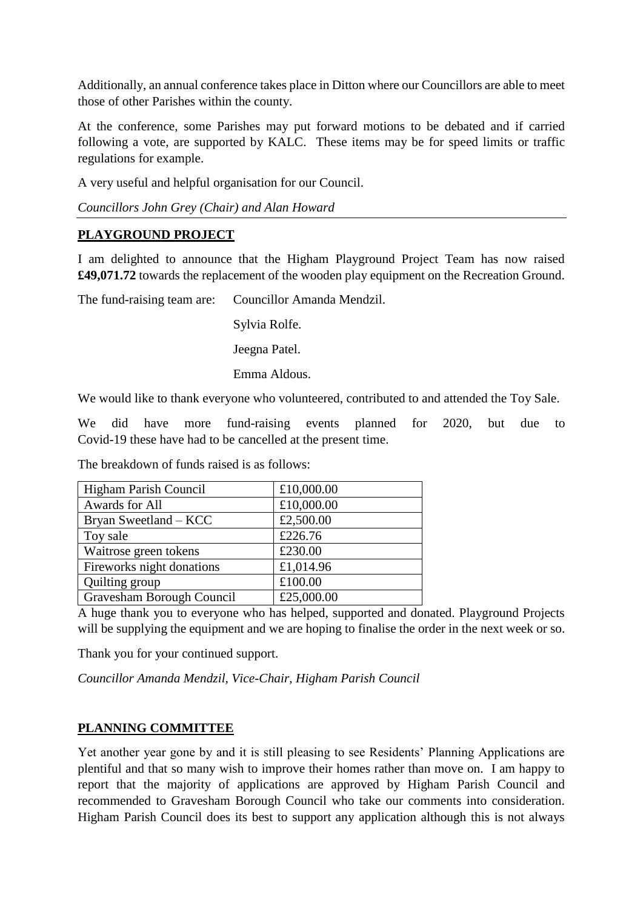Additionally, an annual conference takes place in Ditton where our Councillors are able to meet those of other Parishes within the county.

At the conference, some Parishes may put forward motions to be debated and if carried following a vote, are supported by KALC. These items may be for speed limits or traffic regulations for example.

A very useful and helpful organisation for our Council.

*Councillors John Grey (Chair) and Alan Howard*

---

## PLAYGROUND PROJECT

I am delighted to announce that the Higham Playground Project Team has now raised **£49,071.72** towards the replacement of the wooden play equipment on the Recreation Ground.

The fund-raising team are: Councillor Amanda Mendzil.

Sylvia Rolfe.

Jeegna Patel.

Emma Aldous.

We would like to thank everyone who volunteered, contributed to and attended the Toy Sale.

We did have more fund-raising events planned for 2020, but due to Covid-19 these have had to be cancelled at the present time.

The breakdown of funds raised is as follows:

| | |
|---|---|
| Higham Parish Council | £10,000.00 |
| Awards for All | £10,000.00 |
| Bryan Sweetland – KCC | £2,500.00 |
| Toy sale | £226.76 |
| Waitrose green tokens | £230.00 |
| Fireworks night donations | £1,014.96 |
| Quilting group | £100.00 |
| Gravesham Borough Council | £25,000.00 |

A huge thank you to everyone who has helped, supported and donated. Playground Projects will be supplying the equipment and we are hoping to finalise the order in the next week or so.

Thank you for your continued support.

*Councillor Amanda Mendzil, Vice-Chair, Higham Parish Council*

## PLANNING COMMITTEE

Yet another year gone by and it is still pleasing to see Residents' Planning Applications are plentiful and that so many wish to improve their homes rather than move on. I am happy to report that the majority of applications are approved by Higham Parish Council and recommended to Gravesham Borough Council who take our comments into consideration. Higham Parish Council does its best to support any application although this is not always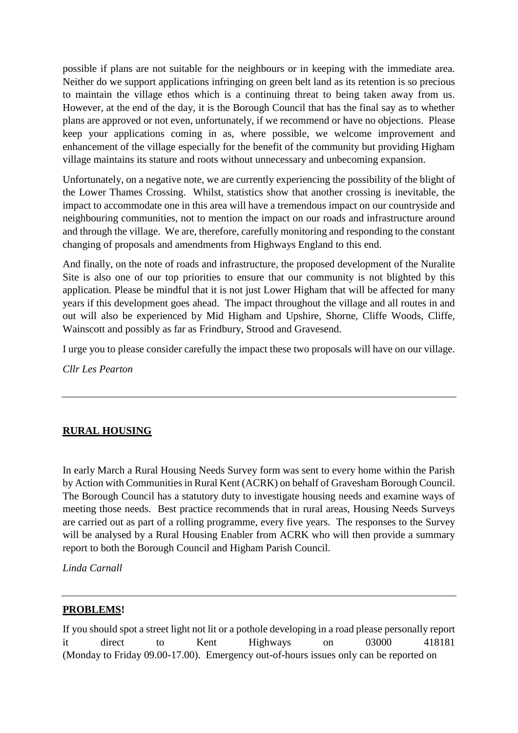possible if plans are not suitable for the neighbours or in keeping with the immediate area. Neither do we support applications infringing on green belt land as its retention is so precious to maintain the village ethos which is a continuing threat to being taken away from us. However, at the end of the day, it is the Borough Council that has the final say as to whether plans are approved or not even, unfortunately, if we recommend or have no objections. Please keep your applications coming in as, where possible, we welcome improvement and enhancement of the village especially for the benefit of the community but providing Higham village maintains its stature and roots without unnecessary and unbecoming expansion.

Unfortunately, on a negative note, we are currently experiencing the possibility of the blight of the Lower Thames Crossing. Whilst, statistics show that another crossing is inevitable, the impact to accommodate one in this area will have a tremendous impact on our countryside and neighbouring communities, not to mention the impact on our roads and infrastructure around and through the village. We are, therefore, carefully monitoring and responding to the constant changing of proposals and amendments from Highways England to this end.

And finally, on the note of roads and infrastructure, the proposed development of the Nuralite Site is also one of our top priorities to ensure that our community is not blighted by this application. Please be mindful that it is not just Lower Higham that will be affected for many years if this development goes ahead. The impact throughout the village and all routes in and out will also be experienced by Mid Higham and Upshire, Shorne, Cliffe Woods, Cliffe, Wainscott and possibly as far as Frindbury, Strood and Gravesend.

I urge you to please consider carefully the impact these two proposals will have on our village.

*Cllr Les Pearton*

---

## RURAL HOUSING

In early March a Rural Housing Needs Survey form was sent to every home within the Parish by Action with Communities in Rural Kent (ACRK) on behalf of Gravesham Borough Council. The Borough Council has a statutory duty to investigate housing needs and examine ways of meeting those needs. Best practice recommends that in rural areas, Housing Needs Surveys are carried out as part of a rolling programme, every five years. The responses to the Survey will be analysed by a Rural Housing Enabler from ACRK who will then provide a summary report to both the Borough Council and Higham Parish Council.

*Linda Carnall*

---

## PROBLEMS!

If you should spot a street light not lit or a pothole developing in a road please personally report it direct to Kent Highways on 03000 418181 (Monday to Friday 09.00-17.00). Emergency out-of-hours issues only can be reported on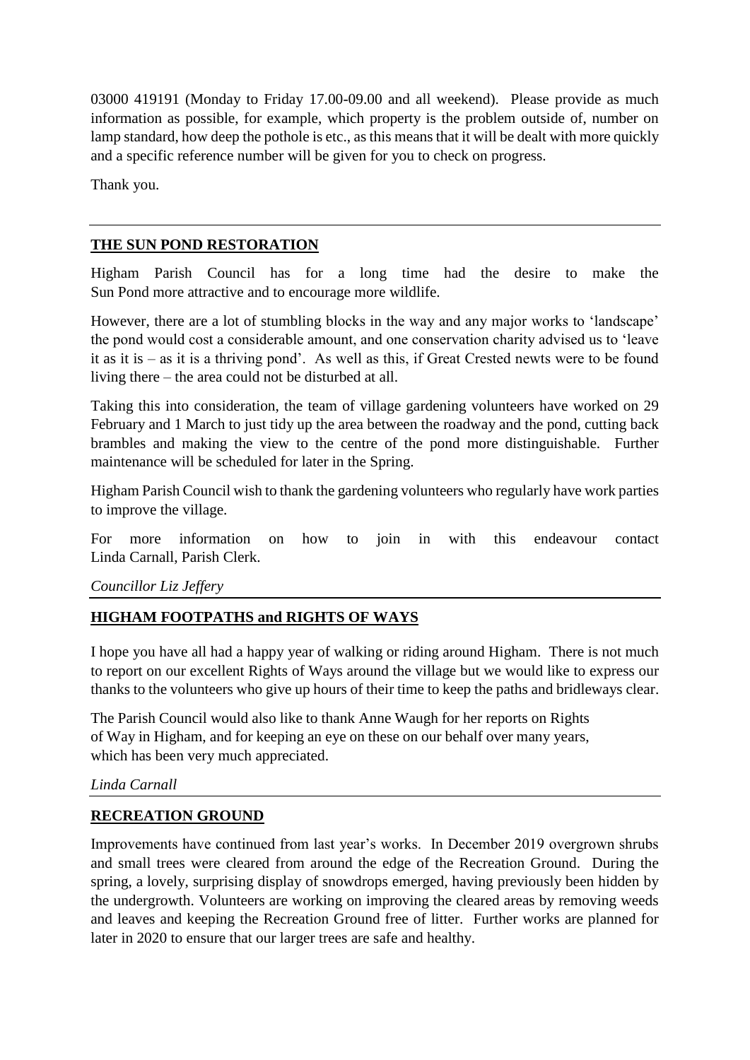03000 419191 (Monday to Friday 17.00-09.00 and all weekend). Please provide as much information as possible, for example, which property is the problem outside of, number on lamp standard, how deep the pothole is etc., as this means that it will be dealt with more quickly and a specific reference number will be given for you to check on progress.

Thank you.

---

## THE SUN POND RESTORATION

Higham Parish Council has for a long time had the desire to make the Sun Pond more attractive and to encourage more wildlife.

However, there are a lot of stumbling blocks in the way and any major works to 'landscape' the pond would cost a considerable amount, and one conservation charity advised us to 'leave it as it is – as it is a thriving pond'. As well as this, if Great Crested newts were to be found living there – the area could not be disturbed at all.

Taking this into consideration, the team of village gardening volunteers have worked on 29 February and 1 March to just tidy up the area between the roadway and the pond, cutting back brambles and making the view to the centre of the pond more distinguishable. Further maintenance will be scheduled for later in the Spring.

Higham Parish Council wish to thank the gardening volunteers who regularly have work parties to improve the village.

For more information on how to join in with this endeavour contact Linda Carnall, Parish Clerk.

*Councillor Liz Jeffery*

---

## HIGHAM FOOTPATHS and RIGHTS OF WAYS

I hope you have all had a happy year of walking or riding around Higham. There is not much to report on our excellent Rights of Ways around the village but we would like to express our thanks to the volunteers who give up hours of their time to keep the paths and bridleways clear.

The Parish Council would also like to thank Anne Waugh for her reports on Rights of Way in Higham, and for keeping an eye on these on our behalf over many years, which has been very much appreciated.

*Linda Carnall*

---

## RECREATION GROUND

Improvements have continued from last year's works. In December 2019 overgrown shrubs and small trees were cleared from around the edge of the Recreation Ground. During the spring, a lovely, surprising display of snowdrops emerged, having previously been hidden by the undergrowth. Volunteers are working on improving the cleared areas by removing weeds and leaves and keeping the Recreation Ground free of litter. Further works are planned for later in 2020 to ensure that our larger trees are safe and healthy.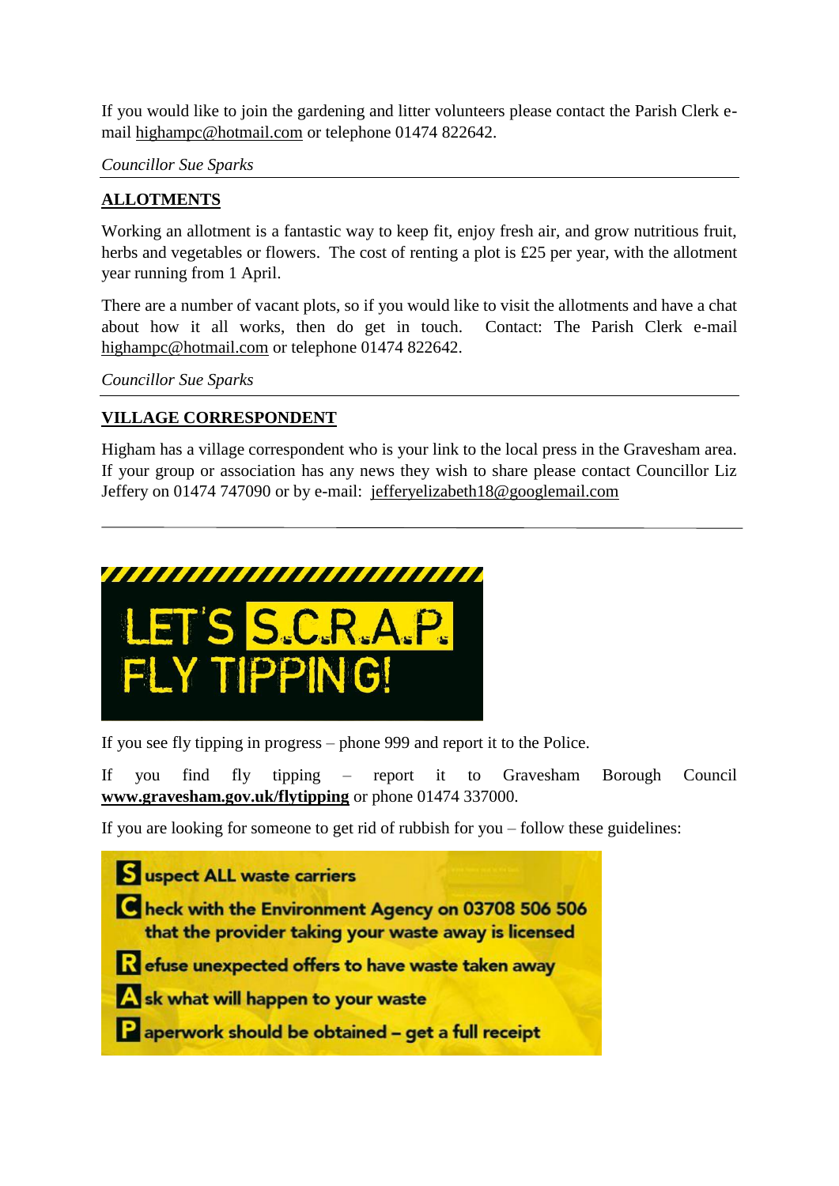If you would like to join the gardening and litter volunteers please contact the Parish Clerk e-mail highampc@hotmail.com or telephone 01474 822642.

*Councillor Sue Sparks*

---

## ALLOTMENTS

Working an allotment is a fantastic way to keep fit, enjoy fresh air, and grow nutritious fruit, herbs and vegetables or flowers. The cost of renting a plot is £25 per year, with the allotment year running from 1 April.

There are a number of vacant plots, so if you would like to visit the allotments and have a chat about how it all works, then do get in touch. Contact: The Parish Clerk e-mail highampc@hotmail.com or telephone 01474 822642.

*Councillor Sue Sparks*

---

## VILLAGE CORRESPONDENT

Higham has a village correspondent who is your link to the local press in the Gravesham area. If your group or association has any news they wish to share please contact Councillor Liz Jeffery on 01474 747090 or by e-mail: jefferyelizabeth18@googlemail.com

---

LET'S S.C.R.A.P. FLY TIPPING!

If you see fly tipping in progress – phone 999 and report it to the Police.

If you find fly tipping – report it to Gravesham Borough Council **www.gravesham.gov.uk/flytipping** or phone 01474 337000.

If you are looking for someone to get rid of rubbish for you – follow these guidelines:

- **S**uspect ALL waste carriers
- **C**heck with the Environment Agency on 03708 506 506 that the provider taking your waste away is licensed
- **R**efuse unexpected offers to have waste taken away
- **A**sk what will happen to your waste
- **P**aperwork should be obtained – get a full receipt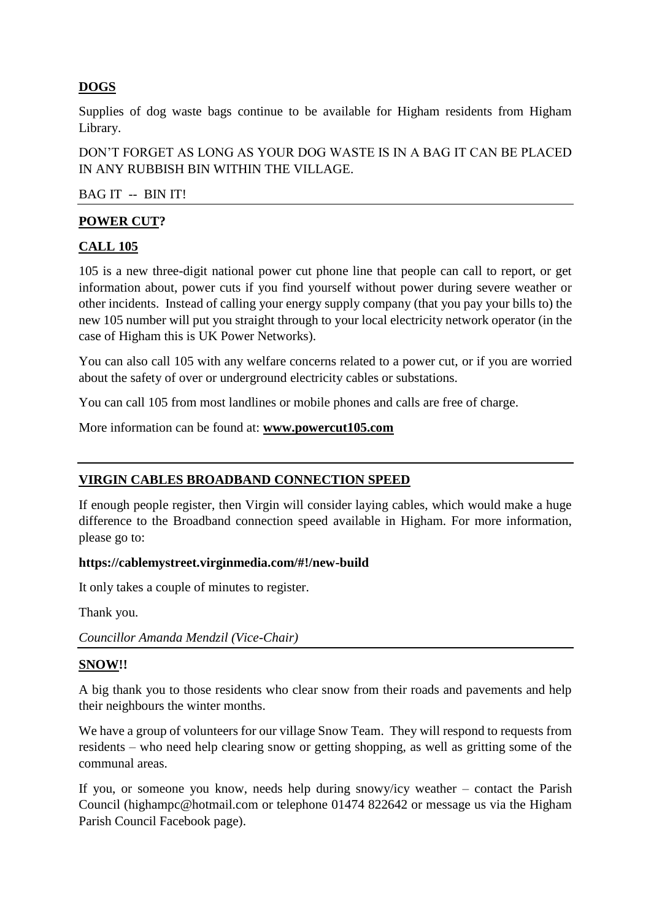## DOGS

Supplies of dog waste bags continue to be available for Higham residents from Higham Library.

DON'T FORGET AS LONG AS YOUR DOG WASTE IS IN A BAG IT CAN BE PLACED IN ANY RUBBISH BIN WITHIN THE VILLAGE.

BAG IT -- BIN IT!

---

## POWER CUT?

## CALL 105

105 is a new three-digit national power cut phone line that people can call to report, or get information about, power cuts if you find yourself without power during severe weather or other incidents. Instead of calling your energy supply company (that you pay your bills to) the new 105 number will put you straight through to your local electricity network operator (in the case of Higham this is UK Power Networks).

You can also call 105 with any welfare concerns related to a power cut, or if you are worried about the safety of over or underground electricity cables or substations.

You can call 105 from most landlines or mobile phones and calls are free of charge.

More information can be found at: **www.powercut105.com**

---

## VIRGIN CABLES BROADBAND CONNECTION SPEED

If enough people register, then Virgin will consider laying cables, which would make a huge difference to the Broadband connection speed available in Higham. For more information, please go to:

**https://cablemystreet.virginmedia.com/#!/new-build**

It only takes a couple of minutes to register.

Thank you.

*Councillor Amanda Mendzil (Vice-Chair)*

---

## SNOW!!

A big thank you to those residents who clear snow from their roads and pavements and help their neighbours the winter months.

We have a group of volunteers for our village Snow Team. They will respond to requests from residents – who need help clearing snow or getting shopping, as well as gritting some of the communal areas.

If you, or someone you know, needs help during snowy/icy weather – contact the Parish Council (highampc@hotmail.com or telephone 01474 822642 or message us via the Higham Parish Council Facebook page).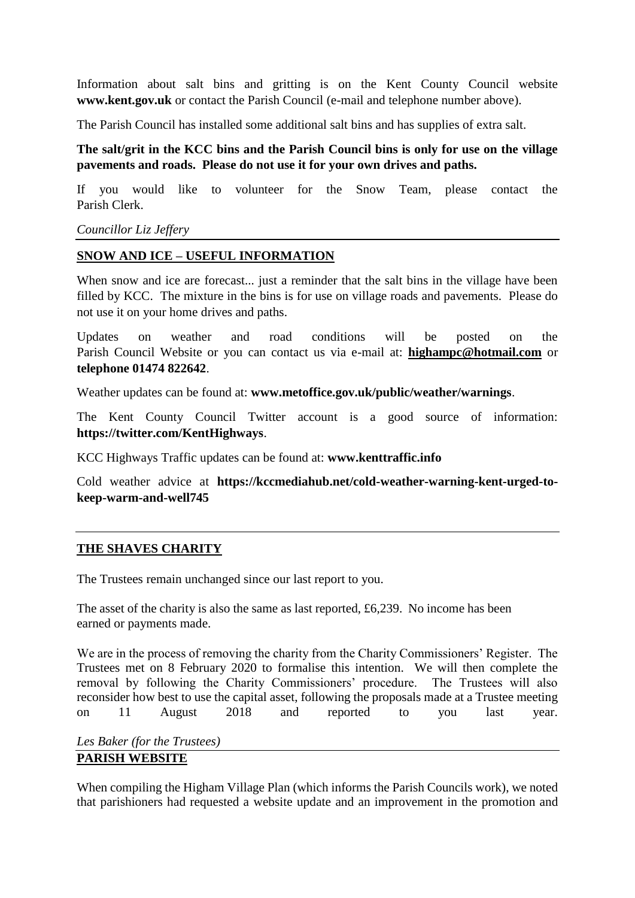Information about salt bins and gritting is on the Kent County Council website **www.kent.gov.uk** or contact the Parish Council (e-mail and telephone number above).

The Parish Council has installed some additional salt bins and has supplies of extra salt.

**The salt/grit in the KCC bins and the Parish Council bins is only for use on the village pavements and roads. Please do not use it for your own drives and paths.**

If you would like to volunteer for the Snow Team, please contact the Parish Clerk.

*Councillor Liz Jeffery*

---

## SNOW AND ICE – USEFUL INFORMATION

When snow and ice are forecast... just a reminder that the salt bins in the village have been filled by KCC. The mixture in the bins is for use on village roads and pavements. Please do not use it on your home drives and paths.

Updates on weather and road conditions will be posted on the Parish Council Website or you can contact us via e-mail at: **highampc@hotmail.com** or **telephone 01474 822642**.

Weather updates can be found at: **www.metoffice.gov.uk/public/weather/warnings**.

The Kent County Council Twitter account is a good source of information: **https://twitter.com/KentHighways**.

KCC Highways Traffic updates can be found at: **www.kenttraffic.info**

Cold weather advice at **https://kccmediahub.net/cold-weather-warning-kent-urged-to-keep-warm-and-well745**

---

## THE SHAVES CHARITY

The Trustees remain unchanged since our last report to you.

The asset of the charity is also the same as last reported, £6,239. No income has been earned or payments made.

We are in the process of removing the charity from the Charity Commissioners' Register. The Trustees met on 8 February 2020 to formalise this intention. We will then complete the removal by following the Charity Commissioners' procedure. The Trustees will also reconsider how best to use the capital asset, following the proposals made at a Trustee meeting on 11 August 2018 and reported to you last year.

*Les Baker (for the Trustees)*

---

## PARISH WEBSITE

When compiling the Higham Village Plan (which informs the Parish Councils work), we noted that parishioners had requested a website update and an improvement in the promotion and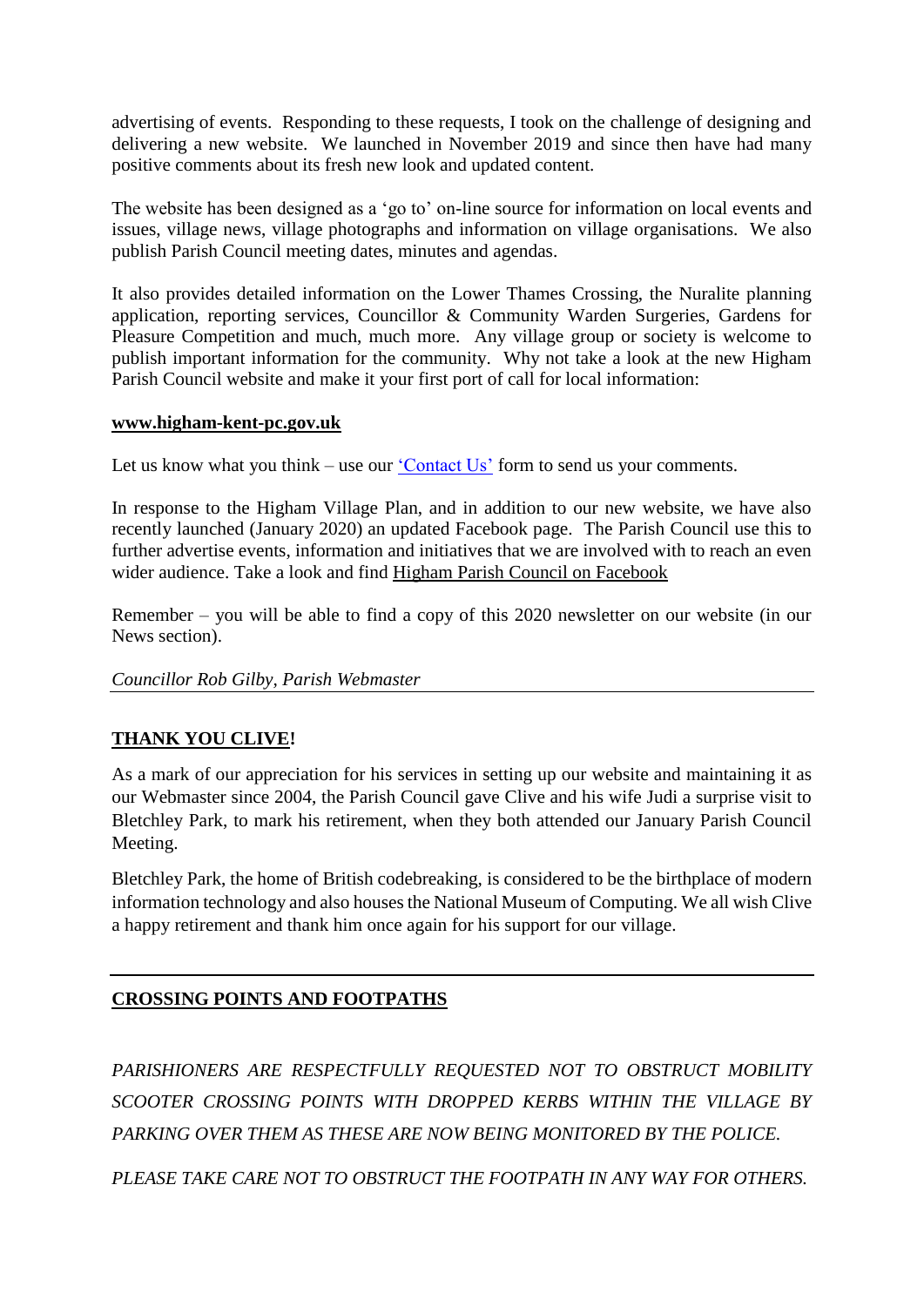advertising of events. Responding to these requests, I took on the challenge of designing and delivering a new website. We launched in November 2019 and since then have had many positive comments about its fresh new look and updated content.

The website has been designed as a 'go to' on-line source for information on local events and issues, village news, village photographs and information on village organisations. We also publish Parish Council meeting dates, minutes and agendas.

It also provides detailed information on the Lower Thames Crossing, the Nuralite planning application, reporting services, Councillor & Community Warden Surgeries, Gardens for Pleasure Competition and much, much more. Any village group or society is welcome to publish important information for the community. Why not take a look at the new Higham Parish Council website and make it your first port of call for local information:

**www.higham-kent-pc.gov.uk**

Let us know what you think – use our 'Contact Us' form to send us your comments.

In response to the Higham Village Plan, and in addition to our new website, we have also recently launched (January 2020) an updated Facebook page. The Parish Council use this to further advertise events, information and initiatives that we are involved with to reach an even wider audience. Take a look and find Higham Parish Council on Facebook

Remember – you will be able to find a copy of this 2020 newsletter on our website (in our News section).

*Councillor Rob Gilby, Parish Webmaster*

---

## THANK YOU CLIVE!

As a mark of our appreciation for his services in setting up our website and maintaining it as our Webmaster since 2004, the Parish Council gave Clive and his wife Judi a surprise visit to Bletchley Park, to mark his retirement, when they both attended our January Parish Council Meeting.

Bletchley Park, the home of British codebreaking, is considered to be the birthplace of modern information technology and also houses the National Museum of Computing. We all wish Clive a happy retirement and thank him once again for his support for our village.

---

## CROSSING POINTS AND FOOTPATHS

*PARISHIONERS ARE RESPECTFULLY REQUESTED NOT TO OBSTRUCT MOBILITY SCOOTER CROSSING POINTS WITH DROPPED KERBS WITHIN THE VILLAGE BY PARKING OVER THEM AS THESE ARE NOW BEING MONITORED BY THE POLICE.*

*PLEASE TAKE CARE NOT TO OBSTRUCT THE FOOTPATH IN ANY WAY FOR OTHERS.*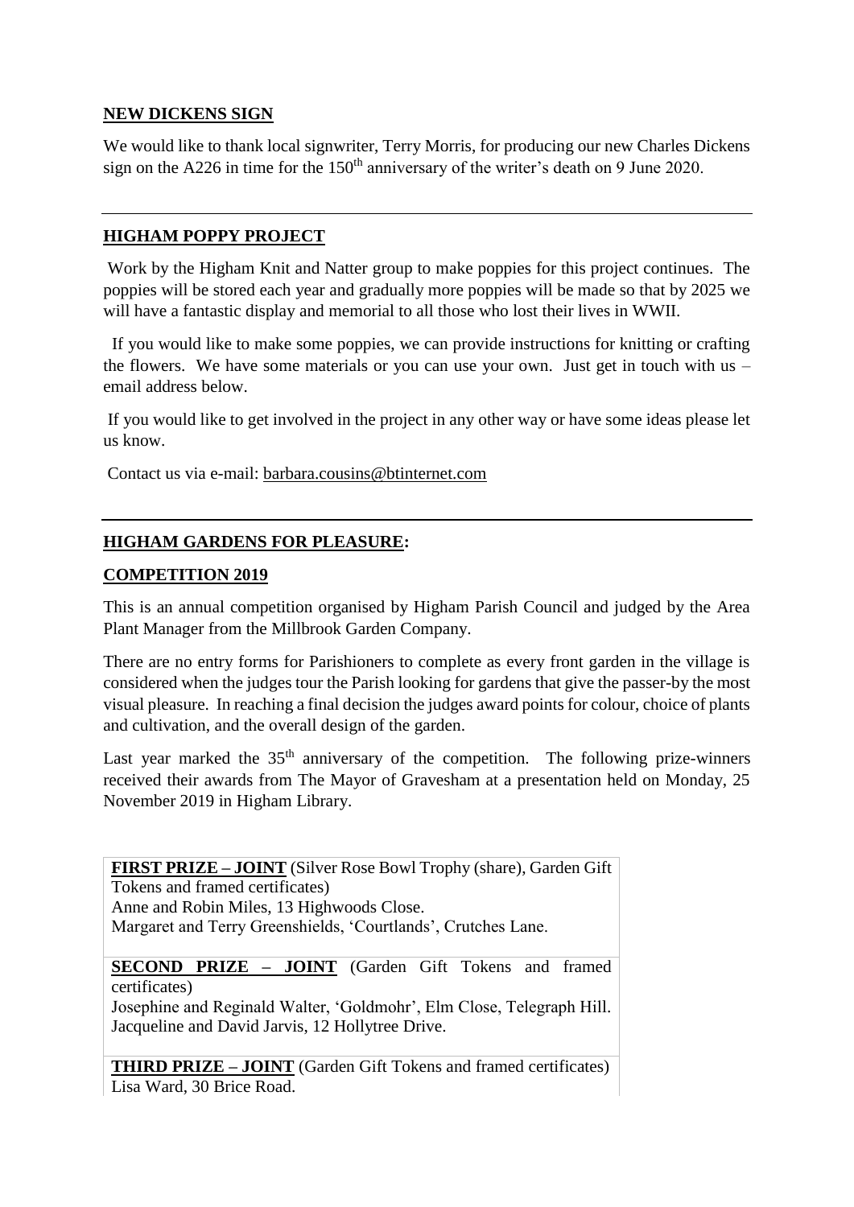## NEW DICKENS SIGN

We would like to thank local signwriter, Terry Morris, for producing our new Charles Dickens sign on the A226 in time for the 150th anniversary of the writer's death on 9 June 2020.

---

## HIGHAM POPPY PROJECT

Work by the Higham Knit and Natter group to make poppies for this project continues. The poppies will be stored each year and gradually more poppies will be made so that by 2025 we will have a fantastic display and memorial to all those who lost their lives in WWII.

If you would like to make some poppies, we can provide instructions for knitting or crafting the flowers. We have some materials or you can use your own. Just get in touch with us – email address below.

If you would like to get involved in the project in any other way or have some ideas please let us know.

Contact us via e-mail: barbara.cousins@btinternet.com

---

## HIGHAM GARDENS FOR PLEASURE:

### COMPETITION 2019

This is an annual competition organised by Higham Parish Council and judged by the Area Plant Manager from the Millbrook Garden Company.

There are no entry forms for Parishioners to complete as every front garden in the village is considered when the judges tour the Parish looking for gardens that give the passer-by the most visual pleasure. In reaching a final decision the judges award points for colour, choice of plants and cultivation, and the overall design of the garden.

Last year marked the 35th anniversary of the competition. The following prize-winners received their awards from The Mayor of Gravesham at a presentation held on Monday, 25 November 2019 in Higham Library.

| |
|---|
| **FIRST PRIZE – JOINT** (Silver Rose Bowl Trophy (share), Garden Gift Tokens and framed certificates)<br>Anne and Robin Miles, 13 Highwoods Close.<br>Margaret and Terry Greenshields, 'Courtlands', Crutches Lane. |
| **SECOND PRIZE – JOINT** (Garden Gift Tokens and framed certificates)<br>Josephine and Reginald Walter, 'Goldmohr', Elm Close, Telegraph Hill.<br>Jacqueline and David Jarvis, 12 Hollytree Drive. |
| **THIRD PRIZE – JOINT** (Garden Gift Tokens and framed certificates)<br>Lisa Ward, 30 Brice Road. |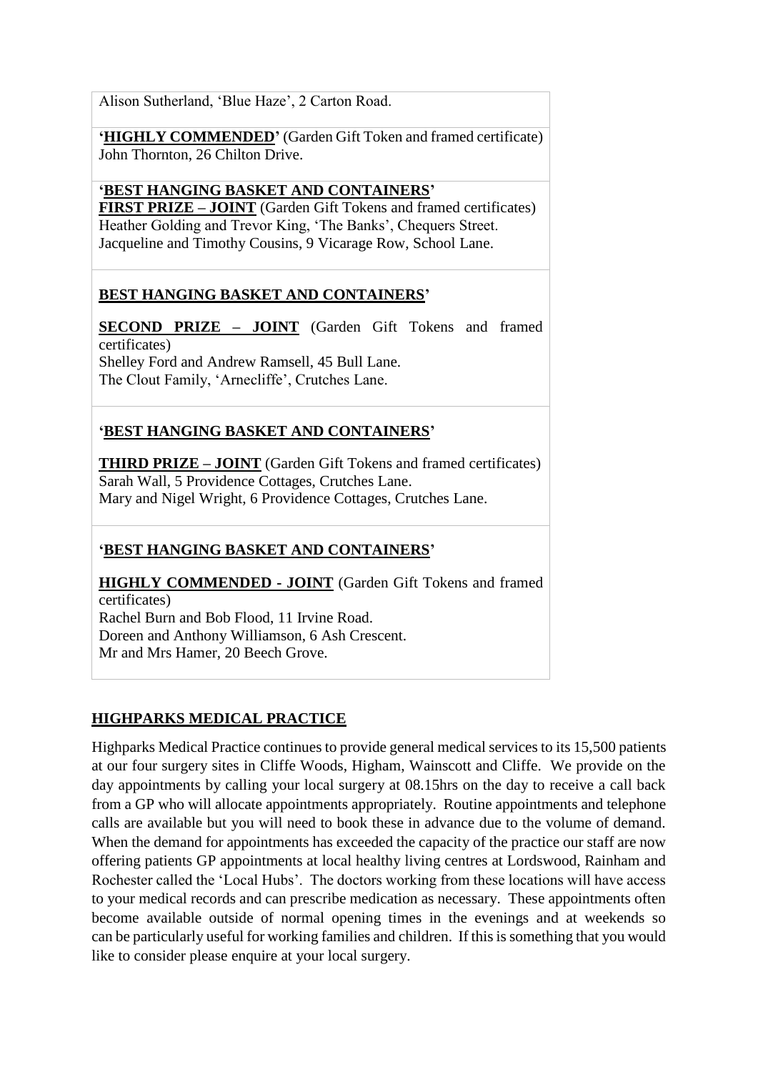Alison Sutherland, 'Blue Haze', 2 Carton Road.

'**HIGHLY COMMENDED**' (Garden Gift Token and framed certificate)
John Thornton, 26 Chilton Drive.

**'BEST HANGING BASKET AND CONTAINERS'**
**FIRST PRIZE – JOINT** (Garden Gift Tokens and framed certificates)
Heather Golding and Trevor King, 'The Banks', Chequers Street.
Jacqueline and Timothy Cousins, 9 Vicarage Row, School Lane.

**BEST HANGING BASKET AND CONTAINERS'**

**SECOND PRIZE – JOINT** (Garden Gift Tokens and framed certificates)
Shelley Ford and Andrew Ramsell, 45 Bull Lane.
The Clout Family, 'Arnecliffe', Crutches Lane.

**'BEST HANGING BASKET AND CONTAINERS'**

**THIRD PRIZE – JOINT** (Garden Gift Tokens and framed certificates)
Sarah Wall, 5 Providence Cottages, Crutches Lane.
Mary and Nigel Wright, 6 Providence Cottages, Crutches Lane.

**'BEST HANGING BASKET AND CONTAINERS'**

**HIGHLY COMMENDED - JOINT** (Garden Gift Tokens and framed certificates)
Rachel Burn and Bob Flood, 11 Irvine Road.
Doreen and Anthony Williamson, 6 Ash Crescent.
Mr and Mrs Hamer, 20 Beech Grove.

## HIGHPARKS MEDICAL PRACTICE

Highparks Medical Practice continues to provide general medical services to its 15,500 patients at our four surgery sites in Cliffe Woods, Higham, Wainscott and Cliffe. We provide on the day appointments by calling your local surgery at 08.15hrs on the day to receive a call back from a GP who will allocate appointments appropriately. Routine appointments and telephone calls are available but you will need to book these in advance due to the volume of demand. When the demand for appointments has exceeded the capacity of the practice our staff are now offering patients GP appointments at local healthy living centres at Lordswood, Rainham and Rochester called the 'Local Hubs'. The doctors working from these locations will have access to your medical records and can prescribe medication as necessary. These appointments often become available outside of normal opening times in the evenings and at weekends so can be particularly useful for working families and children. If this is something that you would like to consider please enquire at your local surgery.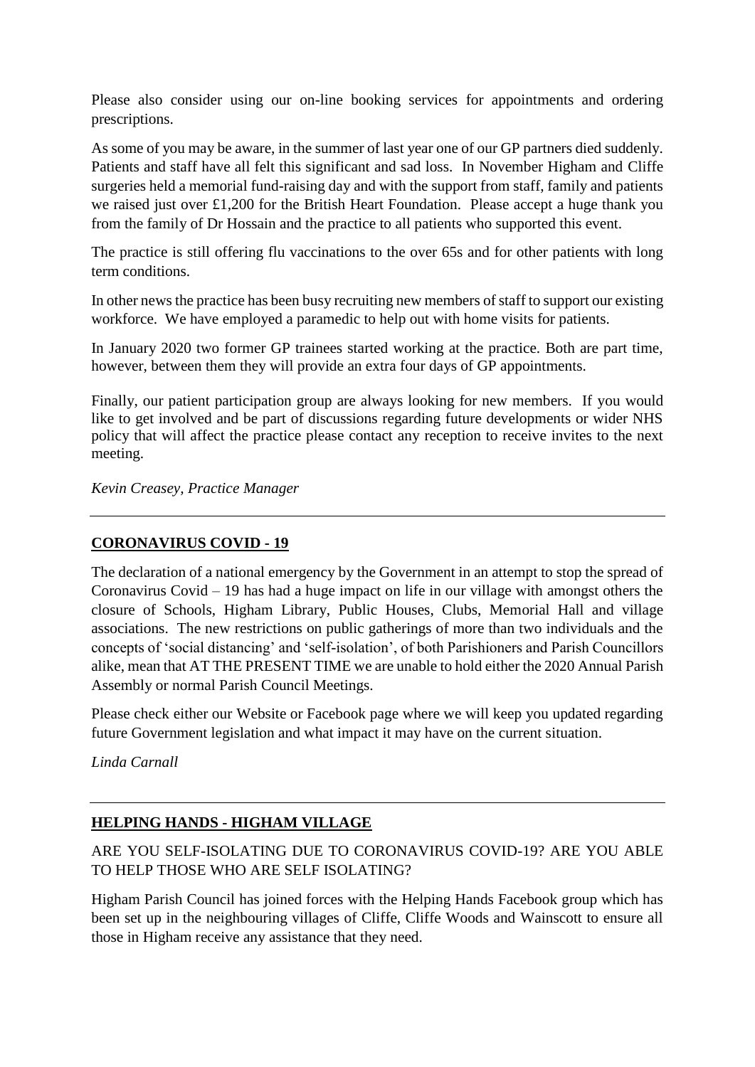Please also consider using our on-line booking services for appointments and ordering prescriptions.

As some of you may be aware, in the summer of last year one of our GP partners died suddenly. Patients and staff have all felt this significant and sad loss. In November Higham and Cliffe surgeries held a memorial fund-raising day and with the support from staff, family and patients we raised just over £1,200 for the British Heart Foundation. Please accept a huge thank you from the family of Dr Hossain and the practice to all patients who supported this event.

The practice is still offering flu vaccinations to the over 65s and for other patients with long term conditions.

In other news the practice has been busy recruiting new members of staff to support our existing workforce. We have employed a paramedic to help out with home visits for patients.

In January 2020 two former GP trainees started working at the practice. Both are part time, however, between them they will provide an extra four days of GP appointments.

Finally, our patient participation group are always looking for new members. If you would like to get involved and be part of discussions regarding future developments or wider NHS policy that will affect the practice please contact any reception to receive invites to the next meeting.

*Kevin Creasey, Practice Manager*

---

## CORONAVIRUS COVID - 19

The declaration of a national emergency by the Government in an attempt to stop the spread of Coronavirus Covid – 19 has had a huge impact on life in our village with amongst others the closure of Schools, Higham Library, Public Houses, Clubs, Memorial Hall and village associations. The new restrictions on public gatherings of more than two individuals and the concepts of 'social distancing' and 'self-isolation', of both Parishioners and Parish Councillors alike, mean that AT THE PRESENT TIME we are unable to hold either the 2020 Annual Parish Assembly or normal Parish Council Meetings.

Please check either our Website or Facebook page where we will keep you updated regarding future Government legislation and what impact it may have on the current situation.

*Linda Carnall*

---

## HELPING HANDS - HIGHAM VILLAGE

ARE YOU SELF-ISOLATING DUE TO CORONAVIRUS COVID-19? ARE YOU ABLE TO HELP THOSE WHO ARE SELF ISOLATING?

Higham Parish Council has joined forces with the Helping Hands Facebook group which has been set up in the neighbouring villages of Cliffe, Cliffe Woods and Wainscott to ensure all those in Higham receive any assistance that they need.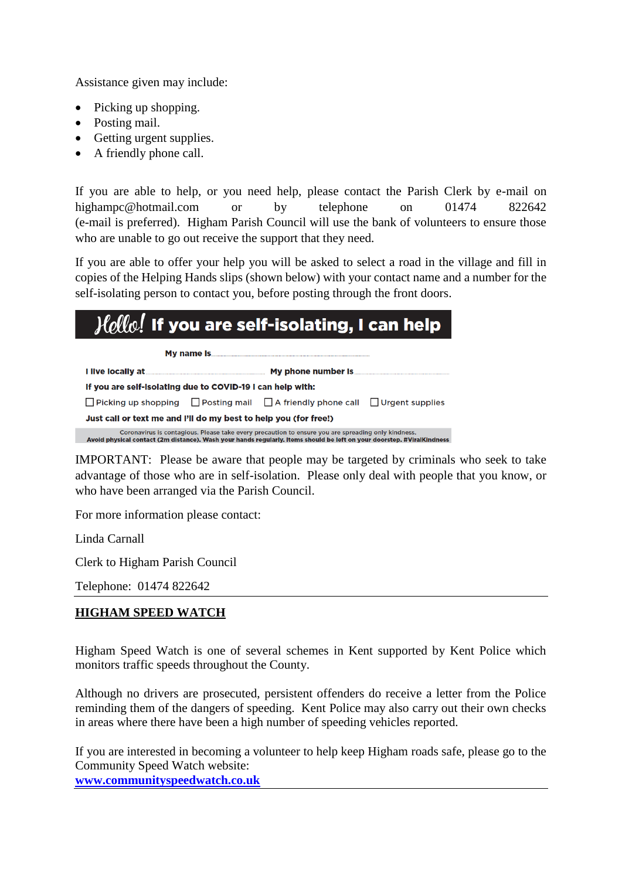Assistance given may include:

- Picking up shopping.
- Posting mail.
- Getting urgent supplies.
- A friendly phone call.

If you are able to help, or you need help, please contact the Parish Clerk by e-mail on highampc@hotmail.com or by telephone on 01474 822642 (e-mail is preferred). Higham Parish Council will use the bank of volunteers to ensure those who are unable to go out receive the support that they need.

If you are able to offer your help you will be asked to select a road in the village and fill in copies of the Helping Hands slips (shown below) with your contact name and a number for the self-isolating person to contact you, before posting through the front doors.

**Hello! If you are self-isolating, I can help**

**My name is** ............................................................

**I live locally at** .............................................. **My phone number is** ..........................................

**If you are self-isolating due to COVID-19 I can help with:**

☐ Picking up shopping ☐ Posting mail ☐ A friendly phone call ☐ Urgent supplies

**Just call or text me and I'll do my best to help you (for free!)**

Coronavirus is contagious. Please take every precaution to ensure you are spreading only kindness.
**Avoid physical contact (2m distance). Wash your hands regularly. Items should be left on your doorstep. #ViralKindness**

IMPORTANT: Please be aware that people may be targeted by criminals who seek to take advantage of those who are in self-isolation. Please only deal with people that you know, or who have been arranged via the Parish Council.

For more information please contact:

Linda Carnall

Clerk to Higham Parish Council

Telephone: 01474 822642

---

## HIGHAM SPEED WATCH

Higham Speed Watch is one of several schemes in Kent supported by Kent Police which monitors traffic speeds throughout the County.

Although no drivers are prosecuted, persistent offenders do receive a letter from the Police reminding them of the dangers of speeding. Kent Police may also carry out their own checks in areas where there have been a high number of speeding vehicles reported.

If you are interested in becoming a volunteer to help keep Higham roads safe, please go to the Community Speed Watch website:
**www.communityspeedwatch.co.uk**

---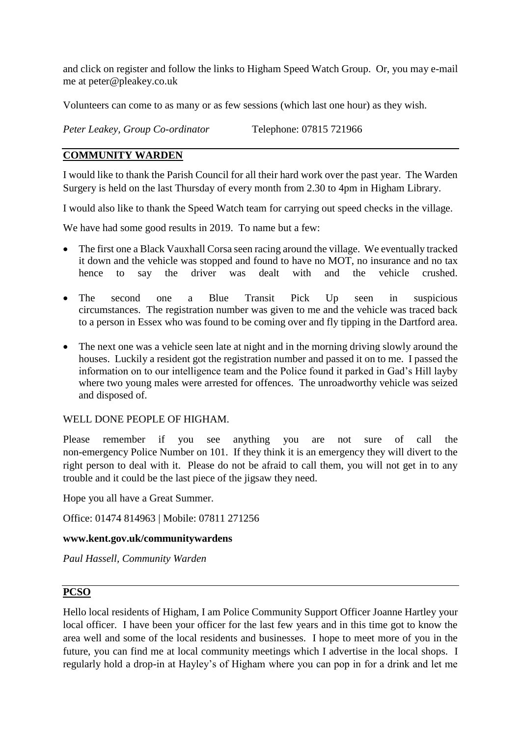and click on register and follow the links to Higham Speed Watch Group. Or, you may e-mail me at peter@pleakey.co.uk

Volunteers can come to as many or as few sessions (which last one hour) as they wish.

*Peter Leakey, Group Co-ordinator* Telephone: 07815 721966

## COMMUNITY WARDEN

I would like to thank the Parish Council for all their hard work over the past year. The Warden Surgery is held on the last Thursday of every month from 2.30 to 4pm in Higham Library.

I would also like to thank the Speed Watch team for carrying out speed checks in the village.

We have had some good results in 2019. To name but a few:

- The first one a Black Vauxhall Corsa seen racing around the village. We eventually tracked it down and the vehicle was stopped and found to have no MOT, no insurance and no tax hence to say the driver was dealt with and the vehicle crushed.
- The second one a Blue Transit Pick Up seen in suspicious circumstances. The registration number was given to me and the vehicle was traced back to a person in Essex who was found to be coming over and fly tipping in the Dartford area.
- The next one was a vehicle seen late at night and in the morning driving slowly around the houses. Luckily a resident got the registration number and passed it on to me. I passed the information on to our intelligence team and the Police found it parked in Gad's Hill layby where two young males were arrested for offences. The unroadworthy vehicle was seized and disposed of.

WELL DONE PEOPLE OF HIGHAM.

Please remember if you see anything you are not sure of call the non-emergency Police Number on 101. If they think it is an emergency they will divert to the right person to deal with it. Please do not be afraid to call them, you will not get in to any trouble and it could be the last piece of the jigsaw they need.

Hope you all have a Great Summer.

Office: 01474 814963 | Mobile: 07811 271256

**www.kent.gov.uk/communitywardens**

*Paul Hassell, Community Warden*

## PCSO

Hello local residents of Higham, I am Police Community Support Officer Joanne Hartley your local officer. I have been your officer for the last few years and in this time got to know the area well and some of the local residents and businesses. I hope to meet more of you in the future, you can find me at local community meetings which I advertise in the local shops. I regularly hold a drop-in at Hayley's of Higham where you can pop in for a drink and let me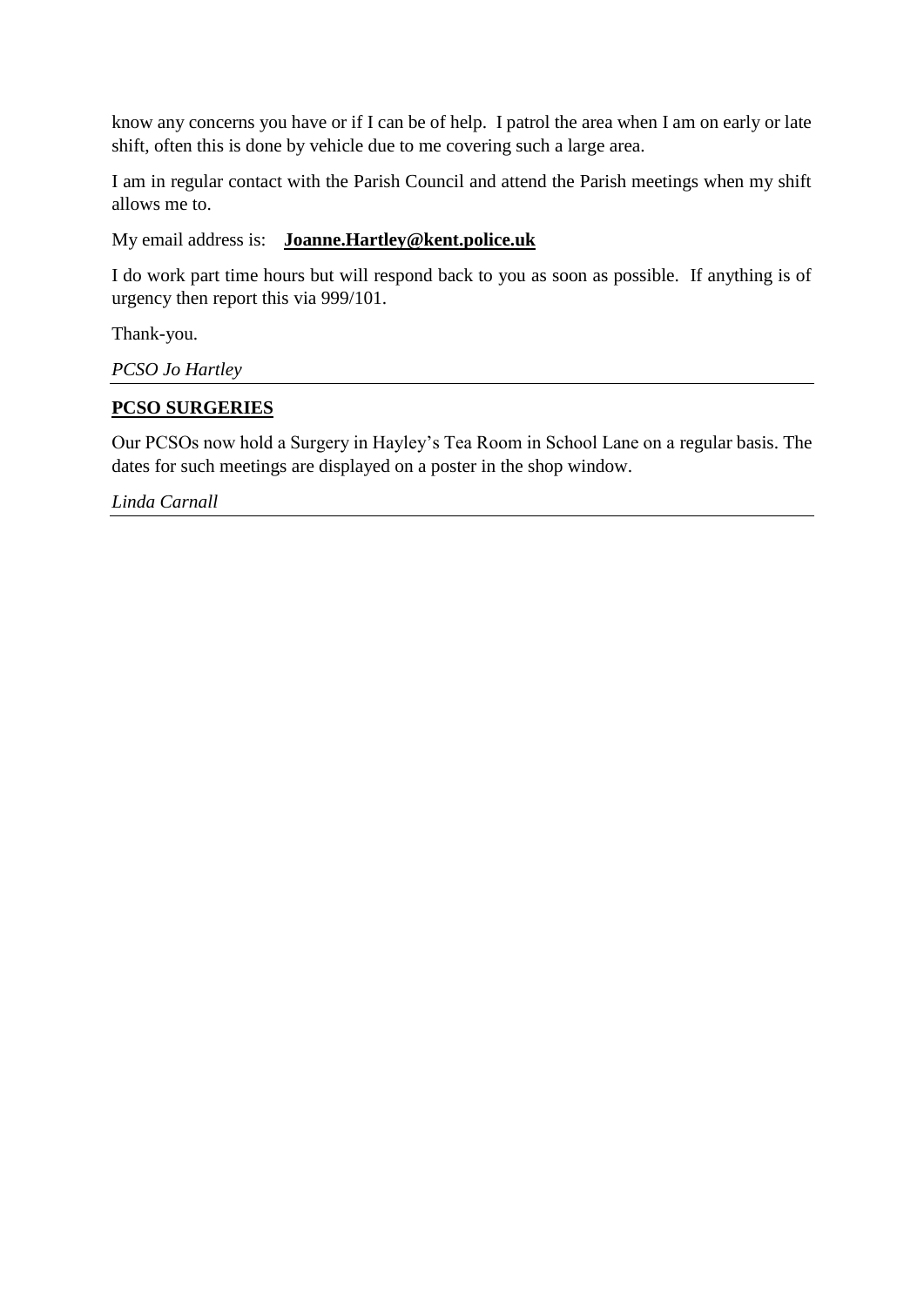know any concerns you have or if I can be of help. I patrol the area when I am on early or late shift, often this is done by vehicle due to me covering such a large area.

I am in regular contact with the Parish Council and attend the Parish meetings when my shift allows me to.

My email address is: **Joanne.Hartley@kent.police.uk**

I do work part time hours but will respond back to you as soon as possible. If anything is of urgency then report this via 999/101.

Thank-you.

*PCSO Jo Hartley*

---

**PCSO SURGERIES**

Our PCSOs now hold a Surgery in Hayley's Tea Room in School Lane on a regular basis. The dates for such meetings are displayed on a poster in the shop window.

*Linda Carnall*

---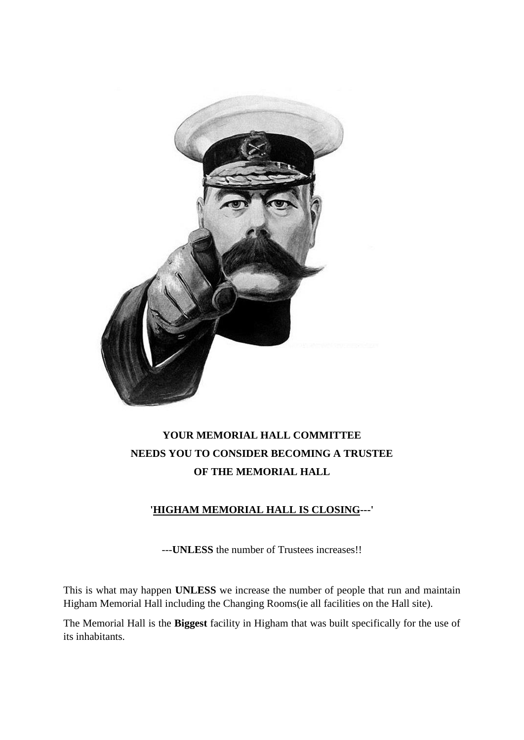**YOUR MEMORIAL HALL COMMITTEE**
**NEEDS YOU TO CONSIDER BECOMING A TRUSTEE**
**OF THE MEMORIAL HALL**

**'HIGHAM MEMORIAL HALL IS CLOSING---'**

---**UNLESS** the number of Trustees increases!!

This is what may happen **UNLESS** we increase the number of people that run and maintain Higham Memorial Hall including the Changing Rooms(ie all facilities on the Hall site).

The Memorial Hall is the **Biggest** facility in Higham that was built specifically for the use of its inhabitants.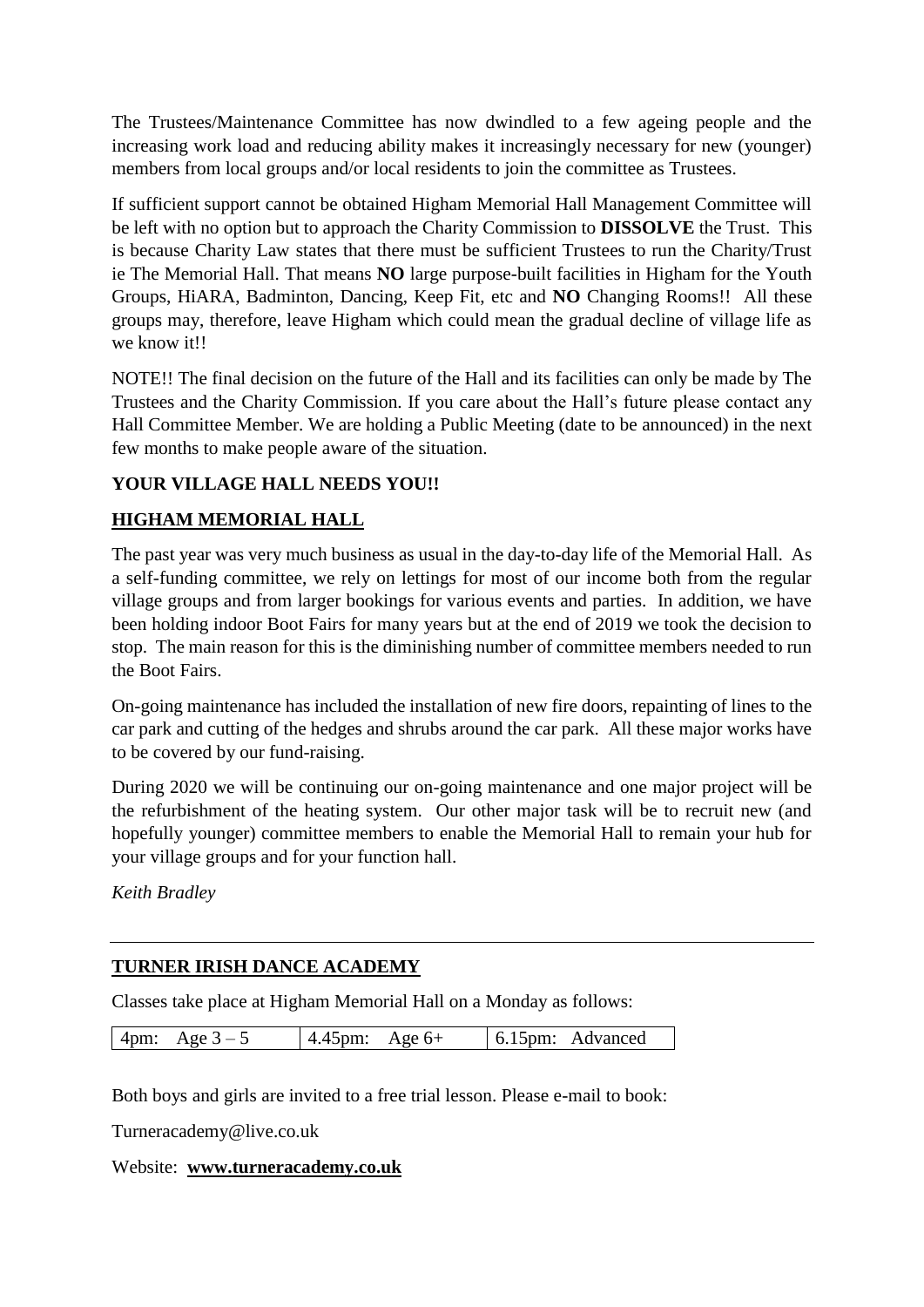The Trustees/Maintenance Committee has now dwindled to a few ageing people and the increasing work load and reducing ability makes it increasingly necessary for new (younger) members from local groups and/or local residents to join the committee as Trustees.

If sufficient support cannot be obtained Higham Memorial Hall Management Committee will be left with no option but to approach the Charity Commission to **DISSOLVE** the Trust. This is because Charity Law states that there must be sufficient Trustees to run the Charity/Trust ie The Memorial Hall. That means **NO** large purpose-built facilities in Higham for the Youth Groups, HiARA, Badminton, Dancing, Keep Fit, etc and **NO** Changing Rooms!! All these groups may, therefore, leave Higham which could mean the gradual decline of village life as we know it!!

NOTE!! The final decision on the future of the Hall and its facilities can only be made by The Trustees and the Charity Commission. If you care about the Hall's future please contact any Hall Committee Member. We are holding a Public Meeting (date to be announced) in the next few months to make people aware of the situation.

**YOUR VILLAGE HALL NEEDS YOU!!**

## HIGHAM MEMORIAL HALL

The past year was very much business as usual in the day-to-day life of the Memorial Hall. As a self-funding committee, we rely on lettings for most of our income both from the regular village groups and from larger bookings for various events and parties. In addition, we have been holding indoor Boot Fairs for many years but at the end of 2019 we took the decision to stop. The main reason for this is the diminishing number of committee members needed to run the Boot Fairs.

On-going maintenance has included the installation of new fire doors, repainting of lines to the car park and cutting of the hedges and shrubs around the car park. All these major works have to be covered by our fund-raising.

During 2020 we will be continuing our on-going maintenance and one major project will be the refurbishment of the heating system. Our other major task will be to recruit new (and hopefully younger) committee members to enable the Memorial Hall to remain your hub for your village groups and for your function hall.

*Keith Bradley*

---

## TURNER IRISH DANCE ACADEMY

Classes take place at Higham Memorial Hall on a Monday as follows:

| 4pm: Age 3 – 5 | 4.45pm: Age 6+ | 6.15pm: Advanced |
|---|---|---|

Both boys and girls are invited to a free trial lesson. Please e-mail to book:

Turneracademy@live.co.uk

Website: **www.turneracademy.co.uk**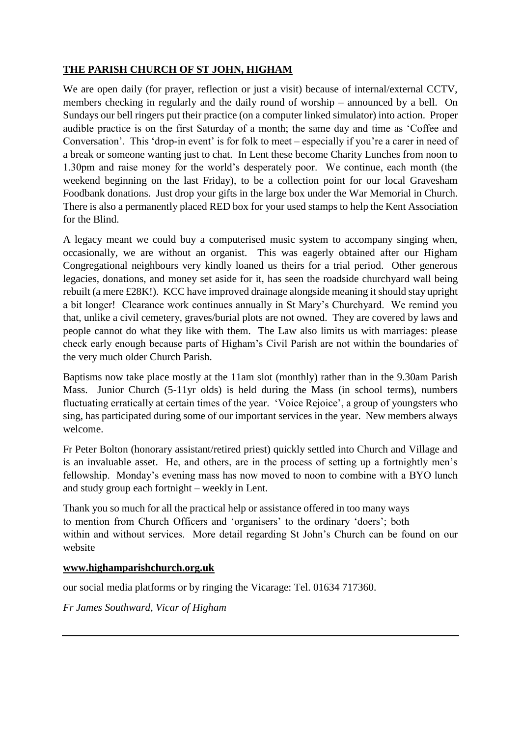**THE PARISH CHURCH OF ST JOHN, HIGHAM**

We are open daily (for prayer, reflection or just a visit) because of internal/external CCTV, members checking in regularly and the daily round of worship – announced by a bell. On Sundays our bell ringers put their practice (on a computer linked simulator) into action. Proper audible practice is on the first Saturday of a month; the same day and time as 'Coffee and Conversation'. This 'drop-in event' is for folk to meet – especially if you're a carer in need of a break or someone wanting just to chat. In Lent these become Charity Lunches from noon to 1.30pm and raise money for the world's desperately poor. We continue, each month (the weekend beginning on the last Friday), to be a collection point for our local Gravesham Foodbank donations. Just drop your gifts in the large box under the War Memorial in Church. There is also a permanently placed RED box for your used stamps to help the Kent Association for the Blind.

A legacy meant we could buy a computerised music system to accompany singing when, occasionally, we are without an organist. This was eagerly obtained after our Higham Congregational neighbours very kindly loaned us theirs for a trial period. Other generous legacies, donations, and money set aside for it, has seen the roadside churchyard wall being rebuilt (a mere £28K!). KCC have improved drainage alongside meaning it should stay upright a bit longer! Clearance work continues annually in St Mary's Churchyard. We remind you that, unlike a civil cemetery, graves/burial plots are not owned. They are covered by laws and people cannot do what they like with them. The Law also limits us with marriages: please check early enough because parts of Higham's Civil Parish are not within the boundaries of the very much older Church Parish.

Baptisms now take place mostly at the 11am slot (monthly) rather than in the 9.30am Parish Mass. Junior Church (5-11yr olds) is held during the Mass (in school terms), numbers fluctuating erratically at certain times of the year. 'Voice Rejoice', a group of youngsters who sing, has participated during some of our important services in the year. New members always welcome.

Fr Peter Bolton (honorary assistant/retired priest) quickly settled into Church and Village and is an invaluable asset. He, and others, are in the process of setting up a fortnightly men's fellowship. Monday's evening mass has now moved to noon to combine with a BYO lunch and study group each fortnight – weekly in Lent.

Thank you so much for all the practical help or assistance offered in too many ways to mention from Church Officers and 'organisers' to the ordinary 'doers'; both within and without services. More detail regarding St John's Church can be found on our website

**www.highamparishchurch.org.uk**

our social media platforms or by ringing the Vicarage: Tel. 01634 717360.

*Fr James Southward, Vicar of Higham*

---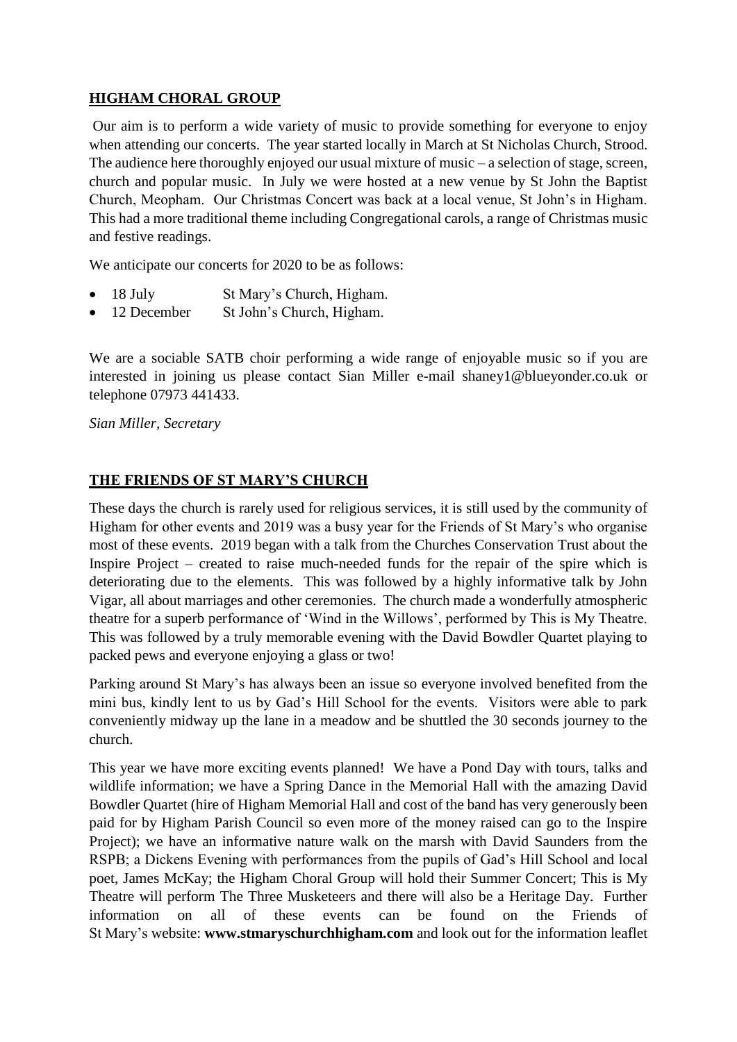## HIGHAM CHORAL GROUP

Our aim is to perform a wide variety of music to provide something for everyone to enjoy when attending our concerts. The year started locally in March at St Nicholas Church, Strood. The audience here thoroughly enjoyed our usual mixture of music – a selection of stage, screen, church and popular music. In July we were hosted at a new venue by St John the Baptist Church, Meopham. Our Christmas Concert was back at a local venue, St John's in Higham. This had a more traditional theme including Congregational carols, a range of Christmas music and festive readings.

We anticipate our concerts for 2020 to be as follows:

- 18 July St Mary's Church, Higham.
- 12 December St John's Church, Higham.

We are a sociable SATB choir performing a wide range of enjoyable music so if you are interested in joining us please contact Sian Miller e-mail shaney1@blueyonder.co.uk or telephone 07973 441433.

*Sian Miller, Secretary*

## THE FRIENDS OF ST MARY'S CHURCH

These days the church is rarely used for religious services, it is still used by the community of Higham for other events and 2019 was a busy year for the Friends of St Mary's who organise most of these events. 2019 began with a talk from the Churches Conservation Trust about the Inspire Project – created to raise much-needed funds for the repair of the spire which is deteriorating due to the elements. This was followed by a highly informative talk by John Vigar, all about marriages and other ceremonies. The church made a wonderfully atmospheric theatre for a superb performance of 'Wind in the Willows', performed by This is My Theatre. This was followed by a truly memorable evening with the David Bowdler Quartet playing to packed pews and everyone enjoying a glass or two!

Parking around St Mary's has always been an issue so everyone involved benefited from the mini bus, kindly lent to us by Gad's Hill School for the events. Visitors were able to park conveniently midway up the lane in a meadow and be shuttled the 30 seconds journey to the church.

This year we have more exciting events planned! We have a Pond Day with tours, talks and wildlife information; we have a Spring Dance in the Memorial Hall with the amazing David Bowdler Quartet (hire of Higham Memorial Hall and cost of the band has very generously been paid for by Higham Parish Council so even more of the money raised can go to the Inspire Project); we have an informative nature walk on the marsh with David Saunders from the RSPB; a Dickens Evening with performances from the pupils of Gad's Hill School and local poet, James McKay; the Higham Choral Group will hold their Summer Concert; This is My Theatre will perform The Three Musketeers and there will also be a Heritage Day. Further information on all of these events can be found on the Friends of St Mary's website: **www.stmaryschurchhigham.com** and look out for the information leaflet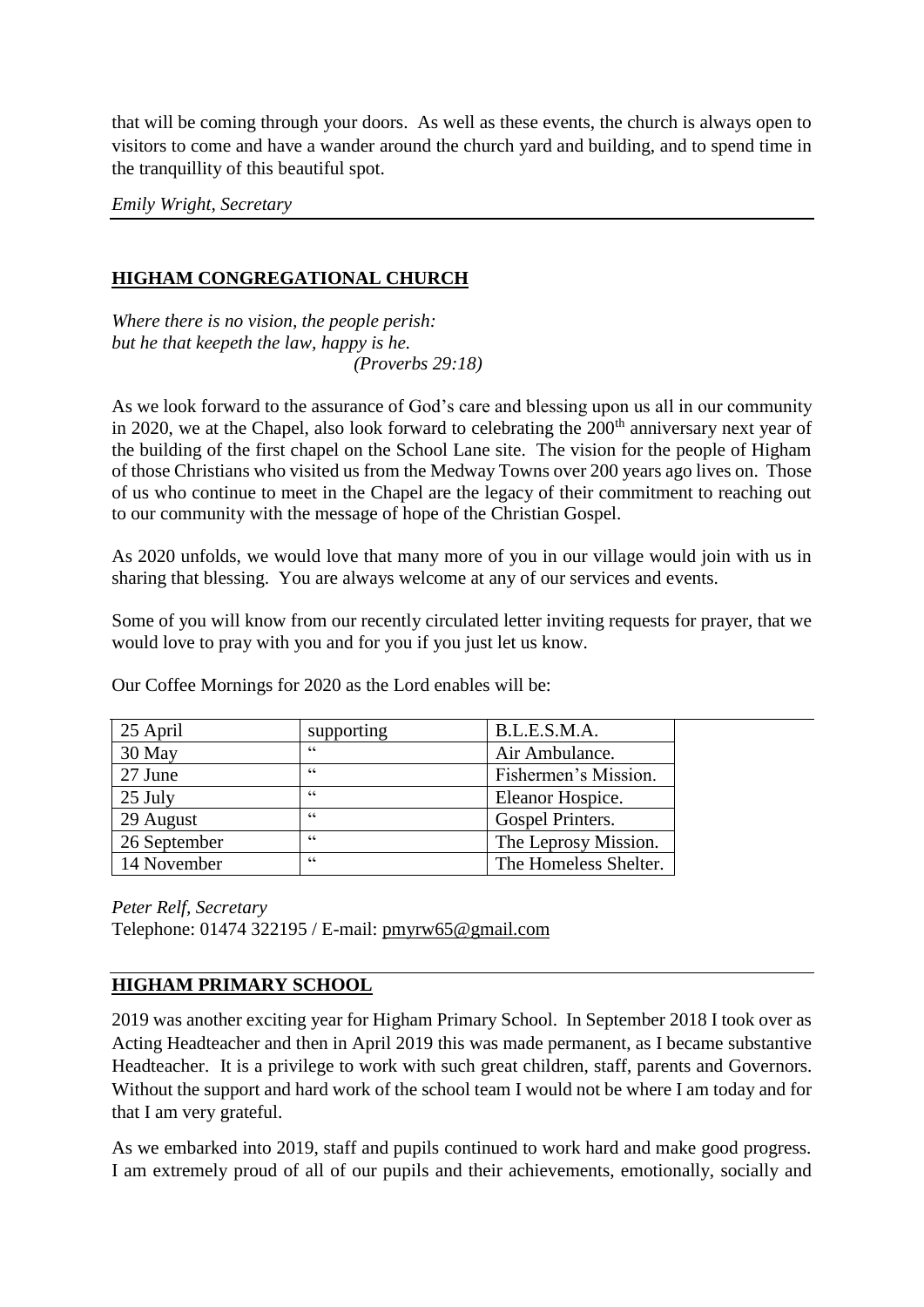that will be coming through your doors. As well as these events, the church is always open to visitors to come and have a wander around the church yard and building, and to spend time in the tranquillity of this beautiful spot.

*Emily Wright, Secretary*

---

## HIGHAM CONGREGATIONAL CHURCH

*Where there is no vision, the people perish:*
*but he that keepeth the law, happy is he.*
*(Proverbs 29:18)*

As we look forward to the assurance of God's care and blessing upon us all in our community in 2020, we at the Chapel, also look forward to celebrating the 200th anniversary next year of the building of the first chapel on the School Lane site. The vision for the people of Higham of those Christians who visited us from the Medway Towns over 200 years ago lives on. Those of us who continue to meet in the Chapel are the legacy of their commitment to reaching out to our community with the message of hope of the Christian Gospel.

As 2020 unfolds, we would love that many more of you in our village would join with us in sharing that blessing. You are always welcome at any of our services and events.

Some of you will know from our recently circulated letter inviting requests for prayer, that we would love to pray with you and for you if you just let us know.

Our Coffee Mornings for 2020 as the Lord enables will be:

| | | |
|---|---|---|
| 25 April | supporting | B.L.E.S.M.A. |
| 30 May | " | Air Ambulance. |
| 27 June | " | Fishermen's Mission. |
| 25 July | " | Eleanor Hospice. |
| 29 August | " | Gospel Printers. |
| 26 September | " | The Leprosy Mission. |
| 14 November | " | The Homeless Shelter. |

*Peter Relf, Secretary*
Telephone: 01474 322195 / E-mail: pmyrw65@gmail.com

---

## HIGHAM PRIMARY SCHOOL

2019 was another exciting year for Higham Primary School. In September 2018 I took over as Acting Headteacher and then in April 2019 this was made permanent, as I became substantive Headteacher. It is a privilege to work with such great children, staff, parents and Governors. Without the support and hard work of the school team I would not be where I am today and for that I am very grateful.

As we embarked into 2019, staff and pupils continued to work hard and make good progress. I am extremely proud of all of our pupils and their achievements, emotionally, socially and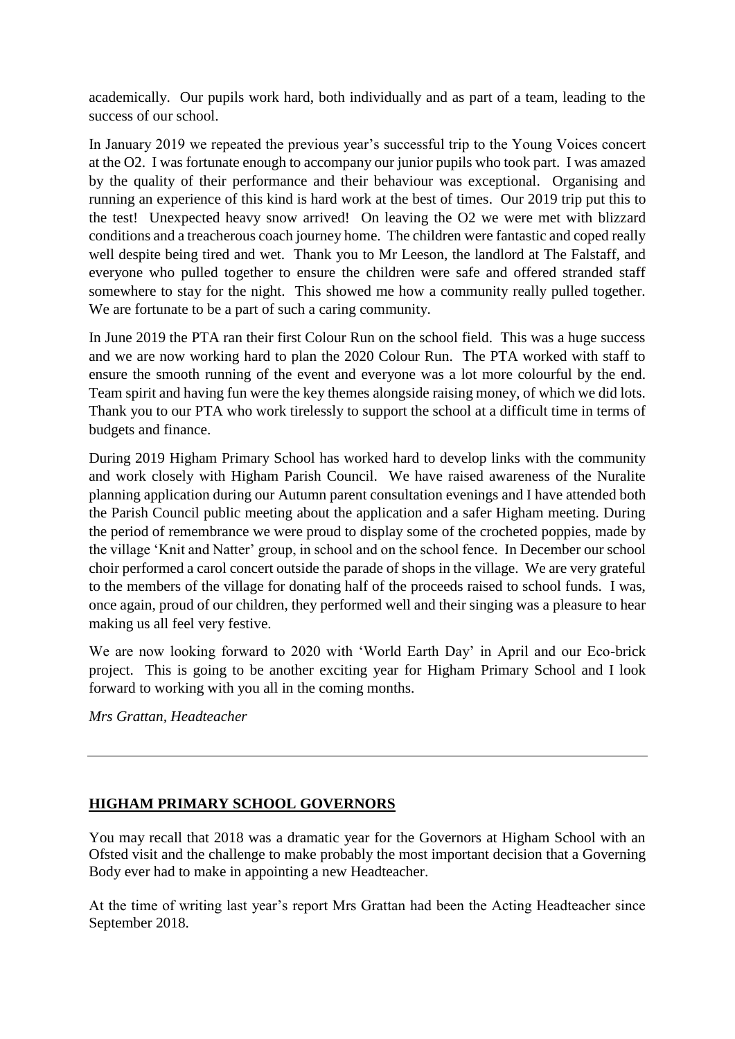academically. Our pupils work hard, both individually and as part of a team, leading to the success of our school.

In January 2019 we repeated the previous year's successful trip to the Young Voices concert at the O2. I was fortunate enough to accompany our junior pupils who took part. I was amazed by the quality of their performance and their behaviour was exceptional. Organising and running an experience of this kind is hard work at the best of times. Our 2019 trip put this to the test! Unexpected heavy snow arrived! On leaving the O2 we were met with blizzard conditions and a treacherous coach journey home. The children were fantastic and coped really well despite being tired and wet. Thank you to Mr Leeson, the landlord at The Falstaff, and everyone who pulled together to ensure the children were safe and offered stranded staff somewhere to stay for the night. This showed me how a community really pulled together. We are fortunate to be a part of such a caring community.

In June 2019 the PTA ran their first Colour Run on the school field. This was a huge success and we are now working hard to plan the 2020 Colour Run. The PTA worked with staff to ensure the smooth running of the event and everyone was a lot more colourful by the end. Team spirit and having fun were the key themes alongside raising money, of which we did lots. Thank you to our PTA who work tirelessly to support the school at a difficult time in terms of budgets and finance.

During 2019 Higham Primary School has worked hard to develop links with the community and work closely with Higham Parish Council. We have raised awareness of the Nuralite planning application during our Autumn parent consultation evenings and I have attended both the Parish Council public meeting about the application and a safer Higham meeting. During the period of remembrance we were proud to display some of the crocheted poppies, made by the village 'Knit and Natter' group, in school and on the school fence. In December our school choir performed a carol concert outside the parade of shops in the village. We are very grateful to the members of the village for donating half of the proceeds raised to school funds. I was, once again, proud of our children, they performed well and their singing was a pleasure to hear making us all feel very festive.

We are now looking forward to 2020 with 'World Earth Day' in April and our Eco-brick project. This is going to be another exciting year for Higham Primary School and I look forward to working with you all in the coming months.

*Mrs Grattan, Headteacher*

---

## HIGHAM PRIMARY SCHOOL GOVERNORS

You may recall that 2018 was a dramatic year for the Governors at Higham School with an Ofsted visit and the challenge to make probably the most important decision that a Governing Body ever had to make in appointing a new Headteacher.

At the time of writing last year's report Mrs Grattan had been the Acting Headteacher since September 2018.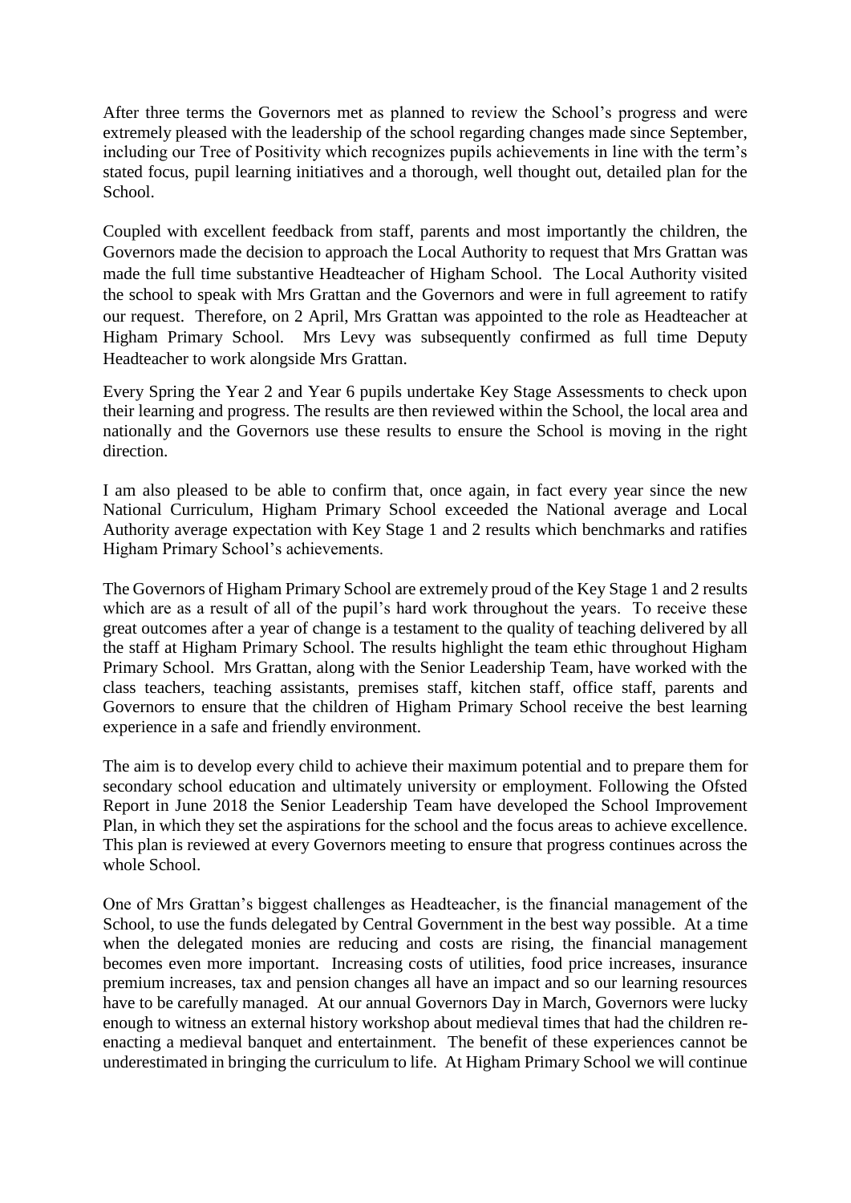After three terms the Governors met as planned to review the School's progress and were extremely pleased with the leadership of the school regarding changes made since September, including our Tree of Positivity which recognizes pupils achievements in line with the term's stated focus, pupil learning initiatives and a thorough, well thought out, detailed plan for the School.

Coupled with excellent feedback from staff, parents and most importantly the children, the Governors made the decision to approach the Local Authority to request that Mrs Grattan was made the full time substantive Headteacher of Higham School. The Local Authority visited the school to speak with Mrs Grattan and the Governors and were in full agreement to ratify our request. Therefore, on 2 April, Mrs Grattan was appointed to the role as Headteacher at Higham Primary School. Mrs Levy was subsequently confirmed as full time Deputy Headteacher to work alongside Mrs Grattan.

Every Spring the Year 2 and Year 6 pupils undertake Key Stage Assessments to check upon their learning and progress. The results are then reviewed within the School, the local area and nationally and the Governors use these results to ensure the School is moving in the right direction.

I am also pleased to be able to confirm that, once again, in fact every year since the new National Curriculum, Higham Primary School exceeded the National average and Local Authority average expectation with Key Stage 1 and 2 results which benchmarks and ratifies Higham Primary School's achievements.

The Governors of Higham Primary School are extremely proud of the Key Stage 1 and 2 results which are as a result of all of the pupil's hard work throughout the years. To receive these great outcomes after a year of change is a testament to the quality of teaching delivered by all the staff at Higham Primary School. The results highlight the team ethic throughout Higham Primary School. Mrs Grattan, along with the Senior Leadership Team, have worked with the class teachers, teaching assistants, premises staff, kitchen staff, office staff, parents and Governors to ensure that the children of Higham Primary School receive the best learning experience in a safe and friendly environment.

The aim is to develop every child to achieve their maximum potential and to prepare them for secondary school education and ultimately university or employment. Following the Ofsted Report in June 2018 the Senior Leadership Team have developed the School Improvement Plan, in which they set the aspirations for the school and the focus areas to achieve excellence. This plan is reviewed at every Governors meeting to ensure that progress continues across the whole School.

One of Mrs Grattan's biggest challenges as Headteacher, is the financial management of the School, to use the funds delegated by Central Government in the best way possible. At a time when the delegated monies are reducing and costs are rising, the financial management becomes even more important. Increasing costs of utilities, food price increases, insurance premium increases, tax and pension changes all have an impact and so our learning resources have to be carefully managed. At our annual Governors Day in March, Governors were lucky enough to witness an external history workshop about medieval times that had the children re-enacting a medieval banquet and entertainment. The benefit of these experiences cannot be underestimated in bringing the curriculum to life. At Higham Primary School we will continue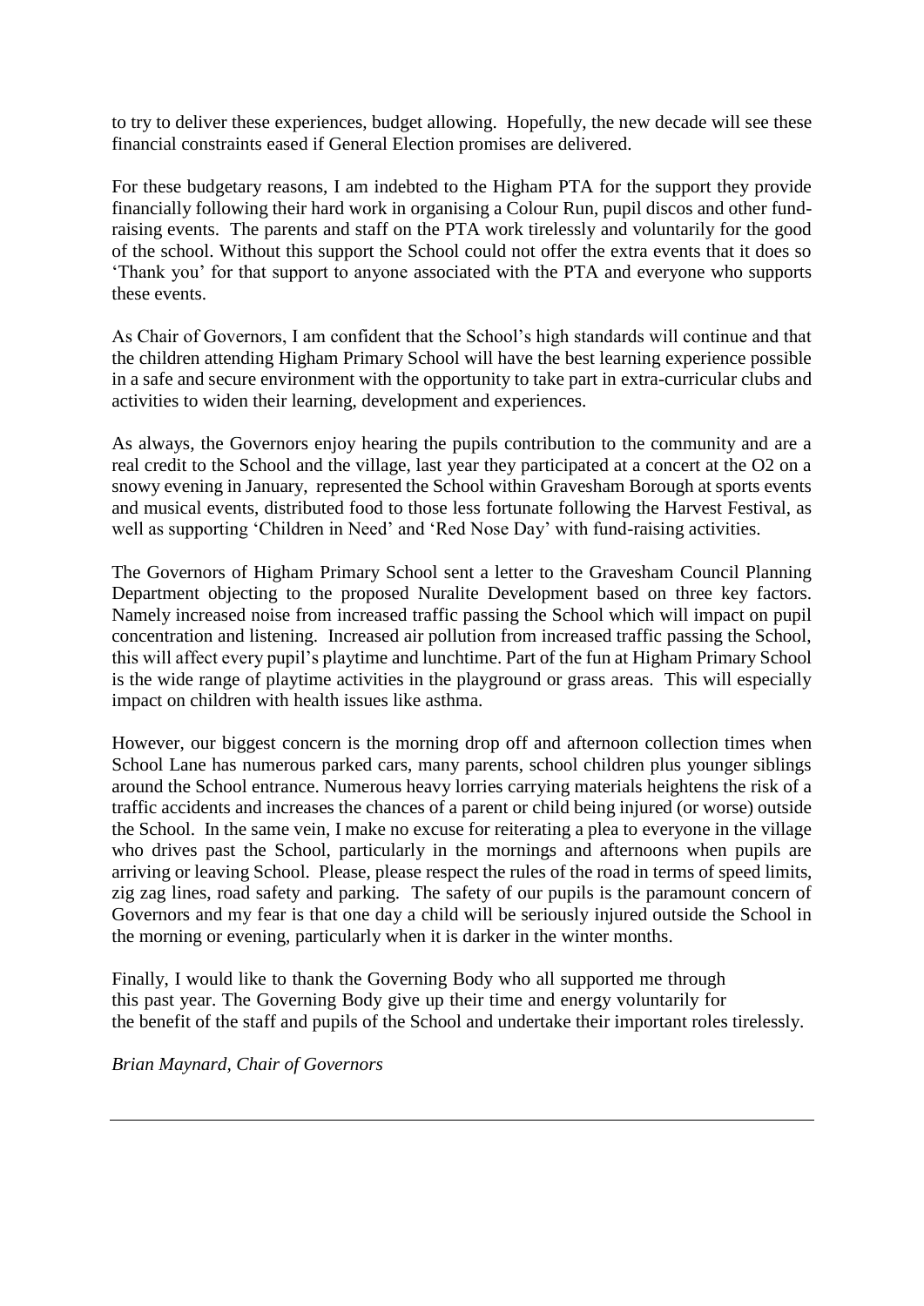to try to deliver these experiences, budget allowing. Hopefully, the new decade will see these financial constraints eased if General Election promises are delivered.

For these budgetary reasons, I am indebted to the Higham PTA for the support they provide financially following their hard work in organising a Colour Run, pupil discos and other fund-raising events. The parents and staff on the PTA work tirelessly and voluntarily for the good of the school. Without this support the School could not offer the extra events that it does so 'Thank you' for that support to anyone associated with the PTA and everyone who supports these events.

As Chair of Governors, I am confident that the School's high standards will continue and that the children attending Higham Primary School will have the best learning experience possible in a safe and secure environment with the opportunity to take part in extra-curricular clubs and activities to widen their learning, development and experiences.

As always, the Governors enjoy hearing the pupils contribution to the community and are a real credit to the School and the village, last year they participated at a concert at the O2 on a snowy evening in January, represented the School within Gravesham Borough at sports events and musical events, distributed food to those less fortunate following the Harvest Festival, as well as supporting 'Children in Need' and 'Red Nose Day' with fund-raising activities.

The Governors of Higham Primary School sent a letter to the Gravesham Council Planning Department objecting to the proposed Nuralite Development based on three key factors. Namely increased noise from increased traffic passing the School which will impact on pupil concentration and listening. Increased air pollution from increased traffic passing the School, this will affect every pupil's playtime and lunchtime. Part of the fun at Higham Primary School is the wide range of playtime activities in the playground or grass areas. This will especially impact on children with health issues like asthma.

However, our biggest concern is the morning drop off and afternoon collection times when School Lane has numerous parked cars, many parents, school children plus younger siblings around the School entrance. Numerous heavy lorries carrying materials heightens the risk of a traffic accidents and increases the chances of a parent or child being injured (or worse) outside the School. In the same vein, I make no excuse for reiterating a plea to everyone in the village who drives past the School, particularly in the mornings and afternoons when pupils are arriving or leaving School. Please, please respect the rules of the road in terms of speed limits, zig zag lines, road safety and parking. The safety of our pupils is the paramount concern of Governors and my fear is that one day a child will be seriously injured outside the School in the morning or evening, particularly when it is darker in the winter months.

Finally, I would like to thank the Governing Body who all supported me through this past year. The Governing Body give up their time and energy voluntarily for the benefit of the staff and pupils of the School and undertake their important roles tirelessly.

*Brian Maynard, Chair of Governors*

---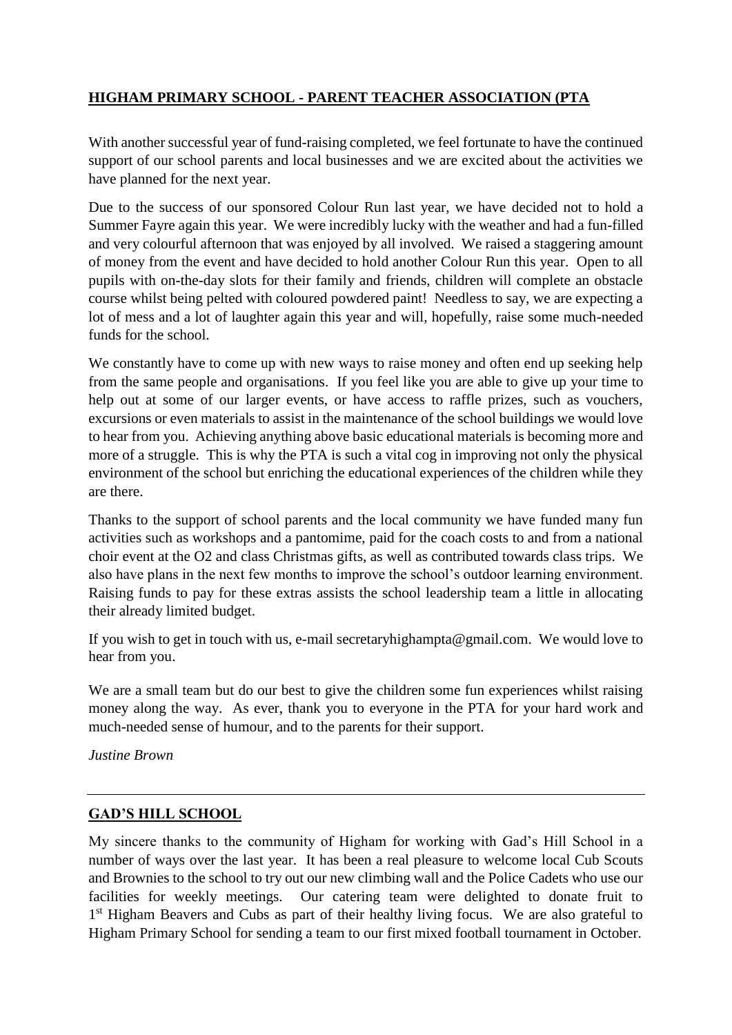## HIGHAM PRIMARY SCHOOL - PARENT TEACHER ASSOCIATION (PTA

With another successful year of fund-raising completed, we feel fortunate to have the continued support of our school parents and local businesses and we are excited about the activities we have planned for the next year.

Due to the success of our sponsored Colour Run last year, we have decided not to hold a Summer Fayre again this year. We were incredibly lucky with the weather and had a fun-filled and very colourful afternoon that was enjoyed by all involved. We raised a staggering amount of money from the event and have decided to hold another Colour Run this year. Open to all pupils with on-the-day slots for their family and friends, children will complete an obstacle course whilst being pelted with coloured powdered paint! Needless to say, we are expecting a lot of mess and a lot of laughter again this year and will, hopefully, raise some much-needed funds for the school.

We constantly have to come up with new ways to raise money and often end up seeking help from the same people and organisations. If you feel like you are able to give up your time to help out at some of our larger events, or have access to raffle prizes, such as vouchers, excursions or even materials to assist in the maintenance of the school buildings we would love to hear from you. Achieving anything above basic educational materials is becoming more and more of a struggle. This is why the PTA is such a vital cog in improving not only the physical environment of the school but enriching the educational experiences of the children while they are there.

Thanks to the support of school parents and the local community we have funded many fun activities such as workshops and a pantomime, paid for the coach costs to and from a national choir event at the O2 and class Christmas gifts, as well as contributed towards class trips. We also have plans in the next few months to improve the school's outdoor learning environment. Raising funds to pay for these extras assists the school leadership team a little in allocating their already limited budget.

If you wish to get in touch with us, e-mail secretaryhighampta@gmail.com. We would love to hear from you.

We are a small team but do our best to give the children some fun experiences whilst raising money along the way. As ever, thank you to everyone in the PTA for your hard work and much-needed sense of humour, and to the parents for their support.

*Justine Brown*

---

## GAD'S HILL SCHOOL

My sincere thanks to the community of Higham for working with Gad's Hill School in a number of ways over the last year. It has been a real pleasure to welcome local Cub Scouts and Brownies to the school to try out our new climbing wall and the Police Cadets who use our facilities for weekly meetings. Our catering team were delighted to donate fruit to 1st Higham Beavers and Cubs as part of their healthy living focus. We are also grateful to Higham Primary School for sending a team to our first mixed football tournament in October.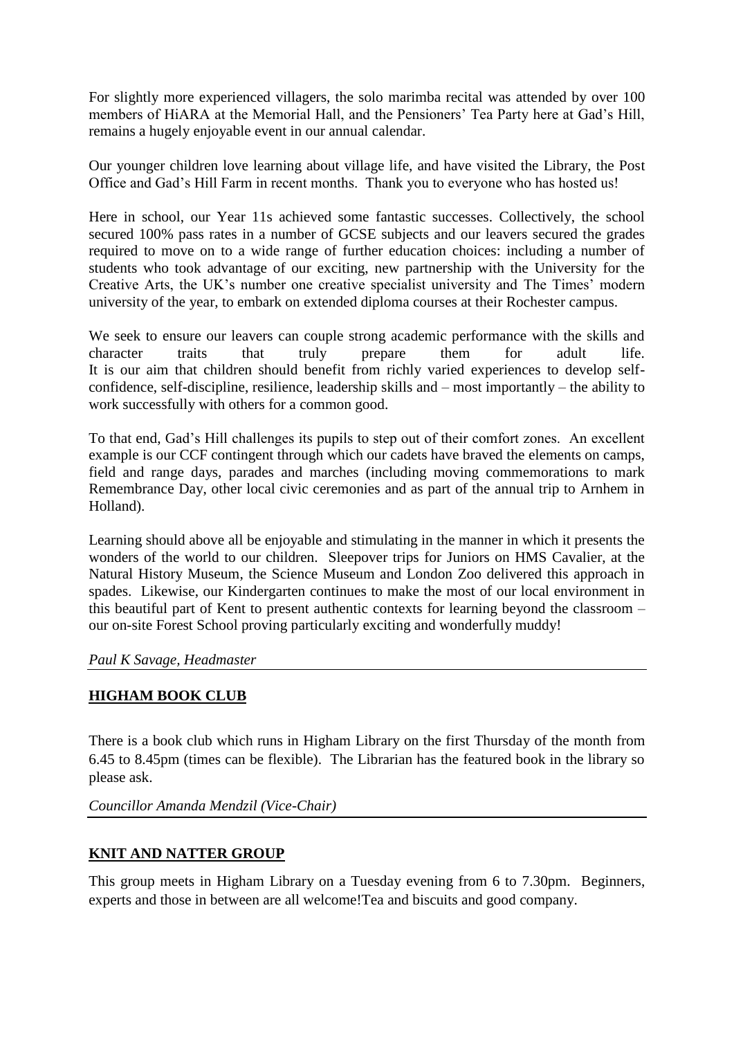For slightly more experienced villagers, the solo marimba recital was attended by over 100 members of HiARA at the Memorial Hall, and the Pensioners' Tea Party here at Gad's Hill, remains a hugely enjoyable event in our annual calendar.

Our younger children love learning about village life, and have visited the Library, the Post Office and Gad's Hill Farm in recent months. Thank you to everyone who has hosted us!

Here in school, our Year 11s achieved some fantastic successes. Collectively, the school secured 100% pass rates in a number of GCSE subjects and our leavers secured the grades required to move on to a wide range of further education choices: including a number of students who took advantage of our exciting, new partnership with the University for the Creative Arts, the UK's number one creative specialist university and The Times' modern university of the year, to embark on extended diploma courses at their Rochester campus.

We seek to ensure our leavers can couple strong academic performance with the skills and character traits that truly prepare them for adult life.
It is our aim that children should benefit from richly varied experiences to develop self-confidence, self-discipline, resilience, leadership skills and – most importantly – the ability to work successfully with others for a common good.

To that end, Gad's Hill challenges its pupils to step out of their comfort zones. An excellent example is our CCF contingent through which our cadets have braved the elements on camps, field and range days, parades and marches (including moving commemorations to mark Remembrance Day, other local civic ceremonies and as part of the annual trip to Arnhem in Holland).

Learning should above all be enjoyable and stimulating in the manner in which it presents the wonders of the world to our children. Sleepover trips for Juniors on HMS Cavalier, at the Natural History Museum, the Science Museum and London Zoo delivered this approach in spades. Likewise, our Kindergarten continues to make the most of our local environment in this beautiful part of Kent to present authentic contexts for learning beyond the classroom – our on-site Forest School proving particularly exciting and wonderfully muddy!

*Paul K Savage, Headmaster*

---

## HIGHAM BOOK CLUB

There is a book club which runs in Higham Library on the first Thursday of the month from 6.45 to 8.45pm (times can be flexible). The Librarian has the featured book in the library so please ask.

*Councillor Amanda Mendzil (Vice-Chair)*

---

## KNIT AND NATTER GROUP

This group meets in Higham Library on a Tuesday evening from 6 to 7.30pm. Beginners, experts and those in between are all welcome!Tea and biscuits and good company.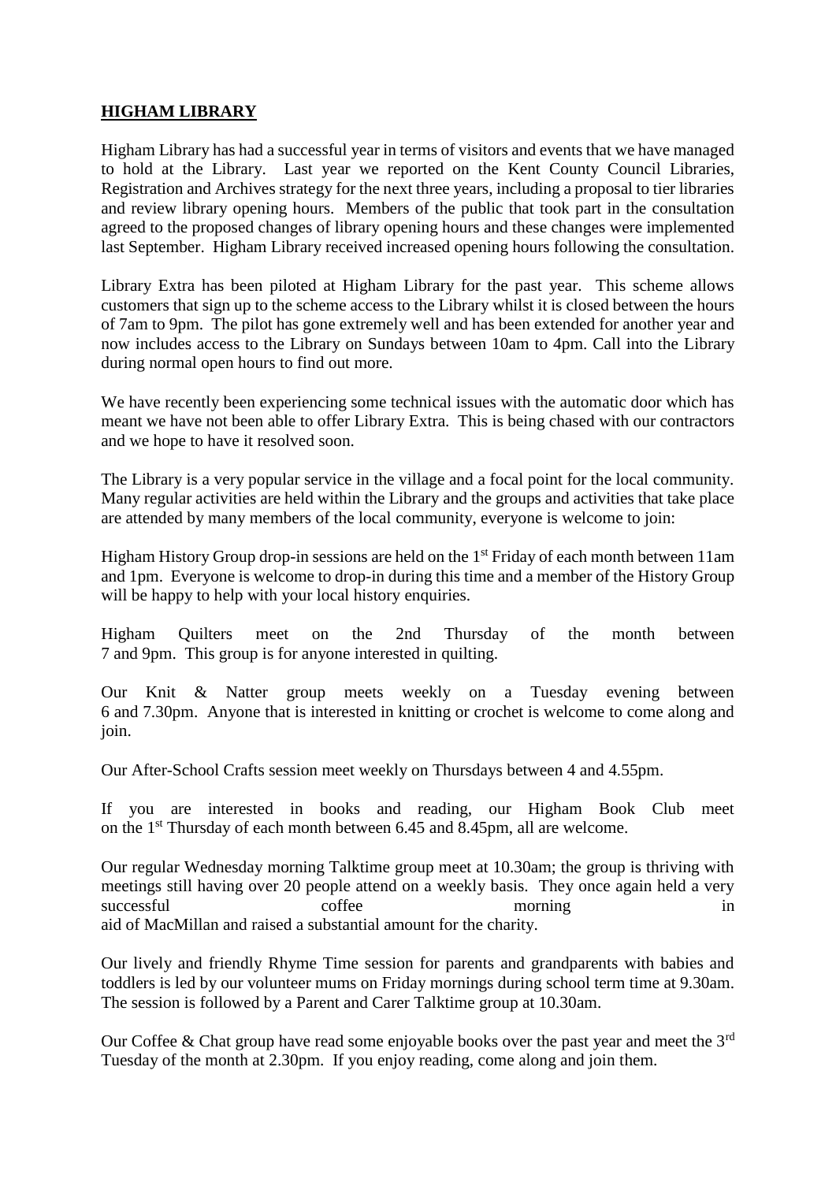**HIGHAM LIBRARY**

Higham Library has had a successful year in terms of visitors and events that we have managed to hold at the Library. Last year we reported on the Kent County Council Libraries, Registration and Archives strategy for the next three years, including a proposal to tier libraries and review library opening hours. Members of the public that took part in the consultation agreed to the proposed changes of library opening hours and these changes were implemented last September. Higham Library received increased opening hours following the consultation.

Library Extra has been piloted at Higham Library for the past year. This scheme allows customers that sign up to the scheme access to the Library whilst it is closed between the hours of 7am to 9pm. The pilot has gone extremely well and has been extended for another year and now includes access to the Library on Sundays between 10am to 4pm. Call into the Library during normal open hours to find out more.

We have recently been experiencing some technical issues with the automatic door which has meant we have not been able to offer Library Extra. This is being chased with our contractors and we hope to have it resolved soon.

The Library is a very popular service in the village and a focal point for the local community. Many regular activities are held within the Library and the groups and activities that take place are attended by many members of the local community, everyone is welcome to join:

Higham History Group drop-in sessions are held on the 1st Friday of each month between 11am and 1pm. Everyone is welcome to drop-in during this time and a member of the History Group will be happy to help with your local history enquiries.

Higham Quilters meet on the 2nd Thursday of the month between 7 and 9pm. This group is for anyone interested in quilting.

Our Knit & Natter group meets weekly on a Tuesday evening between 6 and 7.30pm. Anyone that is interested in knitting or crochet is welcome to come along and join.

Our After-School Crafts session meet weekly on Thursdays between 4 and 4.55pm.

If you are interested in books and reading, our Higham Book Club meet on the 1st Thursday of each month between 6.45 and 8.45pm, all are welcome.

Our regular Wednesday morning Talktime group meet at 10.30am; the group is thriving with meetings still having over 20 people attend on a weekly basis. They once again held a very successful coffee morning in aid of MacMillan and raised a substantial amount for the charity.

Our lively and friendly Rhyme Time session for parents and grandparents with babies and toddlers is led by our volunteer mums on Friday mornings during school term time at 9.30am. The session is followed by a Parent and Carer Talktime group at 10.30am.

Our Coffee & Chat group have read some enjoyable books over the past year and meet the 3rd Tuesday of the month at 2.30pm. If you enjoy reading, come along and join them.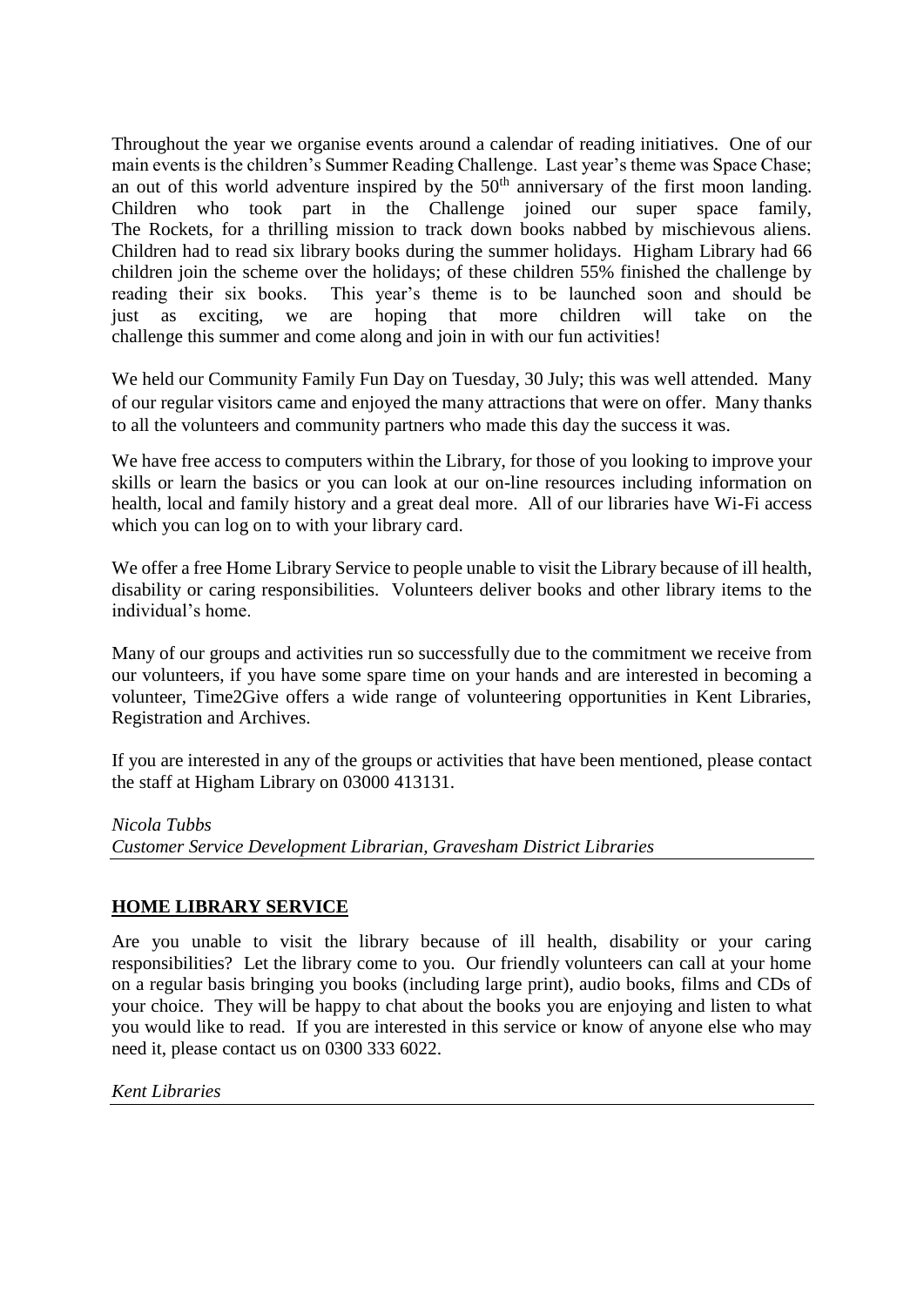Throughout the year we organise events around a calendar of reading initiatives. One of our main events is the children's Summer Reading Challenge. Last year's theme was Space Chase; an out of this world adventure inspired by the 50th anniversary of the first moon landing. Children who took part in the Challenge joined our super space family, The Rockets, for a thrilling mission to track down books nabbed by mischievous aliens. Children had to read six library books during the summer holidays. Higham Library had 66 children join the scheme over the holidays; of these children 55% finished the challenge by reading their six books. This year's theme is to be launched soon and should be just as exciting, we are hoping that more children will take on the challenge this summer and come along and join in with our fun activities!

We held our Community Family Fun Day on Tuesday, 30 July; this was well attended. Many of our regular visitors came and enjoyed the many attractions that were on offer. Many thanks to all the volunteers and community partners who made this day the success it was.

We have free access to computers within the Library, for those of you looking to improve your skills or learn the basics or you can look at our on-line resources including information on health, local and family history and a great deal more. All of our libraries have Wi-Fi access which you can log on to with your library card.

We offer a free Home Library Service to people unable to visit the Library because of ill health, disability or caring responsibilities. Volunteers deliver books and other library items to the individual's home.

Many of our groups and activities run so successfully due to the commitment we receive from our volunteers, if you have some spare time on your hands and are interested in becoming a volunteer, Time2Give offers a wide range of volunteering opportunities in Kent Libraries, Registration and Archives.

If you are interested in any of the groups or activities that have been mentioned, please contact the staff at Higham Library on 03000 413131.

*Nicola Tubbs*
*Customer Service Development Librarian, Gravesham District Libraries*

## HOME LIBRARY SERVICE

Are you unable to visit the library because of ill health, disability or your caring responsibilities? Let the library come to you. Our friendly volunteers can call at your home on a regular basis bringing you books (including large print), audio books, films and CDs of your choice. They will be happy to chat about the books you are enjoying and listen to what you would like to read. If you are interested in this service or know of anyone else who may need it, please contact us on 0300 333 6022.

*Kent Libraries*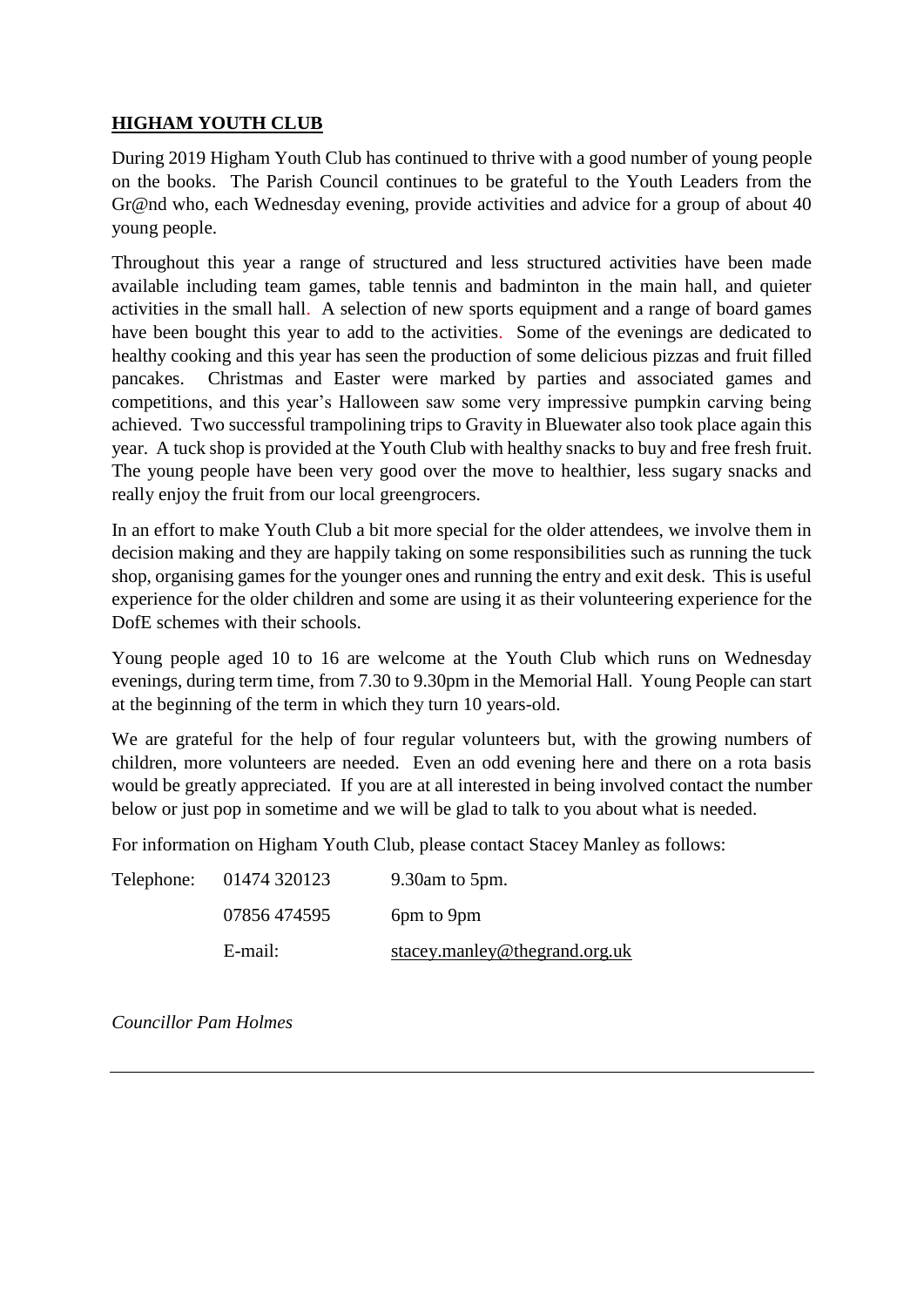## **HIGHAM YOUTH CLUB**

During 2019 Higham Youth Club has continued to thrive with a good number of young people on the books. The Parish Council continues to be grateful to the Youth Leaders from the Gr@nd who, each Wednesday evening, provide activities and advice for a group of about 40 young people.

Throughout this year a range of structured and less structured activities have been made available including team games, table tennis and badminton in the main hall, and quieter activities in the small hall. A selection of new sports equipment and a range of board games have been bought this year to add to the activities. Some of the evenings are dedicated to healthy cooking and this year has seen the production of some delicious pizzas and fruit filled pancakes. Christmas and Easter were marked by parties and associated games and competitions, and this year's Halloween saw some very impressive pumpkin carving being achieved. Two successful trampolining trips to Gravity in Bluewater also took place again this year. A tuck shop is provided at the Youth Club with healthy snacks to buy and free fresh fruit. The young people have been very good over the move to healthier, less sugary snacks and really enjoy the fruit from our local greengrocers.

In an effort to make Youth Club a bit more special for the older attendees, we involve them in decision making and they are happily taking on some responsibilities such as running the tuck shop, organising games for the younger ones and running the entry and exit desk. This is useful experience for the older children and some are using it as their volunteering experience for the DofE schemes with their schools.

Young people aged 10 to 16 are welcome at the Youth Club which runs on Wednesday evenings, during term time, from 7.30 to 9.30pm in the Memorial Hall. Young People can start at the beginning of the term in which they turn 10 years-old.

We are grateful for the help of four regular volunteers but, with the growing numbers of children, more volunteers are needed. Even an odd evening here and there on a rota basis would be greatly appreciated. If you are at all interested in being involved contact the number below or just pop in sometime and we will be glad to talk to you about what is needed.

For information on Higham Youth Club, please contact Stacey Manley as follows:

| | | |
|---|---|---|
| Telephone: | 01474 320123 | 9.30am to 5pm. |
| | 07856 474595 | 6pm to 9pm |
| | E-mail: | stacey.manley@thegrand.org.uk |

*Councillor Pam Holmes*

---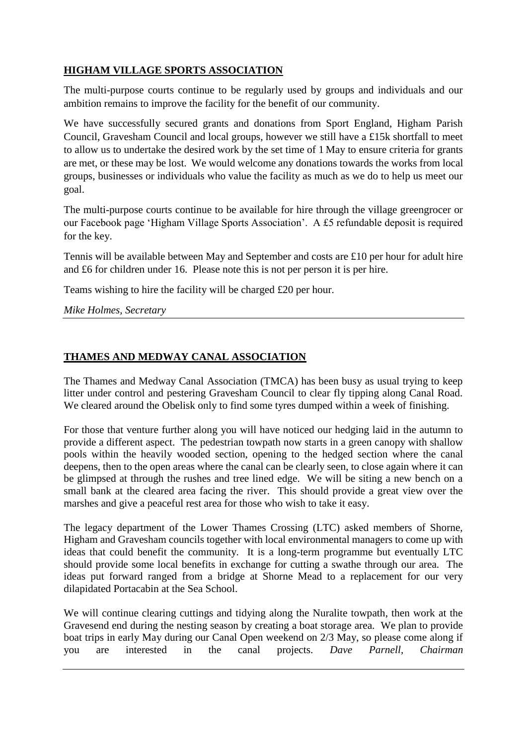## **HIGHAM VILLAGE SPORTS ASSOCIATION**

The multi-purpose courts continue to be regularly used by groups and individuals and our ambition remains to improve the facility for the benefit of our community.

We have successfully secured grants and donations from Sport England, Higham Parish Council, Gravesham Council and local groups, however we still have a £15k shortfall to meet to allow us to undertake the desired work by the set time of 1 May to ensure criteria for grants are met, or these may be lost. We would welcome any donations towards the works from local groups, businesses or individuals who value the facility as much as we do to help us meet our goal.

The multi-purpose courts continue to be available for hire through the village greengrocer or our Facebook page 'Higham Village Sports Association'. A £5 refundable deposit is required for the key.

Tennis will be available between May and September and costs are £10 per hour for adult hire and £6 for children under 16. Please note this is not per person it is per hire.

Teams wishing to hire the facility will be charged £20 per hour.

*Mike Holmes, Secretary*

---

## **THAMES AND MEDWAY CANAL ASSOCIATION**

The Thames and Medway Canal Association (TMCA) has been busy as usual trying to keep litter under control and pestering Gravesham Council to clear fly tipping along Canal Road. We cleared around the Obelisk only to find some tyres dumped within a week of finishing.

For those that venture further along you will have noticed our hedging laid in the autumn to provide a different aspect. The pedestrian towpath now starts in a green canopy with shallow pools within the heavily wooded section, opening to the hedged section where the canal deepens, then to the open areas where the canal can be clearly seen, to close again where it can be glimpsed at through the rushes and tree lined edge. We will be siting a new bench on a small bank at the cleared area facing the river. This should provide a great view over the marshes and give a peaceful rest area for those who wish to take it easy.

The legacy department of the Lower Thames Crossing (LTC) asked members of Shorne, Higham and Gravesham councils together with local environmental managers to come up with ideas that could benefit the community. It is a long-term programme but eventually LTC should provide some local benefits in exchange for cutting a swathe through our area. The ideas put forward ranged from a bridge at Shorne Mead to a replacement for our very dilapidated Portacabin at the Sea School.

We will continue clearing cuttings and tidying along the Nuralite towpath, then work at the Gravesend end during the nesting season by creating a boat storage area. We plan to provide boat trips in early May during our Canal Open weekend on 2/3 May, so please come along if you are interested in the canal projects. *Dave Parnell, Chairman*

---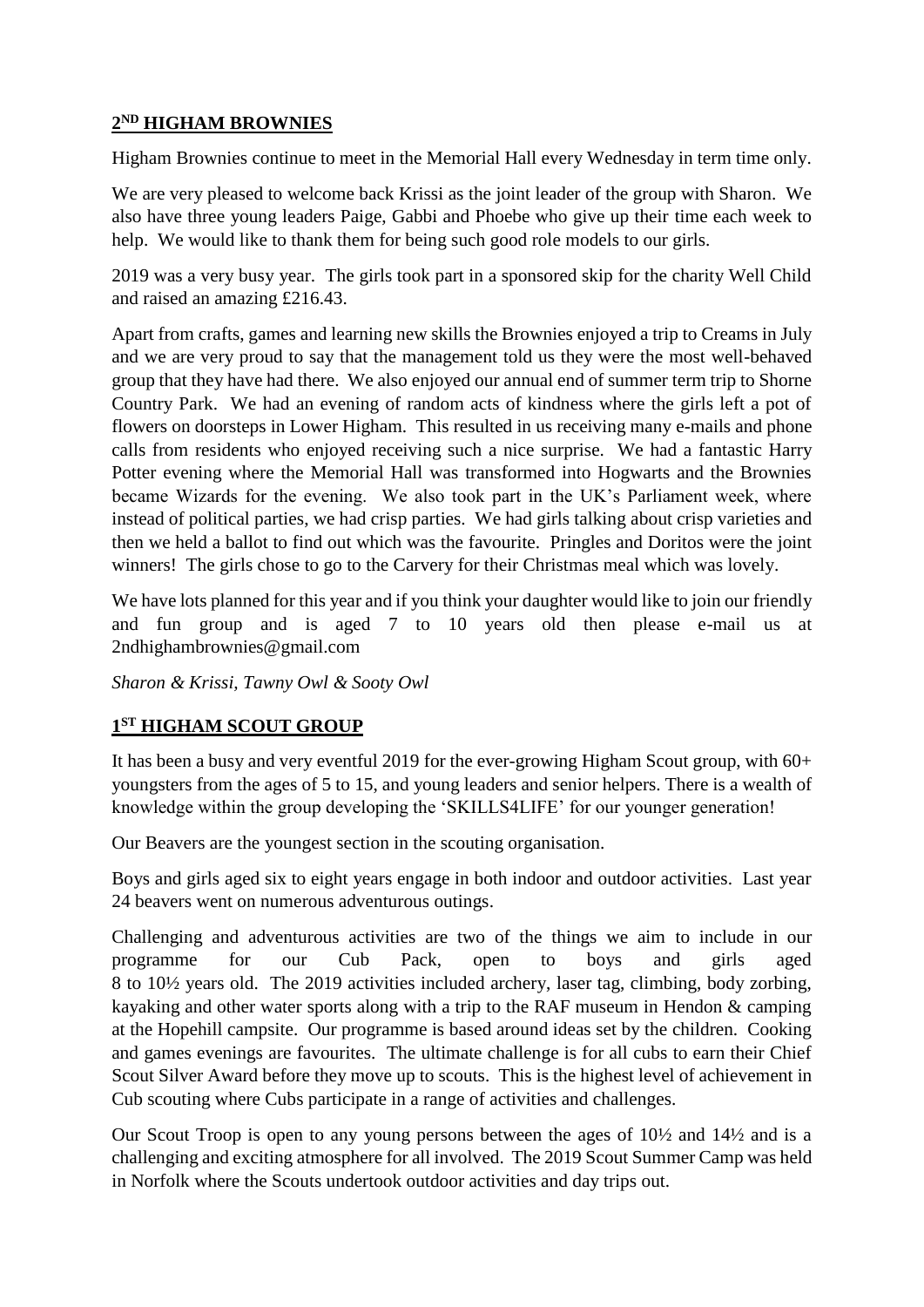## 2[ND] HIGHAM BROWNIES

Higham Brownies continue to meet in the Memorial Hall every Wednesday in term time only.

We are very pleased to welcome back Krissi as the joint leader of the group with Sharon. We also have three young leaders Paige, Gabbi and Phoebe who give up their time each week to help. We would like to thank them for being such good role models to our girls.

2019 was a very busy year. The girls took part in a sponsored skip for the charity Well Child and raised an amazing £216.43.

Apart from crafts, games and learning new skills the Brownies enjoyed a trip to Creams in July and we are very proud to say that the management told us they were the most well-behaved group that they have had there. We also enjoyed our annual end of summer term trip to Shorne Country Park. We had an evening of random acts of kindness where the girls left a pot of flowers on doorsteps in Lower Higham. This resulted in us receiving many e-mails and phone calls from residents who enjoyed receiving such a nice surprise. We had a fantastic Harry Potter evening where the Memorial Hall was transformed into Hogwarts and the Brownies became Wizards for the evening. We also took part in the UK's Parliament week, where instead of political parties, we had crisp parties. We had girls talking about crisp varieties and then we held a ballot to find out which was the favourite. Pringles and Doritos were the joint winners! The girls chose to go to the Carvery for their Christmas meal which was lovely.

We have lots planned for this year and if you think your daughter would like to join our friendly and fun group and is aged 7 to 10 years old then please e-mail us at 2ndhighambrownies@gmail.com

*Sharon & Krissi, Tawny Owl & Sooty Owl*

## 1[ST] HIGHAM SCOUT GROUP

It has been a busy and very eventful 2019 for the ever-growing Higham Scout group, with 60+ youngsters from the ages of 5 to 15, and young leaders and senior helpers. There is a wealth of knowledge within the group developing the 'SKILLS4LIFE' for our younger generation!

Our Beavers are the youngest section in the scouting organisation.

Boys and girls aged six to eight years engage in both indoor and outdoor activities. Last year 24 beavers went on numerous adventurous outings.

Challenging and adventurous activities are two of the things we aim to include in our programme for our Cub Pack, open to boys and girls aged 8 to 10½ years old. The 2019 activities included archery, laser tag, climbing, body zorbing, kayaking and other water sports along with a trip to the RAF museum in Hendon & camping at the Hopehill campsite. Our programme is based around ideas set by the children. Cooking and games evenings are favourites. The ultimate challenge is for all cubs to earn their Chief Scout Silver Award before they move up to scouts. This is the highest level of achievement in Cub scouting where Cubs participate in a range of activities and challenges.

Our Scout Troop is open to any young persons between the ages of 10½ and 14½ and is a challenging and exciting atmosphere for all involved. The 2019 Scout Summer Camp was held in Norfolk where the Scouts undertook outdoor activities and day trips out.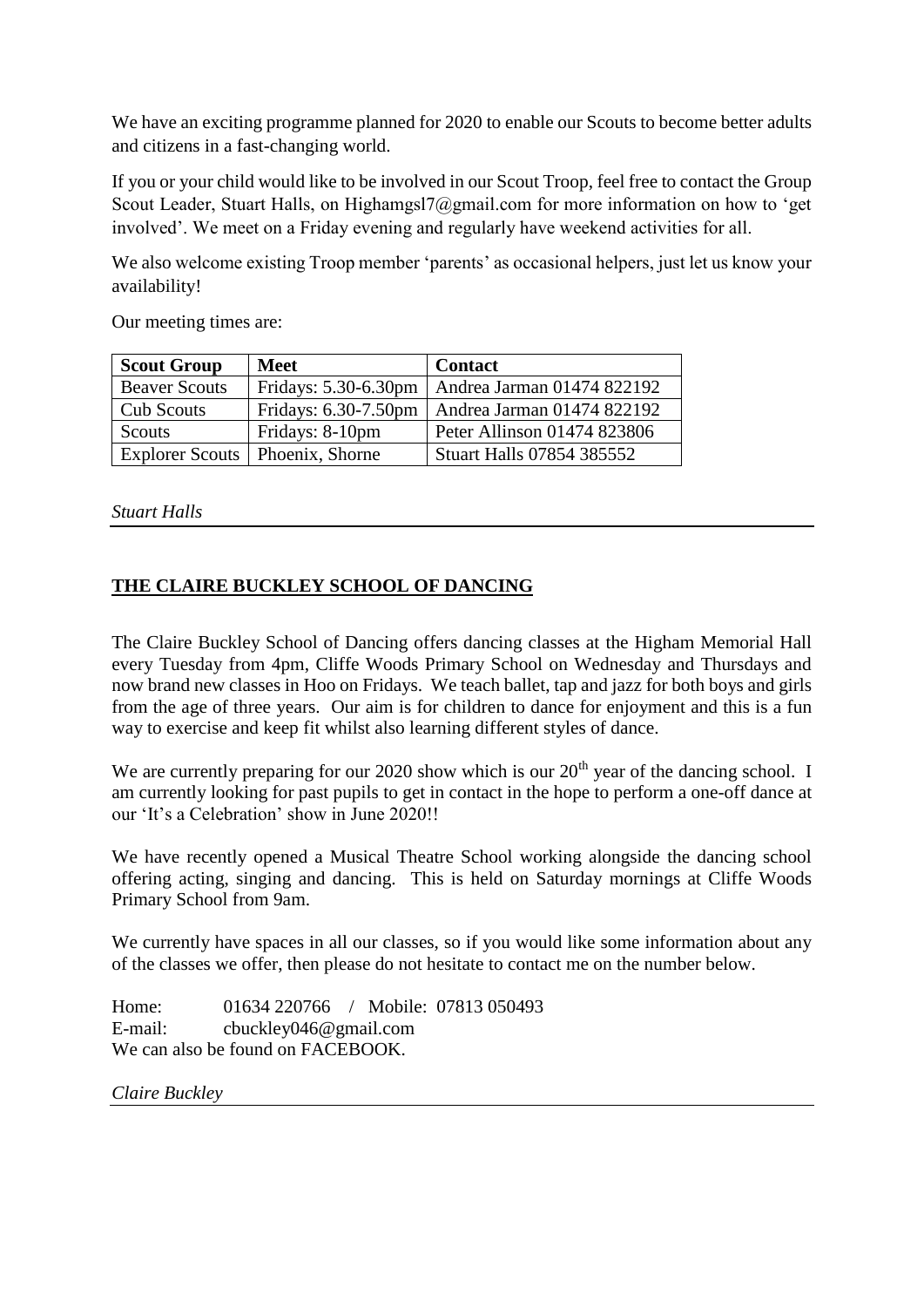We have an exciting programme planned for 2020 to enable our Scouts to become better adults and citizens in a fast-changing world.

If you or your child would like to be involved in our Scout Troop, feel free to contact the Group Scout Leader, Stuart Halls, on Highamgsl7@gmail.com for more information on how to 'get involved'. We meet on a Friday evening and regularly have weekend activities for all.

We also welcome existing Troop member 'parents' as occasional helpers, just let us know your availability!

Our meeting times are:

| Scout Group | Meet | Contact |
| --- | --- | --- |
| Beaver Scouts | Fridays: 5.30-6.30pm | Andrea Jarman 01474 822192 |
| Cub Scouts | Fridays: 6.30-7.50pm | Andrea Jarman 01474 822192 |
| Scouts | Fridays: 8-10pm | Peter Allinson 01474 823806 |
| Explorer Scouts | Phoenix, Shorne | Stuart Halls 07854 385552 |

*Stuart Halls*

---

## THE CLAIRE BUCKLEY SCHOOL OF DANCING

The Claire Buckley School of Dancing offers dancing classes at the Higham Memorial Hall every Tuesday from 4pm, Cliffe Woods Primary School on Wednesday and Thursdays and now brand new classes in Hoo on Fridays. We teach ballet, tap and jazz for both boys and girls from the age of three years. Our aim is for children to dance for enjoyment and this is a fun way to exercise and keep fit whilst also learning different styles of dance.

We are currently preparing for our 2020 show which is our 20th year of the dancing school. I am currently looking for past pupils to get in contact in the hope to perform a one-off dance at our 'It's a Celebration' show in June 2020!!

We have recently opened a Musical Theatre School working alongside the dancing school offering acting, singing and dancing. This is held on Saturday mornings at Cliffe Woods Primary School from 9am.

We currently have spaces in all our classes, so if you would like some information about any of the classes we offer, then please do not hesitate to contact me on the number below.

Home: 01634 220766 / Mobile: 07813 050493
E-mail: cbuckley046@gmail.com
We can also be found on FACEBOOK.

*Claire Buckley*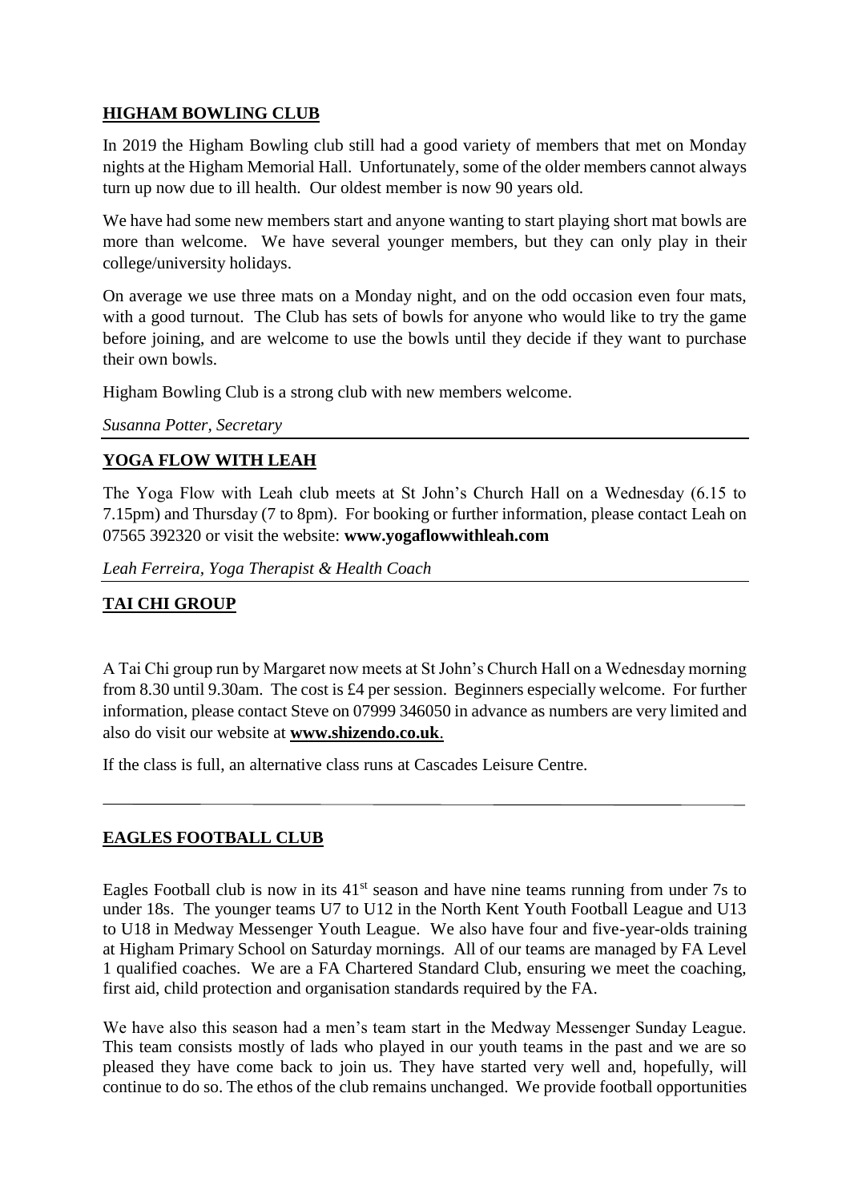## HIGHAM BOWLING CLUB

In 2019 the Higham Bowling club still had a good variety of members that met on Monday nights at the Higham Memorial Hall. Unfortunately, some of the older members cannot always turn up now due to ill health. Our oldest member is now 90 years old.

We have had some new members start and anyone wanting to start playing short mat bowls are more than welcome. We have several younger members, but they can only play in their college/university holidays.

On average we use three mats on a Monday night, and on the odd occasion even four mats, with a good turnout. The Club has sets of bowls for anyone who would like to try the game before joining, and are welcome to use the bowls until they decide if they want to purchase their own bowls.

Higham Bowling Club is a strong club with new members welcome.

*Susanna Potter, Secretary*

## YOGA FLOW WITH LEAH

The Yoga Flow with Leah club meets at St John's Church Hall on a Wednesday (6.15 to 7.15pm) and Thursday (7 to 8pm). For booking or further information, please contact Leah on 07565 392320 or visit the website: **www.yogaflowwithleah.com**

*Leah Ferreira, Yoga Therapist & Health Coach*

## TAI CHI GROUP

A Tai Chi group run by Margaret now meets at St John's Church Hall on a Wednesday morning from 8.30 until 9.30am. The cost is £4 per session. Beginners especially welcome. For further information, please contact Steve on 07999 346050 in advance as numbers are very limited and also do visit our website at **www.shizendo.co.uk**.

If the class is full, an alternative class runs at Cascades Leisure Centre.

## EAGLES FOOTBALL CLUB

Eagles Football club is now in its 41st season and have nine teams running from under 7s to under 18s. The younger teams U7 to U12 in the North Kent Youth Football League and U13 to U18 in Medway Messenger Youth League. We also have four and five-year-olds training at Higham Primary School on Saturday mornings. All of our teams are managed by FA Level 1 qualified coaches. We are a FA Chartered Standard Club, ensuring we meet the coaching, first aid, child protection and organisation standards required by the FA.

We have also this season had a men's team start in the Medway Messenger Sunday League. This team consists mostly of lads who played in our youth teams in the past and we are so pleased they have come back to join us. They have started very well and, hopefully, will continue to do so. The ethos of the club remains unchanged. We provide football opportunities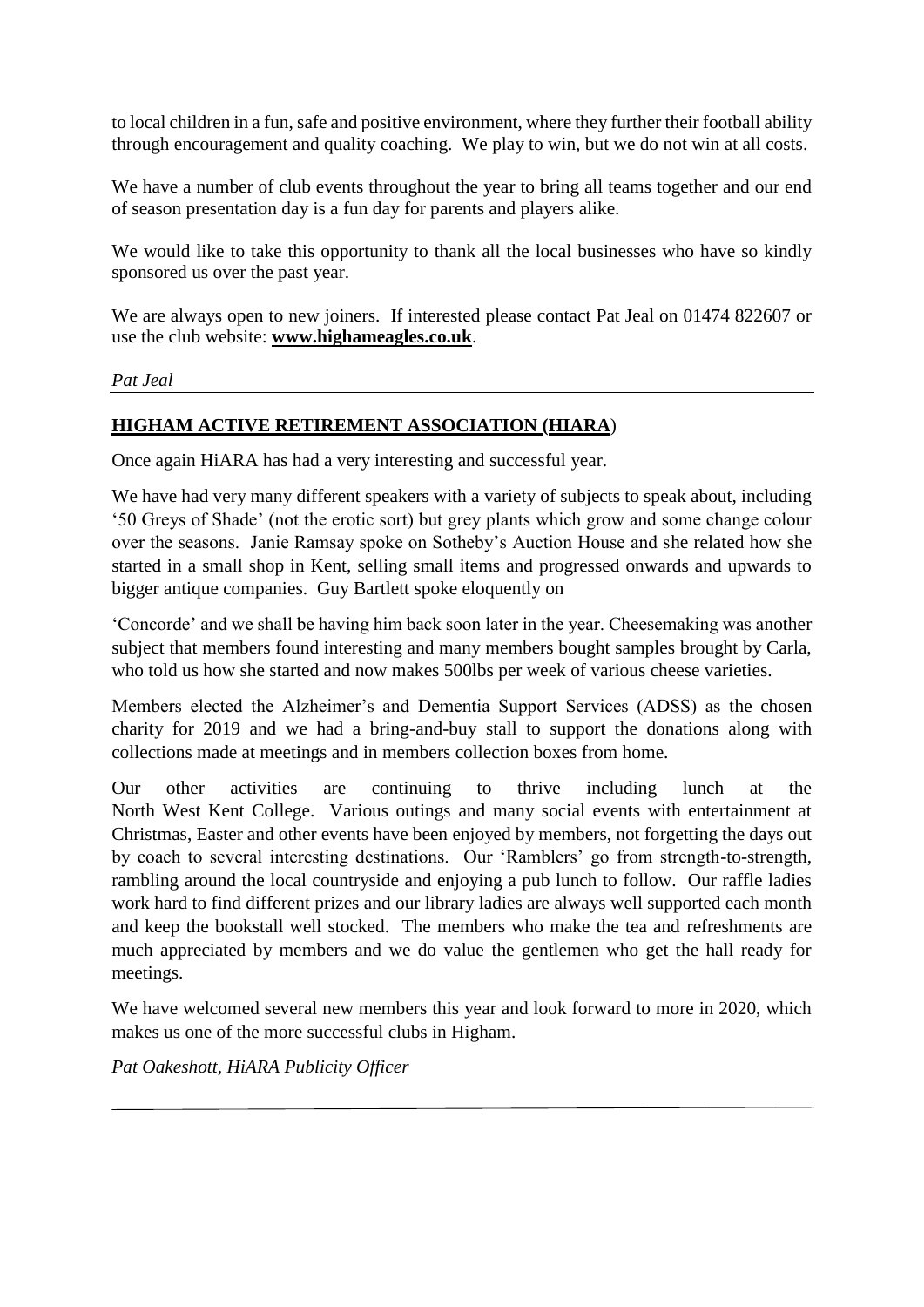to local children in a fun, safe and positive environment, where they further their football ability through encouragement and quality coaching. We play to win, but we do not win at all costs.

We have a number of club events throughout the year to bring all teams together and our end of season presentation day is a fun day for parents and players alike.

We would like to take this opportunity to thank all the local businesses who have so kindly sponsored us over the past year.

We are always open to new joiners. If interested please contact Pat Jeal on 01474 822607 or use the club website: **www.highameagles.co.uk**.

*Pat Jeal*

---

## HIGHAM ACTIVE RETIREMENT ASSOCIATION (HIARA)

Once again HiARA has had a very interesting and successful year.

We have had very many different speakers with a variety of subjects to speak about, including '50 Greys of Shade' (not the erotic sort) but grey plants which grow and some change colour over the seasons. Janie Ramsay spoke on Sotheby's Auction House and she related how she started in a small shop in Kent, selling small items and progressed onwards and upwards to bigger antique companies. Guy Bartlett spoke eloquently on

'Concorde' and we shall be having him back soon later in the year. Cheesemaking was another subject that members found interesting and many members bought samples brought by Carla, who told us how she started and now makes 500lbs per week of various cheese varieties.

Members elected the Alzheimer's and Dementia Support Services (ADSS) as the chosen charity for 2019 and we had a bring-and-buy stall to support the donations along with collections made at meetings and in members collection boxes from home.

Our other activities are continuing to thrive including lunch at the North West Kent College. Various outings and many social events with entertainment at Christmas, Easter and other events have been enjoyed by members, not forgetting the days out by coach to several interesting destinations. Our 'Ramblers' go from strength-to-strength, rambling around the local countryside and enjoying a pub lunch to follow. Our raffle ladies work hard to find different prizes and our library ladies are always well supported each month and keep the bookstall well stocked. The members who make the tea and refreshments are much appreciated by members and we do value the gentlemen who get the hall ready for meetings.

We have welcomed several new members this year and look forward to more in 2020, which makes us one of the more successful clubs in Higham.

*Pat Oakeshott, HiARA Publicity Officer*

---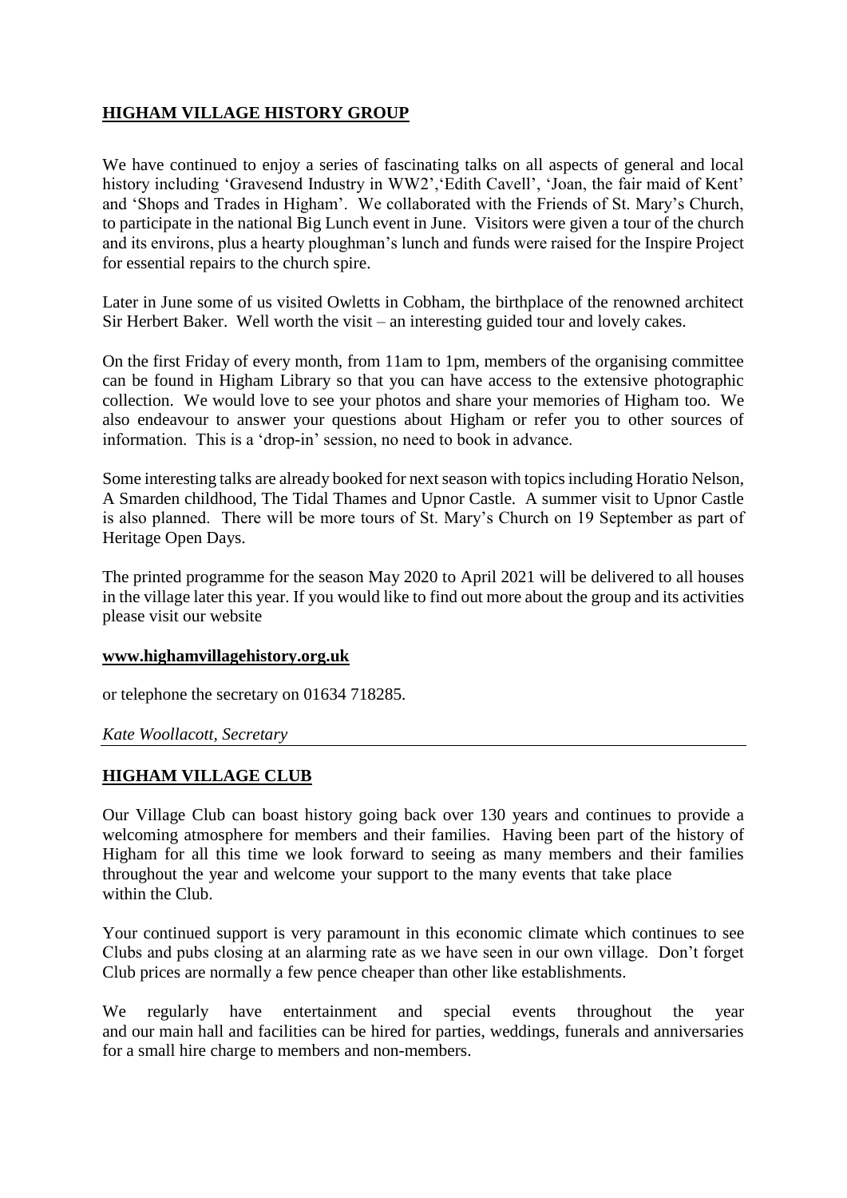## HIGHAM VILLAGE HISTORY GROUP

We have continued to enjoy a series of fascinating talks on all aspects of general and local history including 'Gravesend Industry in WW2','Edith Cavell', 'Joan, the fair maid of Kent' and 'Shops and Trades in Higham'. We collaborated with the Friends of St. Mary's Church, to participate in the national Big Lunch event in June. Visitors were given a tour of the church and its environs, plus a hearty ploughman's lunch and funds were raised for the Inspire Project for essential repairs to the church spire.

Later in June some of us visited Owletts in Cobham, the birthplace of the renowned architect Sir Herbert Baker. Well worth the visit – an interesting guided tour and lovely cakes.

On the first Friday of every month, from 11am to 1pm, members of the organising committee can be found in Higham Library so that you can have access to the extensive photographic collection. We would love to see your photos and share your memories of Higham too. We also endeavour to answer your questions about Higham or refer you to other sources of information. This is a 'drop-in' session, no need to book in advance.

Some interesting talks are already booked for next season with topics including Horatio Nelson, A Smarden childhood, The Tidal Thames and Upnor Castle. A summer visit to Upnor Castle is also planned. There will be more tours of St. Mary's Church on 19 September as part of Heritage Open Days.

The printed programme for the season May 2020 to April 2021 will be delivered to all houses in the village later this year. If you would like to find out more about the group and its activities please visit our website

**www.highamvillagehistory.org.uk**

or telephone the secretary on 01634 718285.

*Kate Woollacott, Secretary*

---

## HIGHAM VILLAGE CLUB

Our Village Club can boast history going back over 130 years and continues to provide a welcoming atmosphere for members and their families. Having been part of the history of Higham for all this time we look forward to seeing as many members and their families throughout the year and welcome your support to the many events that take place within the Club.

Your continued support is very paramount in this economic climate which continues to see Clubs and pubs closing at an alarming rate as we have seen in our own village. Don't forget Club prices are normally a few pence cheaper than other like establishments.

We regularly have entertainment and special events throughout the year and our main hall and facilities can be hired for parties, weddings, funerals and anniversaries for a small hire charge to members and non-members.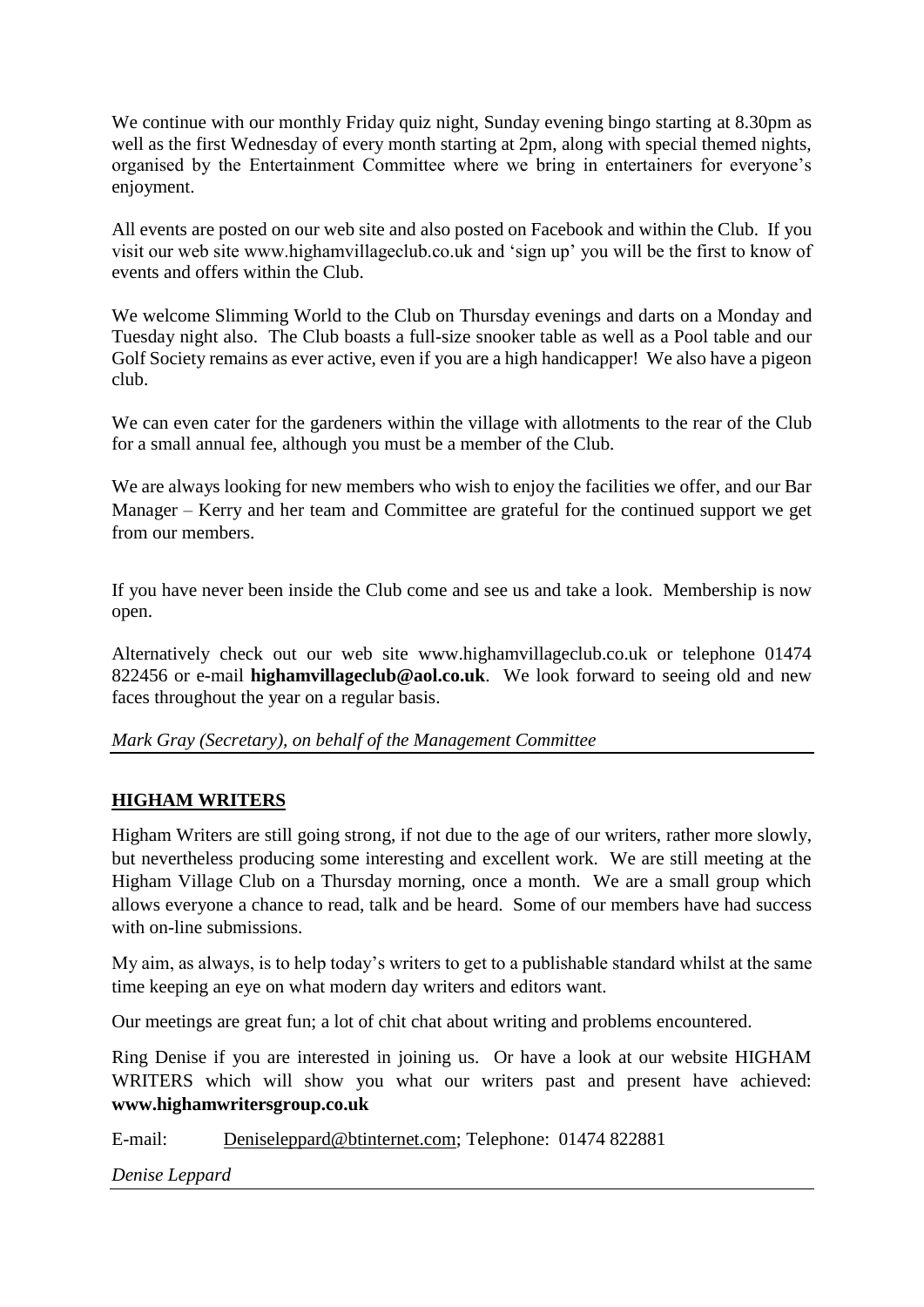We continue with our monthly Friday quiz night, Sunday evening bingo starting at 8.30pm as well as the first Wednesday of every month starting at 2pm, along with special themed nights, organised by the Entertainment Committee where we bring in entertainers for everyone's enjoyment.

All events are posted on our web site and also posted on Facebook and within the Club. If you visit our web site www.highamvillageclub.co.uk and 'sign up' you will be the first to know of events and offers within the Club.

We welcome Slimming World to the Club on Thursday evenings and darts on a Monday and Tuesday night also. The Club boasts a full-size snooker table as well as a Pool table and our Golf Society remains as ever active, even if you are a high handicapper! We also have a pigeon club.

We can even cater for the gardeners within the village with allotments to the rear of the Club for a small annual fee, although you must be a member of the Club.

We are always looking for new members who wish to enjoy the facilities we offer, and our Bar Manager – Kerry and her team and Committee are grateful for the continued support we get from our members.

If you have never been inside the Club come and see us and take a look. Membership is now open.

Alternatively check out our web site www.highamvillageclub.co.uk or telephone 01474 822456 or e-mail **highamvillageclub@aol.co.uk**. We look forward to seeing old and new faces throughout the year on a regular basis.

*Mark Gray (Secretary), on behalf of the Management Committee*

---

## HIGHAM WRITERS

Higham Writers are still going strong, if not due to the age of our writers, rather more slowly, but nevertheless producing some interesting and excellent work. We are still meeting at the Higham Village Club on a Thursday morning, once a month. We are a small group which allows everyone a chance to read, talk and be heard. Some of our members have had success with on-line submissions.

My aim, as always, is to help today's writers to get to a publishable standard whilst at the same time keeping an eye on what modern day writers and editors want.

Our meetings are great fun; a lot of chit chat about writing and problems encountered.

Ring Denise if you are interested in joining us. Or have a look at our website HIGHAM WRITERS which will show you what our writers past and present have achieved: **www.highamwritersgroup.co.uk**

E-mail: Deniseleppard@btinternet.com; Telephone: 01474 822881

*Denise Leppard*

---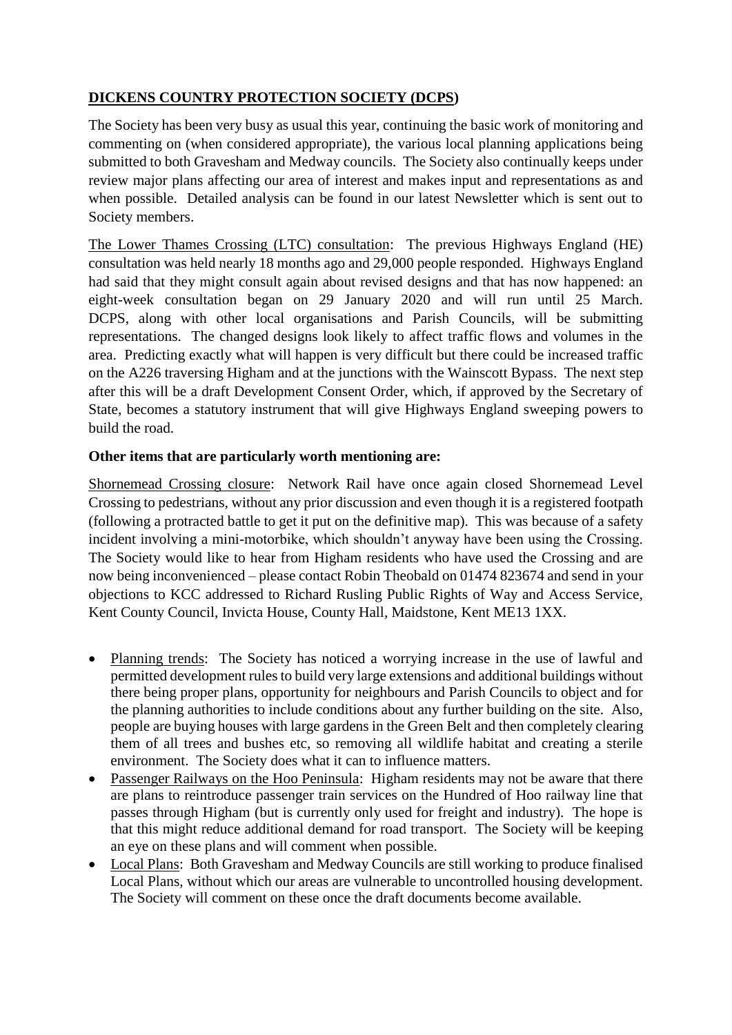## DICKENS COUNTRY PROTECTION SOCIETY (DCPS)

The Society has been very busy as usual this year, continuing the basic work of monitoring and commenting on (when considered appropriate), the various local planning applications being submitted to both Gravesham and Medway councils. The Society also continually keeps under review major plans affecting our area of interest and makes input and representations as and when possible. Detailed analysis can be found in our latest Newsletter which is sent out to Society members.

The Lower Thames Crossing (LTC) consultation: The previous Highways England (HE) consultation was held nearly 18 months ago and 29,000 people responded. Highways England had said that they might consult again about revised designs and that has now happened: an eight-week consultation began on 29 January 2020 and will run until 25 March. DCPS, along with other local organisations and Parish Councils, will be submitting representations. The changed designs look likely to affect traffic flows and volumes in the area. Predicting exactly what will happen is very difficult but there could be increased traffic on the A226 traversing Higham and at the junctions with the Wainscott Bypass. The next step after this will be a draft Development Consent Order, which, if approved by the Secretary of State, becomes a statutory instrument that will give Highways England sweeping powers to build the road.

**Other items that are particularly worth mentioning are:**

Shornemead Crossing closure: Network Rail have once again closed Shornemead Level Crossing to pedestrians, without any prior discussion and even though it is a registered footpath (following a protracted battle to get it put on the definitive map). This was because of a safety incident involving a mini-motorbike, which shouldn't anyway have been using the Crossing. The Society would like to hear from Higham residents who have used the Crossing and are now being inconvenienced – please contact Robin Theobald on 01474 823674 and send in your objections to KCC addressed to Richard Rusling Public Rights of Way and Access Service, Kent County Council, Invicta House, County Hall, Maidstone, Kent ME13 1XX.

- Planning trends: The Society has noticed a worrying increase in the use of lawful and permitted development rules to build very large extensions and additional buildings without there being proper plans, opportunity for neighbours and Parish Councils to object and for the planning authorities to include conditions about any further building on the site. Also, people are buying houses with large gardens in the Green Belt and then completely clearing them of all trees and bushes etc, so removing all wildlife habitat and creating a sterile environment. The Society does what it can to influence matters.
- Passenger Railways on the Hoo Peninsula: Higham residents may not be aware that there are plans to reintroduce passenger train services on the Hundred of Hoo railway line that passes through Higham (but is currently only used for freight and industry). The hope is that this might reduce additional demand for road transport. The Society will be keeping an eye on these plans and will comment when possible.
- Local Plans: Both Gravesham and Medway Councils are still working to produce finalised Local Plans, without which our areas are vulnerable to uncontrolled housing development. The Society will comment on these once the draft documents become available.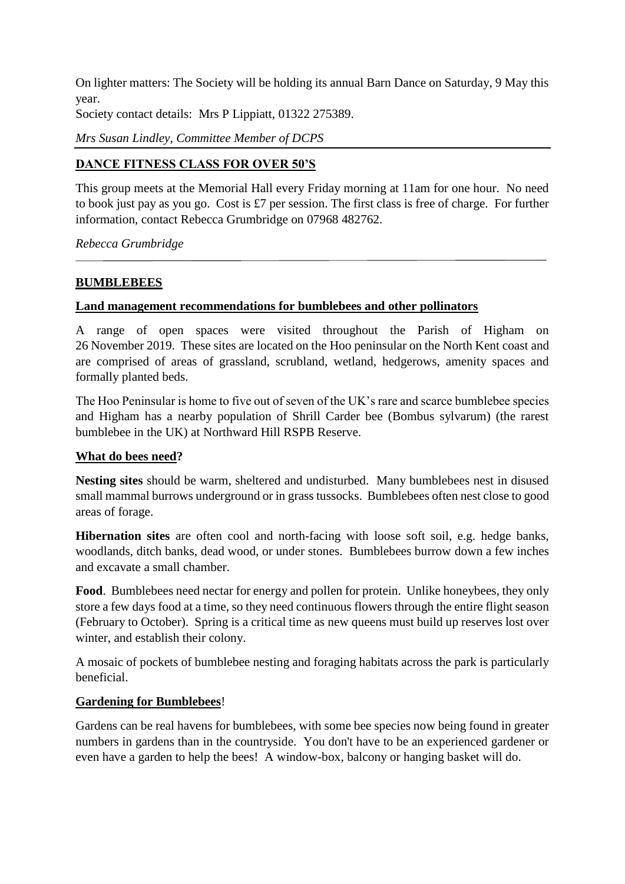On lighter matters: The Society will be holding its annual Barn Dance on Saturday, 9 May this year.

Society contact details: Mrs P Lippiatt, 01322 275389.

*Mrs Susan Lindley, Committee Member of DCPS*

---

## DANCE FITNESS CLASS FOR OVER 50'S

This group meets at the Memorial Hall every Friday morning at 11am for one hour. No need to book just pay as you go. Cost is £7 per session. The first class is free of charge. For further information, contact Rebecca Grumbridge on 07968 482762.

*Rebecca Grumbridge*

---

## BUMBLEBEES

### Land management recommendations for bumblebees and other pollinators

A range of open spaces were visited throughout the Parish of Higham on 26 November 2019. These sites are located on the Hoo peninsular on the North Kent coast and are comprised of areas of grassland, scrubland, wetland, hedgerows, amenity spaces and formally planted beds.

The Hoo Peninsular is home to five out of seven of the UK's rare and scarce bumblebee species and Higham has a nearby population of Shrill Carder bee (Bombus sylvarum) (the rarest bumblebee in the UK) at Northward Hill RSPB Reserve.

### What do bees need?

**Nesting sites** should be warm, sheltered and undisturbed. Many bumblebees nest in disused small mammal burrows underground or in grass tussocks. Bumblebees often nest close to good areas of forage.

**Hibernation sites** are often cool and north-facing with loose soft soil, e.g. hedge banks, woodlands, ditch banks, dead wood, or under stones. Bumblebees burrow down a few inches and excavate a small chamber.

**Food**. Bumblebees need nectar for energy and pollen for protein. Unlike honeybees, they only store a few days food at a time, so they need continuous flowers through the entire flight season (February to October). Spring is a critical time as new queens must build up reserves lost over winter, and establish their colony.

A mosaic of pockets of bumblebee nesting and foraging habitats across the park is particularly beneficial.

### Gardening for Bumblebees!

Gardens can be real havens for bumblebees, with some bee species now being found in greater numbers in gardens than in the countryside. You don't have to be an experienced gardener or even have a garden to help the bees! A window-box, balcony or hanging basket will do.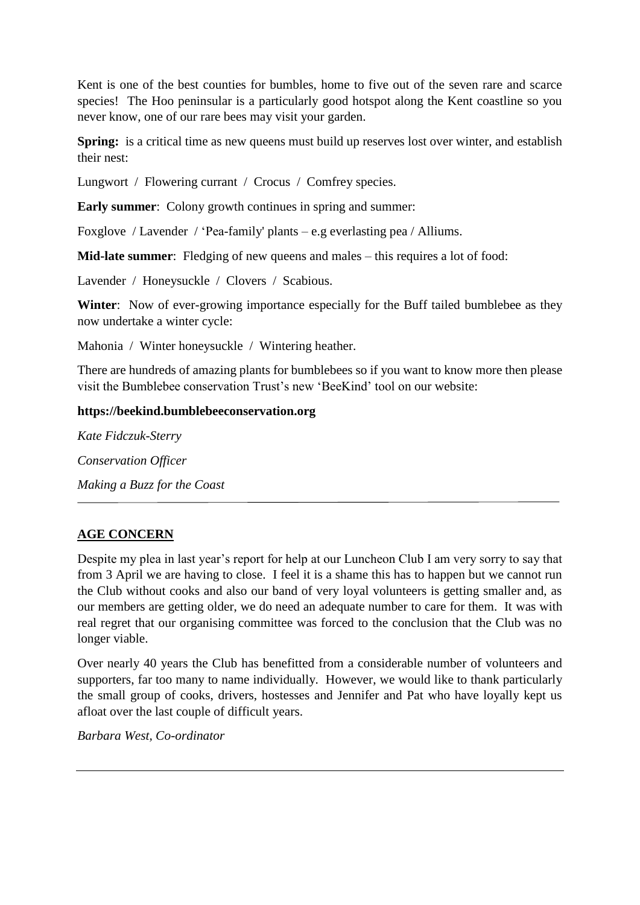Kent is one of the best counties for bumbles, home to five out of the seven rare and scarce species! The Hoo peninsular is a particularly good hotspot along the Kent coastline so you never know, one of our rare bees may visit your garden.

**Spring:** is a critical time as new queens must build up reserves lost over winter, and establish their nest:

Lungwort / Flowering currant / Crocus / Comfrey species.

**Early summer**: Colony growth continues in spring and summer:

Foxglove / Lavender / 'Pea-family' plants – e.g everlasting pea / Alliums.

**Mid-late summer**: Fledging of new queens and males – this requires a lot of food:

Lavender / Honeysuckle / Clovers / Scabious.

**Winter**: Now of ever-growing importance especially for the Buff tailed bumblebee as they now undertake a winter cycle:

Mahonia / Winter honeysuckle / Wintering heather.

There are hundreds of amazing plants for bumblebees so if you want to know more then please visit the Bumblebee conservation Trust's new 'BeeKind' tool on our website:

**https://beekind.bumblebeeconservation.org**

*Kate Fidczuk-Sterry*

*Conservation Officer*

*Making a Buzz for the Coast*

---

## AGE CONCERN

Despite my plea in last year's report for help at our Luncheon Club I am very sorry to say that from 3 April we are having to close. I feel it is a shame this has to happen but we cannot run the Club without cooks and also our band of very loyal volunteers is getting smaller and, as our members are getting older, we do need an adequate number to care for them. It was with real regret that our organising committee was forced to the conclusion that the Club was no longer viable.

Over nearly 40 years the Club has benefitted from a considerable number of volunteers and supporters, far too many to name individually. However, we would like to thank particularly the small group of cooks, drivers, hostesses and Jennifer and Pat who have loyally kept us afloat over the last couple of difficult years.

*Barbara West, Co-ordinator*

---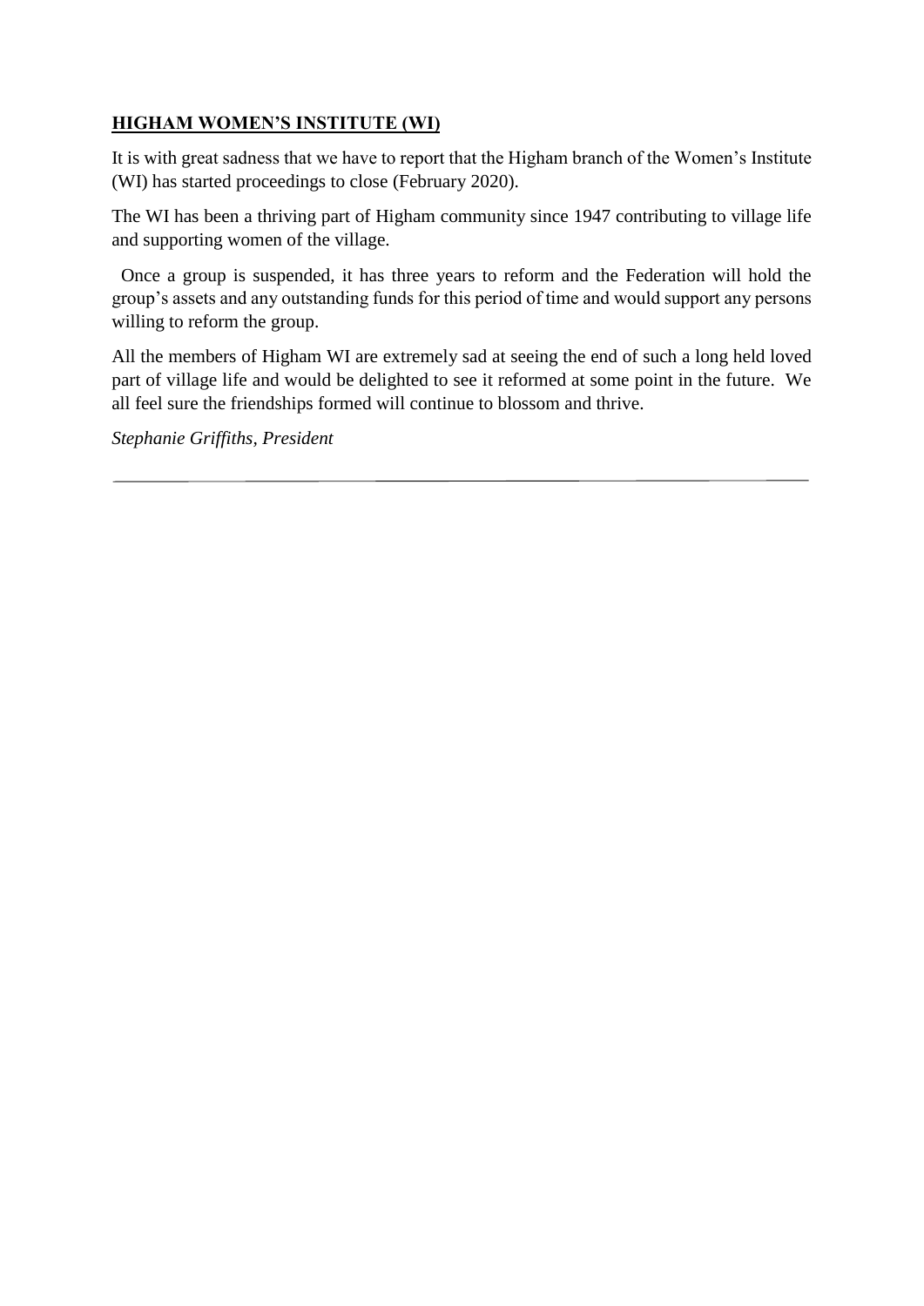## **HIGHAM WOMEN'S INSTITUTE (WI)**

It is with great sadness that we have to report that the Higham branch of the Women's Institute (WI) has started proceedings to close (February 2020).

The WI has been a thriving part of Higham community since 1947 contributing to village life and supporting women of the village.

Once a group is suspended, it has three years to reform and the Federation will hold the group's assets and any outstanding funds for this period of time and would support any persons willing to reform the group.

All the members of Higham WI are extremely sad at seeing the end of such a long held loved part of village life and would be delighted to see it reformed at some point in the future. We all feel sure the friendships formed will continue to blossom and thrive.

*Stephanie Griffiths, President*

---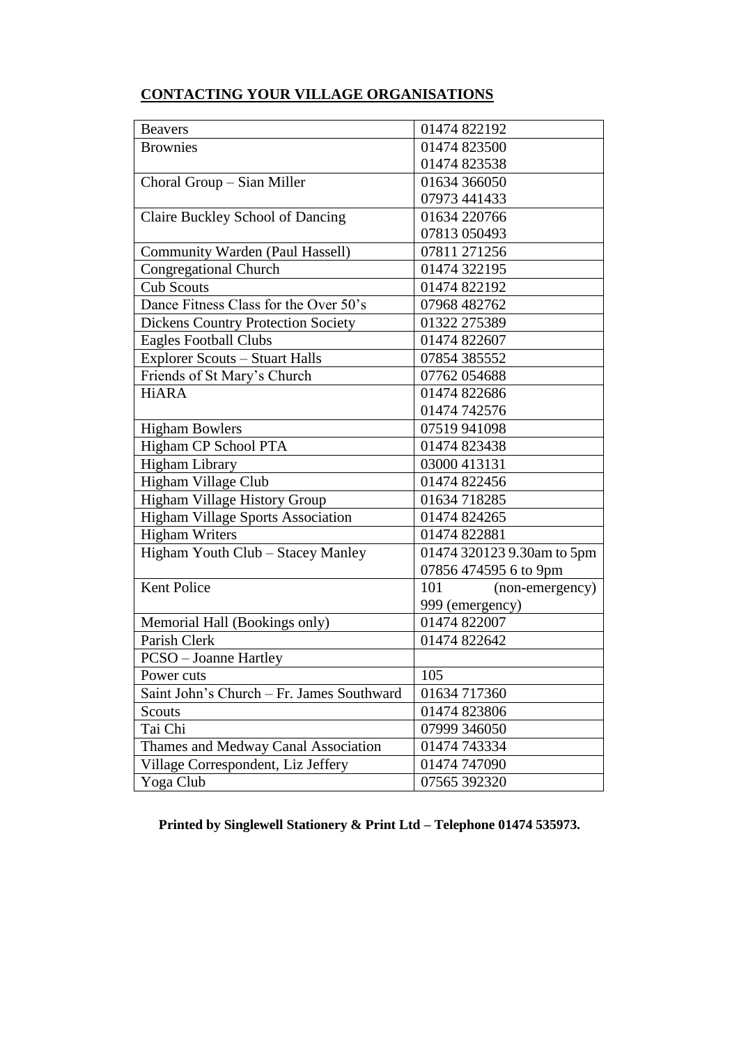## CONTACTING YOUR VILLAGE ORGANISATIONS

| | |
|---|---|
| Beavers | 01474 822192 |
| Brownies | 01474 823500<br>01474 823538 |
| Choral Group – Sian Miller | 01634 366050<br>07973 441433 |
| Claire Buckley School of Dancing | 01634 220766<br>07813 050493 |
| Community Warden (Paul Hassell) | 07811 271256 |
| Congregational Church | 01474 322195 |
| Cub Scouts | 01474 822192 |
| Dance Fitness Class for the Over 50's | 07968 482762 |
| Dickens Country Protection Society | 01322 275389 |
| Eagles Football Clubs | 01474 822607 |
| Explorer Scouts – Stuart Halls | 07854 385552 |
| Friends of St Mary's Church | 07762 054688 |
| HiARA | 01474 822686<br>01474 742576 |
| Higham Bowlers | 07519 941098 |
| Higham CP School PTA | 01474 823438 |
| Higham Library | 03000 413131 |
| Higham Village Club | 01474 822456 |
| Higham Village History Group | 01634 718285 |
| Higham Village Sports Association | 01474 824265 |
| Higham Writers | 01474 822881 |
| Higham Youth Club – Stacey Manley | 01474 320123 9.30am to 5pm<br>07856 474595 6 to 9pm |
| Kent Police | 101 (non-emergency)<br>999 (emergency) |
| Memorial Hall (Bookings only) | 01474 822007 |
| Parish Clerk | 01474 822642 |
| PCSO – Joanne Hartley | |
| Power cuts | 105 |
| Saint John's Church – Fr. James Southward | 01634 717360 |
| Scouts | 01474 823806 |
| Tai Chi | 07999 346050 |
| Thames and Medway Canal Association | 01474 743334 |
| Village Correspondent, Liz Jeffery | 01474 747090 |
| Yoga Club | 07565 392320 |

**Printed by Singlewell Stationery & Print Ltd – Telephone 01474 535973.**